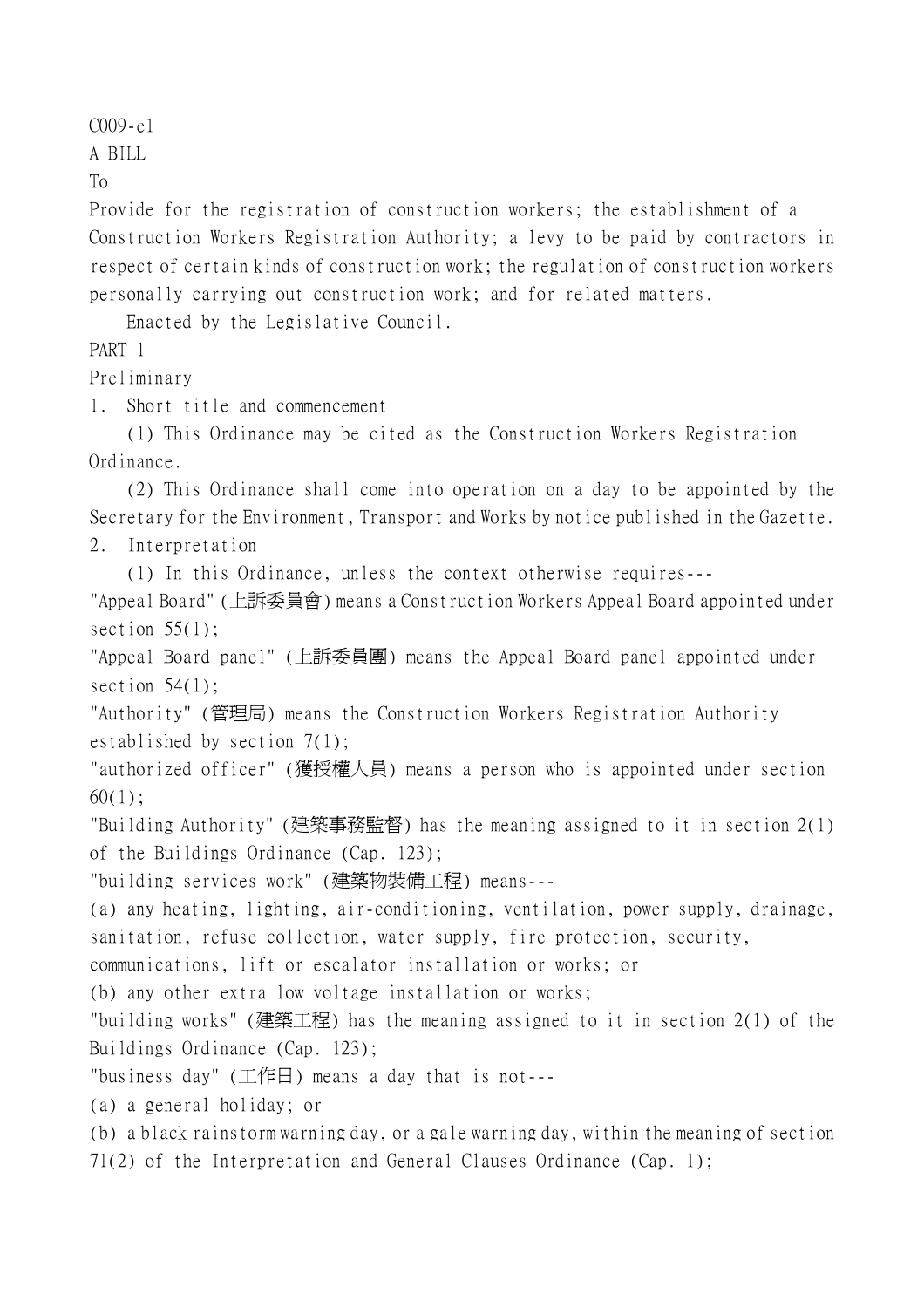C009-e1

A BILL

To

Provide for the registration of construction workers; the establishment of a Construction Workers Registration Authority; a levy to be paid by contractors in respect of certain kinds of construction work; the regulation of construction workers personally carrying out construction work; and for related matters.

Enacted by the Legislative Council.

# PART 1

# Preliminary

## 1. Short title and commencement

(1) This Ordinance may be cited as the Construction Workers Registration Ordinance.

(2) This Ordinance shall come into operation on a day to be appointed by the Secretary for the Environment, Transport and Works by notice published in the Gazette.

## 2. Interpretation

(1) In this Ordinance, unless the context otherwise requires---

"Appeal Board" (上訴委員會) means a Construction Workers Appeal Board appointed under section 55(1);

"Appeal Board panel" (上訴委員團) means the Appeal Board panel appointed under section 54(1);

"Authority" (管理局) means the Construction Workers Registration Authority established by section 7(1);

"authorized officer" (獲授權人員) means a person who is appointed under section 60(1);

"Building Authority" (建築事務監督) has the meaning assigned to it in section 2(1) of the Buildings Ordinance (Cap. 123);

"building services work" (建築物裝備工程) means---

(a) any heating, lighting, air-conditioning, ventilation, power supply, drainage, sanitation, refuse collection, water supply, fire protection, security, communications, lift or escalator installation or works; or

(b) any other extra low voltage installation or works;

"building works" (建築工程) has the meaning assigned to it in section 2(1) of the Buildings Ordinance (Cap. 123);

"business day" (工作日) means a day that is not---

(a) a general holiday; or

(b) a black rainstorm warning day, or a gale warning day, within the meaning of section 71(2) of the Interpretation and General Clauses Ordinance (Cap. 1);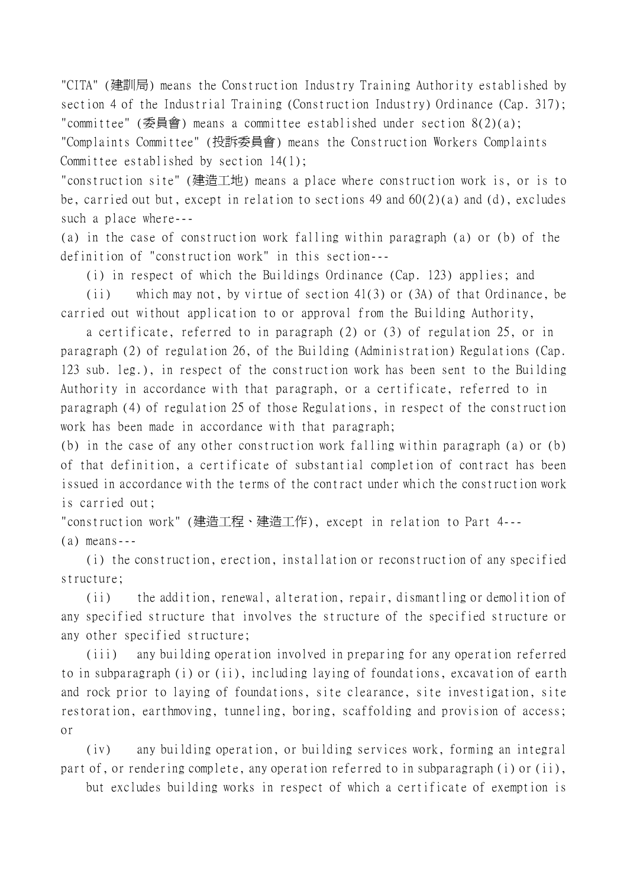"CITA" (建訓局) means the Construction Industry Training Authority established by section 4 of the Industrial Training (Construction Industry) Ordinance (Cap. 317);

"committee" (委員會) means a committee established under section 8(2)(a);

"Complaints Committee" (投訴委員會) means the Construction Workers Complaints Committee established by section 14(1);

"construction site" (建造工地) means a place where construction work is, or is to be, carried out but, except in relation to sections 49 and 60(2)(a) and (d), excludes such a place where---

(a) in the case of construction work falling within paragraph (a) or (b) of the definition of "construction work" in this section---

(i) in respect of which the Buildings Ordinance (Cap. 123) applies; and

(ii) which may not, by virtue of section 41(3) or (3A) of that Ordinance, be carried out without application to or approval from the Building Authority,

a certificate, referred to in paragraph (2) or (3) of regulation 25, or in paragraph (2) of regulation 26, of the Building (Administration) Regulations (Cap. 123 sub. leg.), in respect of the construction work has been sent to the Building Authority in accordance with that paragraph, or a certificate, referred to in paragraph (4) of regulation 25 of those Regulations, in respect of the construction work has been made in accordance with that paragraph;

(b) in the case of any other construction work falling within paragraph (a) or (b) of that definition, a certificate of substantial completion of contract has been issued in accordance with the terms of the contract under which the construction work is carried out;

"construction work" (建造工程、建造工作), except in relation to Part 4---

(a) means---

(i) the construction, erection, installation or reconstruction of any specified structure;

(ii) the addition, renewal, alteration, repair, dismantling or demolition of any specified structure that involves the structure of the specified structure or any other specified structure;

(iii) any building operation involved in preparing for any operation referred to in subparagraph (i) or (ii), including laying of foundations, excavation of earth and rock prior to laying of foundations, site clearance, site investigation, site restoration, earthmoving, tunneling, boring, scaffolding and provision of access; or

(iv) any building operation, or building services work, forming an integral part of, or rendering complete, any operation referred to in subparagraph (i) or (ii),

but excludes building works in respect of which a certificate of exemption is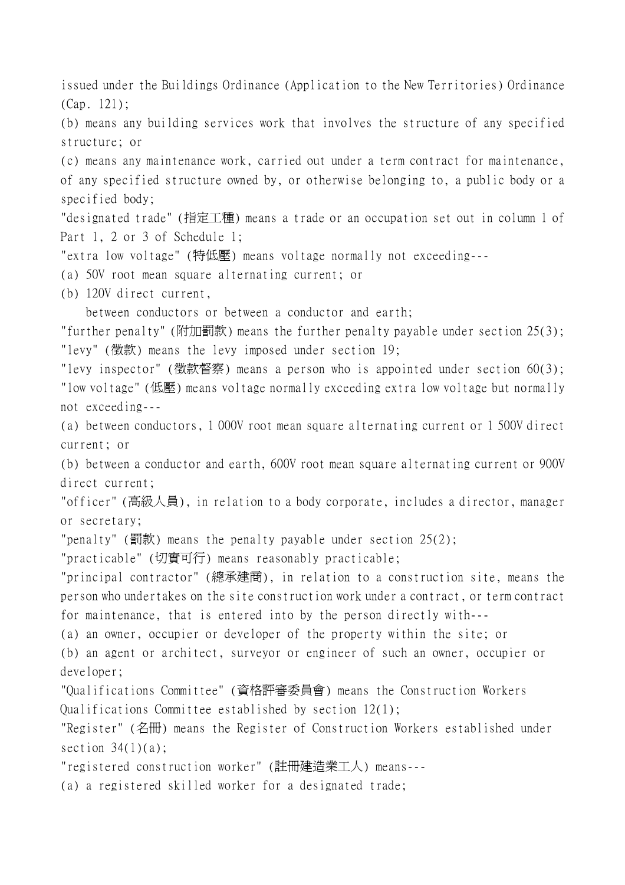issued under the Buildings Ordinance (Application to the New Territories) Ordinance (Cap. 121);

(b) means any building services work that involves the structure of any specified structure; or

(c) means any maintenance work, carried out under a term contract for maintenance, of any specified structure owned by, or otherwise belonging to, a public body or a specified body;

"designated trade" (指定工種) means a trade or an occupation set out in column 1 of Part 1, 2 or 3 of Schedule 1;

"extra low voltage" (特低壓) means voltage normally not exceeding---

(a) 50V root mean square alternating current; or

(b) 120V direct current,

between conductors or between a conductor and earth;

"further penalty" (附加罰款) means the further penalty payable under section 25(3);

"levy" (徵款) means the levy imposed under section 19;

"levy inspector" (徵款督察) means a person who is appointed under section 60(3);

"low voltage" (低壓) means voltage normally exceeding extra low voltage but normally not exceeding---

(a) between conductors, 1 000V root mean square alternating current or 1 500V direct current; or

(b) between a conductor and earth, 600V root mean square alternating current or 900V direct current;

"officer" (高級人員), in relation to a body corporate, includes a director, manager or secretary;

"penalty" (罰款) means the penalty payable under section 25(2);

"practicable" (切實可行) means reasonably practicable;

"principal contractor" (總承建商), in relation to a construction site, means the person who undertakes on the site construction work under a contract, or term contract for maintenance, that is entered into by the person directly with---

(a) an owner, occupier or developer of the property within the site; or

(b) an agent or architect, surveyor or engineer of such an owner, occupier or developer;

"Qualifications Committee" (資格評審委員會) means the Construction Workers Qualifications Committee established by section 12(1);

"Register" (名冊) means the Register of Construction Workers established under section 34(1)(a);

"registered construction worker" (註冊建造業工人) means---

(a) a registered skilled worker for a designated trade;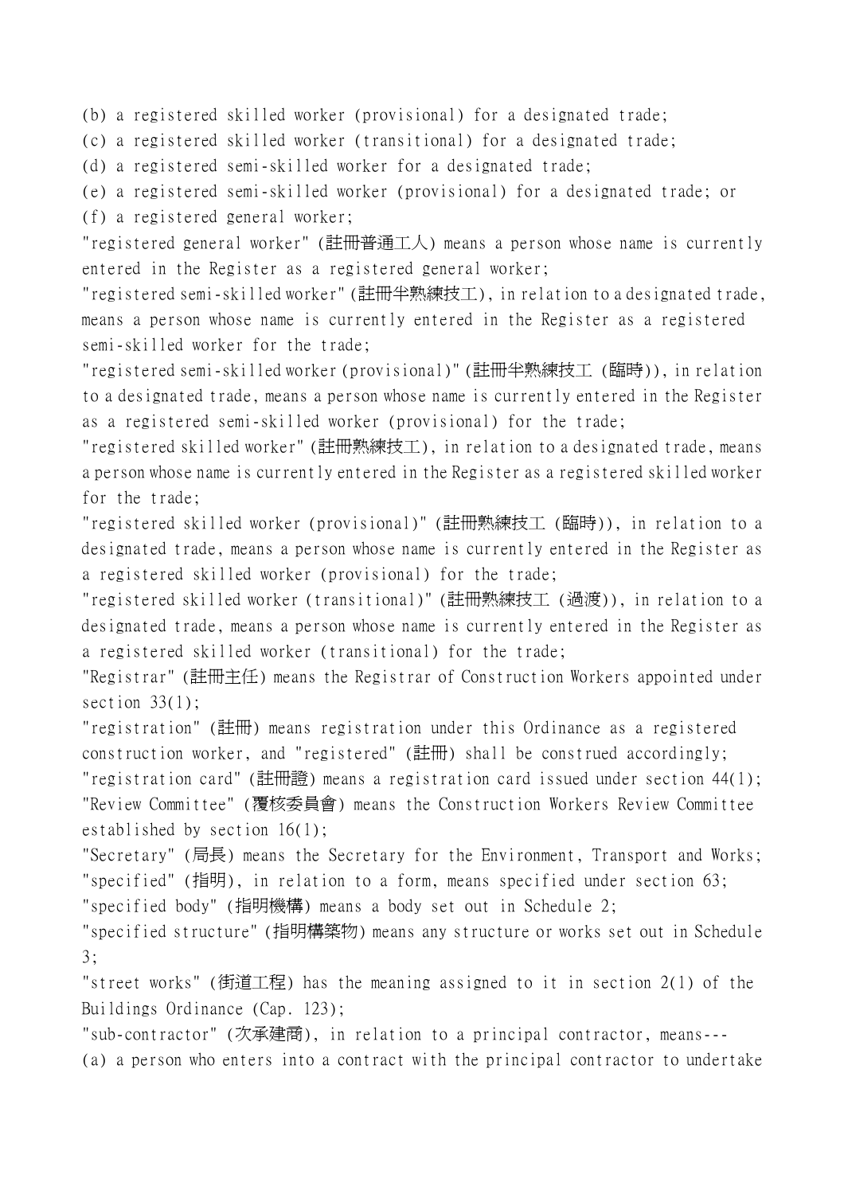(b) a registered skilled worker (provisional) for a designated trade;

(c) a registered skilled worker (transitional) for a designated trade;

(d) a registered semi-skilled worker for a designated trade;

(e) a registered semi-skilled worker (provisional) for a designated trade; or

(f) a registered general worker;

"registered general worker" (註冊普通工人) means a person whose name is currently entered in the Register as a registered general worker;

"registered semi-skilled worker" (註冊半熟練技工), in relation to a designated trade, means a person whose name is currently entered in the Register as a registered semi-skilled worker for the trade;

"registered semi-skilled worker (provisional)" (註冊半熟練技工 (臨時)), in relation to a designated trade, means a person whose name is currently entered in the Register as a registered semi-skilled worker (provisional) for the trade;

"registered skilled worker" (註冊熟練技工), in relation to a designated trade, means a person whose name is currently entered in the Register as a registered skilled worker for the trade;

"registered skilled worker (provisional)" (註冊熟練技工 (臨時)), in relation to a designated trade, means a person whose name is currently entered in the Register as a registered skilled worker (provisional) for the trade;

"registered skilled worker (transitional)" (註冊熟練技工 (過渡)), in relation to a designated trade, means a person whose name is currently entered in the Register as a registered skilled worker (transitional) for the trade;

"Registrar" (註冊主任) means the Registrar of Construction Workers appointed under section 33(1);

"registration" (註冊) means registration under this Ordinance as a registered construction worker, and "registered" (註冊) shall be construed accordingly;

"registration card" (註冊證) means a registration card issued under section 44(1);

"Review Committee" (覆核委員會) means the Construction Workers Review Committee established by section 16(1);

"Secretary" (局長) means the Secretary for the Environment, Transport and Works;

"specified" (指明), in relation to a form, means specified under section 63;

"specified body" (指明機構) means a body set out in Schedule 2;

"specified structure" (指明構築物) means any structure or works set out in Schedule 3;

"street works" (街道工程) has the meaning assigned to it in section 2(1) of the Buildings Ordinance (Cap. 123);

"sub-contractor" (次承建商), in relation to a principal contractor, means---

(a) a person who enters into a contract with the principal contractor to undertake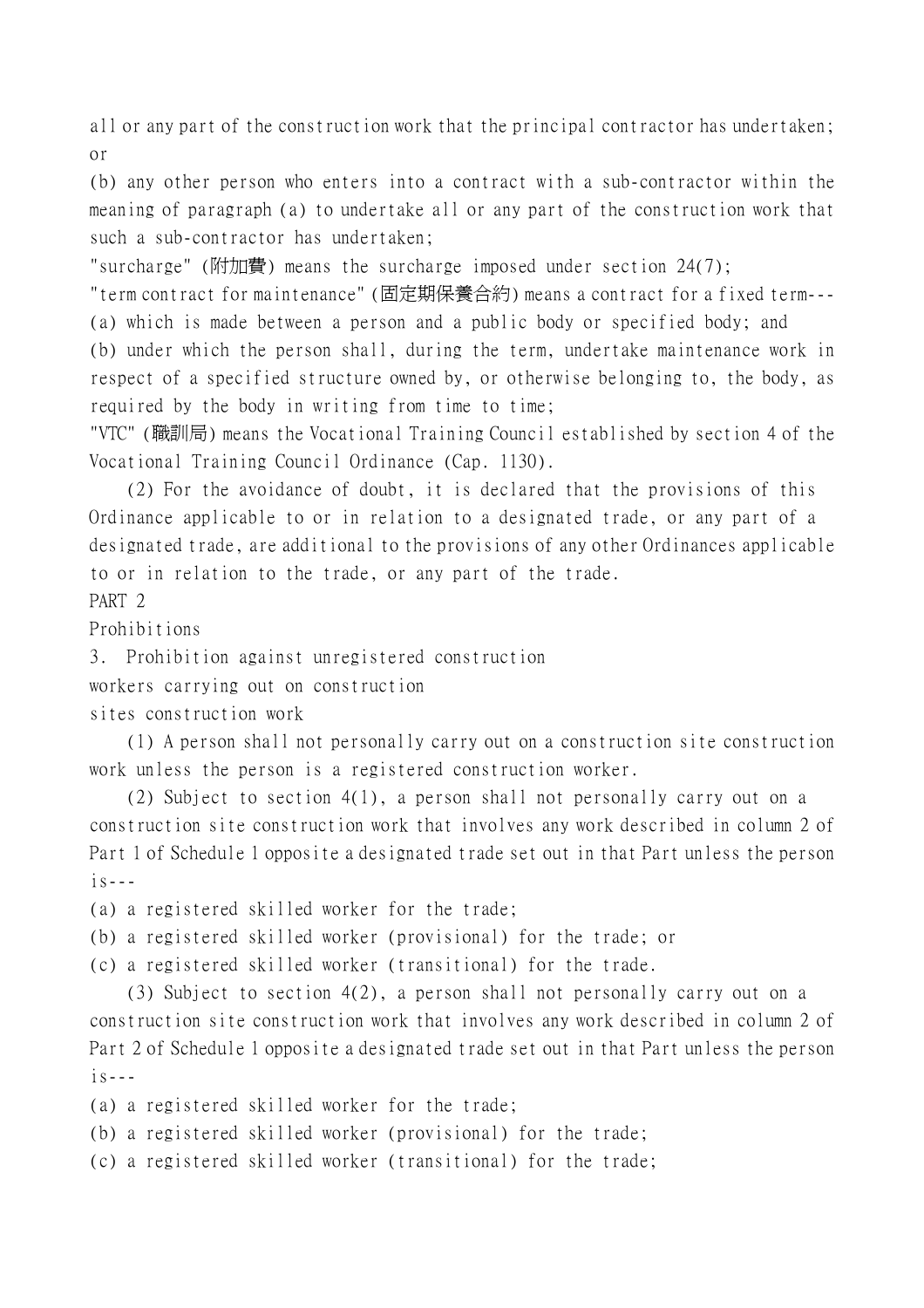all or any part of the construction work that the principal contractor has undertaken; or

(b) any other person who enters into a contract with a sub-contractor within the meaning of paragraph (a) to undertake all or any part of the construction work that such a sub-contractor has undertaken;

"surcharge" (附加費) means the surcharge imposed under section 24(7);

"term contract for maintenance" (固定期保養合約) means a contract for a fixed term---

(a) which is made between a person and a public body or specified body; and

(b) under which the person shall, during the term, undertake maintenance work in respect of a specified structure owned by, or otherwise belonging to, the body, as required by the body in writing from time to time;

"VTC" (職訓局) means the Vocational Training Council established by section 4 of the Vocational Training Council Ordinance (Cap. 1130).

(2) For the avoidance of doubt, it is declared that the provisions of this Ordinance applicable to or in relation to a designated trade, or any part of a designated trade, are additional to the provisions of any other Ordinances applicable to or in relation to the trade, or any part of the trade.

## PART 2

## Prohibitions

### 3. Prohibition against unregistered construction workers carrying out on construction sites construction work

(1) A person shall not personally carry out on a construction site construction work unless the person is a registered construction worker.

(2) Subject to section 4(1), a person shall not personally carry out on a construction site construction work that involves any work described in column 2 of Part 1 of Schedule 1 opposite a designated trade set out in that Part unless the person is---

(a) a registered skilled worker for the trade;

(b) a registered skilled worker (provisional) for the trade; or

(c) a registered skilled worker (transitional) for the trade.

(3) Subject to section 4(2), a person shall not personally carry out on a construction site construction work that involves any work described in column 2 of Part 2 of Schedule 1 opposite a designated trade set out in that Part unless the person is---

(a) a registered skilled worker for the trade;

(b) a registered skilled worker (provisional) for the trade;

(c) a registered skilled worker (transitional) for the trade;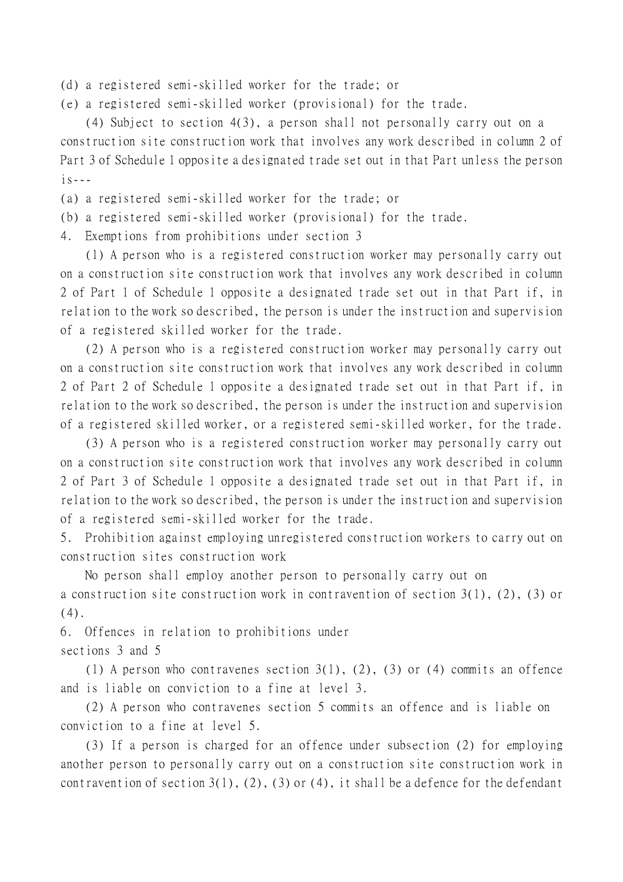(d) a registered semi-skilled worker for the trade; or

(e) a registered semi-skilled worker (provisional) for the trade.

(4) Subject to section 4(3), a person shall not personally carry out on a construction site construction work that involves any work described in column 2 of Part 3 of Schedule 1 opposite a designated trade set out in that Part unless the person is---

(a) a registered semi-skilled worker for the trade; or

(b) a registered semi-skilled worker (provisional) for the trade.

4. Exemptions from prohibitions under section 3

(1) A person who is a registered construction worker may personally carry out on a construction site construction work that involves any work described in column 2 of Part 1 of Schedule 1 opposite a designated trade set out in that Part if, in relation to the work so described, the person is under the instruction and supervision of a registered skilled worker for the trade.

(2) A person who is a registered construction worker may personally carry out on a construction site construction work that involves any work described in column 2 of Part 2 of Schedule 1 opposite a designated trade set out in that Part if, in relation to the work so described, the person is under the instruction and supervision of a registered skilled worker, or a registered semi-skilled worker, for the trade.

(3) A person who is a registered construction worker may personally carry out on a construction site construction work that involves any work described in column 2 of Part 3 of Schedule 1 opposite a designated trade set out in that Part if, in relation to the work so described, the person is under the instruction and supervision of a registered semi-skilled worker for the trade.

5. Prohibition against employing unregistered construction workers to carry out on construction sites construction work

No person shall employ another person to personally carry out on a construction site construction work in contravention of section 3(1), (2), (3) or (4).

6. Offences in relation to prohibitions under sections 3 and 5

(1) A person who contravenes section 3(1), (2), (3) or (4) commits an offence and is liable on conviction to a fine at level 3.

(2) A person who contravenes section 5 commits an offence and is liable on conviction to a fine at level 5.

(3) If a person is charged for an offence under subsection (2) for employing another person to personally carry out on a construction site construction work in contravention of section 3(1), (2), (3) or (4), it shall be a defence for the defendant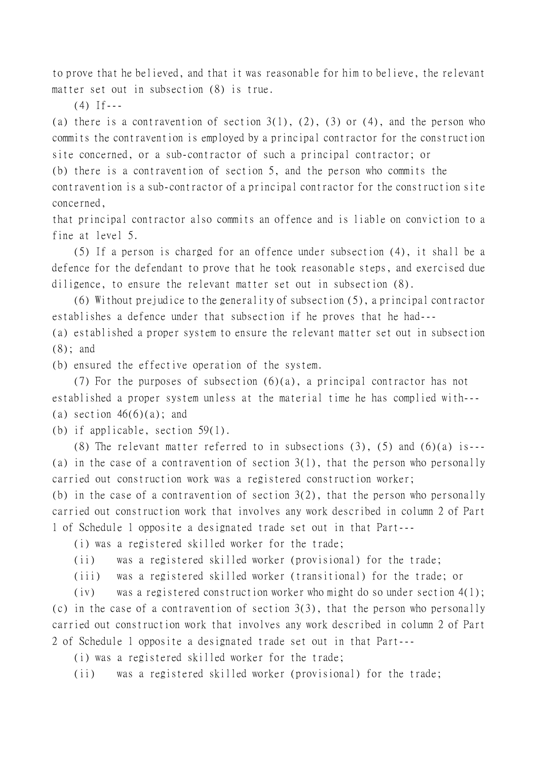to prove that he believed, and that it was reasonable for him to believe, the relevant matter set out in subsection (8) is true.

(4) If---

(a) there is a contravention of section 3(1), (2), (3) or (4), and the person who commits the contravention is employed by a principal contractor for the construction site concerned, or a sub-contractor of such a principal contractor; or

(b) there is a contravention of section 5, and the person who commits the contravention is a sub-contractor of a principal contractor for the construction site concerned,

that principal contractor also commits an offence and is liable on conviction to a fine at level 5.

(5) If a person is charged for an offence under subsection (4), it shall be a defence for the defendant to prove that he took reasonable steps, and exercised due diligence, to ensure the relevant matter set out in subsection (8).

(6) Without prejudice to the generality of subsection (5), a principal contractor establishes a defence under that subsection if he proves that he had---

(a) established a proper system to ensure the relevant matter set out in subsection (8); and

(b) ensured the effective operation of the system.

(7) For the purposes of subsection (6)(a), a principal contractor has not established a proper system unless at the material time he has complied with---

(a) section 46(6)(a); and

(b) if applicable, section 59(1).

(8) The relevant matter referred to in subsections (3), (5) and (6)(a) is---

(a) in the case of a contravention of section 3(1), that the person who personally carried out construction work was a registered construction worker;

(b) in the case of a contravention of section 3(2), that the person who personally carried out construction work that involves any work described in column 2 of Part 1 of Schedule 1 opposite a designated trade set out in that Part---

(i) was a registered skilled worker for the trade;

(ii) was a registered skilled worker (provisional) for the trade;

(iii) was a registered skilled worker (transitional) for the trade; or

(iv) was a registered construction worker who might do so under section 4(1);

(c) in the case of a contravention of section 3(3), that the person who personally carried out construction work that involves any work described in column 2 of Part 2 of Schedule 1 opposite a designated trade set out in that Part---

(i) was a registered skilled worker for the trade;

(ii) was a registered skilled worker (provisional) for the trade;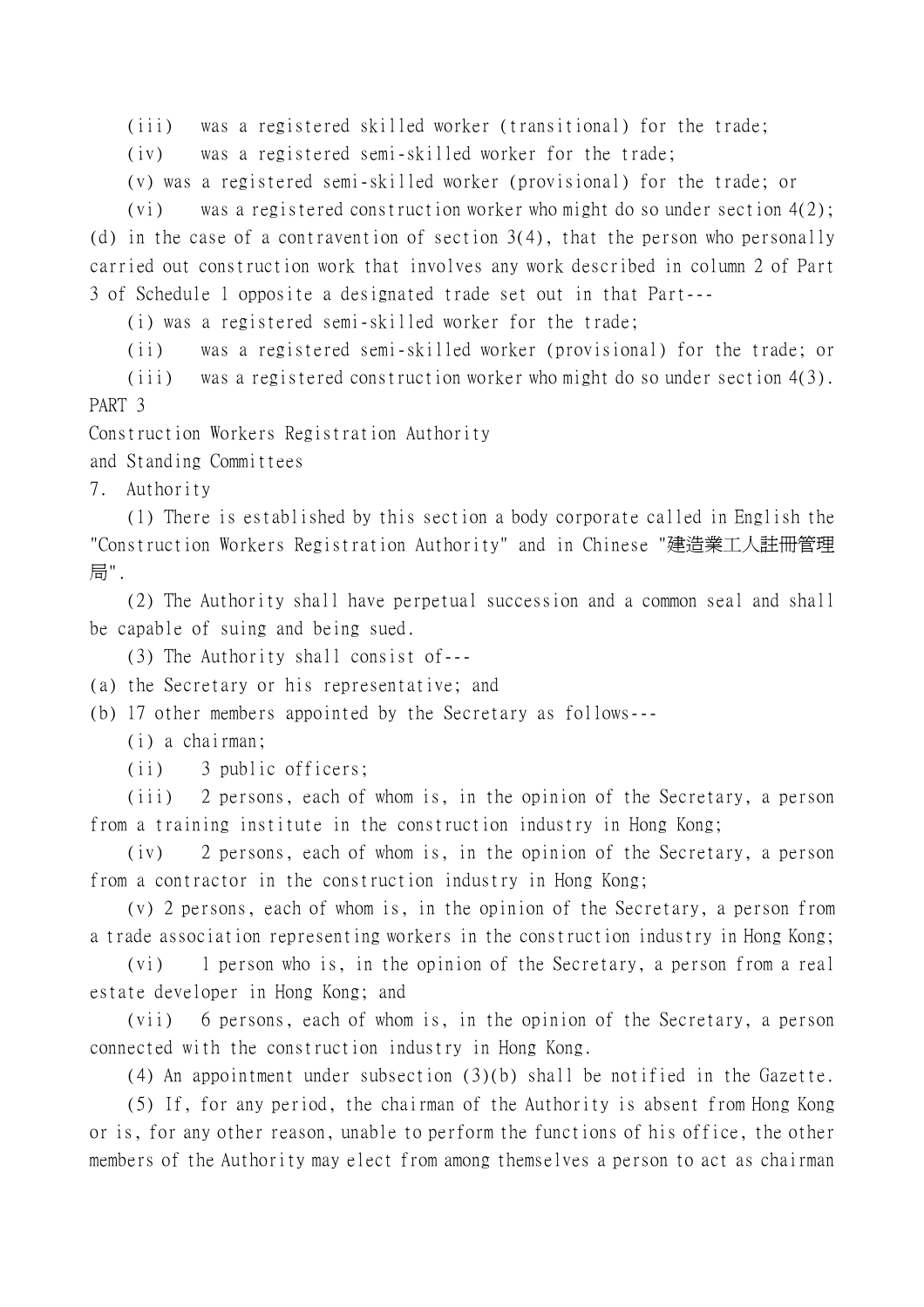(iii) was a registered skilled worker (transitional) for the trade;

(iv) was a registered semi-skilled worker for the trade;

(v) was a registered semi-skilled worker (provisional) for the trade; or

(vi) was a registered construction worker who might do so under section 4(2);

(d) in the case of a contravention of section 3(4), that the person who personally carried out construction work that involves any work described in column 2 of Part 3 of Schedule 1 opposite a designated trade set out in that Part---

(i) was a registered semi-skilled worker for the trade;

(ii) was a registered semi-skilled worker (provisional) for the trade; or

(iii) was a registered construction worker who might do so under section 4(3).

## PART 3

## Construction Workers Registration Authority and Standing Committees

### 7. Authority

(1) There is established by this section a body corporate called in English the "Construction Workers Registration Authority" and in Chinese "建造業工人註冊管理局".

(2) The Authority shall have perpetual succession and a common seal and shall be capable of suing and being sued.

(3) The Authority shall consist of---

(a) the Secretary or his representative; and

(b) 17 other members appointed by the Secretary as follows---

(i) a chairman;

(ii) 3 public officers;

(iii) 2 persons, each of whom is, in the opinion of the Secretary, a person from a training institute in the construction industry in Hong Kong;

(iv) 2 persons, each of whom is, in the opinion of the Secretary, a person from a contractor in the construction industry in Hong Kong;

(v) 2 persons, each of whom is, in the opinion of the Secretary, a person from a trade association representing workers in the construction industry in Hong Kong;

(vi) 1 person who is, in the opinion of the Secretary, a person from a real estate developer in Hong Kong; and

(vii) 6 persons, each of whom is, in the opinion of the Secretary, a person connected with the construction industry in Hong Kong.

(4) An appointment under subsection (3)(b) shall be notified in the Gazette.

(5) If, for any period, the chairman of the Authority is absent from Hong Kong or is, for any other reason, unable to perform the functions of his office, the other members of the Authority may elect from among themselves a person to act as chairman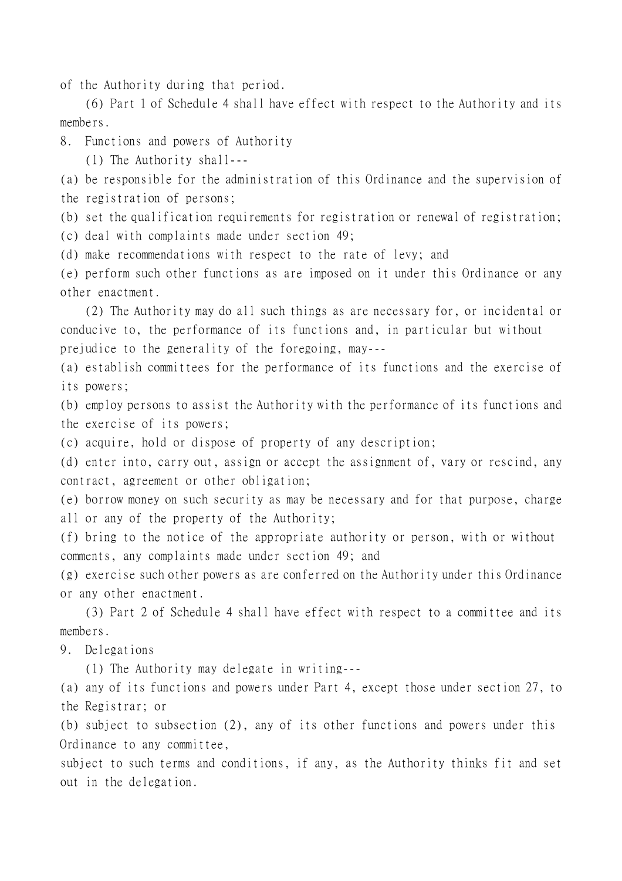of the Authority during that period.

(6) Part 1 of Schedule 4 shall have effect with respect to the Authority and its members.

8. Functions and powers of Authority

(1) The Authority shall---

(a) be responsible for the administration of this Ordinance and the supervision of the registration of persons;

(b) set the qualification requirements for registration or renewal of registration;

(c) deal with complaints made under section 49;

(d) make recommendations with respect to the rate of levy; and

(e) perform such other functions as are imposed on it under this Ordinance or any other enactment.

(2) The Authority may do all such things as are necessary for, or incidental or conducive to, the performance of its functions and, in particular but without prejudice to the generality of the foregoing, may---

(a) establish committees for the performance of its functions and the exercise of its powers;

(b) employ persons to assist the Authority with the performance of its functions and the exercise of its powers;

(c) acquire, hold or dispose of property of any description;

(d) enter into, carry out, assign or accept the assignment of, vary or rescind, any contract, agreement or other obligation;

(e) borrow money on such security as may be necessary and for that purpose, charge all or any of the property of the Authority;

(f) bring to the notice of the appropriate authority or person, with or without comments, any complaints made under section 49; and

(g) exercise such other powers as are conferred on the Authority under this Ordinance or any other enactment.

(3) Part 2 of Schedule 4 shall have effect with respect to a committee and its members.

9. Delegations

(1) The Authority may delegate in writing---

(a) any of its functions and powers under Part 4, except those under section 27, to the Registrar; or

(b) subject to subsection (2), any of its other functions and powers under this Ordinance to any committee,

subject to such terms and conditions, if any, as the Authority thinks fit and set out in the delegation.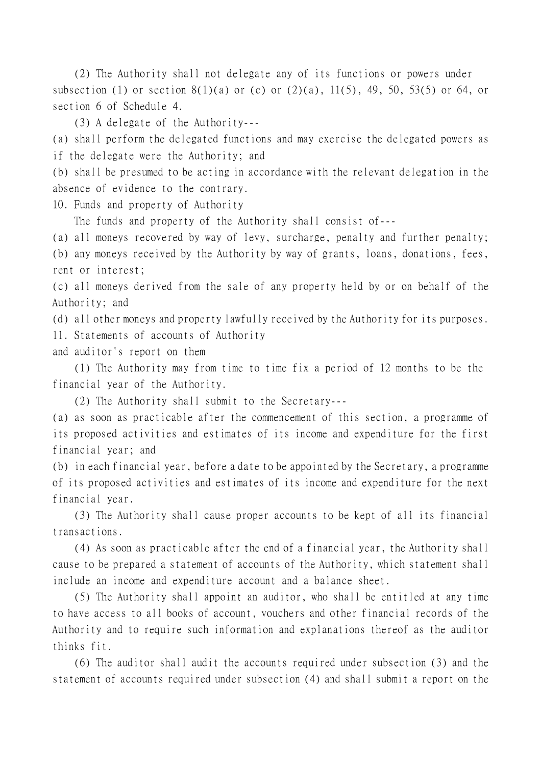(2) The Authority shall not delegate any of its functions or powers under subsection (1) or section 8(1)(a) or (c) or (2)(a), 11(5), 49, 50, 53(5) or 64, or section 6 of Schedule 4.

(3) A delegate of the Authority---

(a) shall perform the delegated functions and may exercise the delegated powers as if the delegate were the Authority; and

(b) shall be presumed to be acting in accordance with the relevant delegation in the absence of evidence to the contrary.

10. Funds and property of Authority

The funds and property of the Authority shall consist of---

(a) all moneys recovered by way of levy, surcharge, penalty and further penalty;

(b) any moneys received by the Authority by way of grants, loans, donations, fees, rent or interest;

(c) all moneys derived from the sale of any property held by or on behalf of the Authority; and

(d) all other moneys and property lawfully received by the Authority for its purposes.

11. Statements of accounts of Authority and auditor's report on them

(1) The Authority may from time to time fix a period of 12 months to be the financial year of the Authority.

(2) The Authority shall submit to the Secretary---

(a) as soon as practicable after the commencement of this section, a programme of its proposed activities and estimates of its income and expenditure for the first financial year; and

(b) in each financial year, before a date to be appointed by the Secretary, a programme of its proposed activities and estimates of its income and expenditure for the next financial year.

(3) The Authority shall cause proper accounts to be kept of all its financial transactions.

(4) As soon as practicable after the end of a financial year, the Authority shall cause to be prepared a statement of accounts of the Authority, which statement shall include an income and expenditure account and a balance sheet.

(5) The Authority shall appoint an auditor, who shall be entitled at any time to have access to all books of account, vouchers and other financial records of the Authority and to require such information and explanations thereof as the auditor thinks fit.

(6) The auditor shall audit the accounts required under subsection (3) and the statement of accounts required under subsection (4) and shall submit a report on the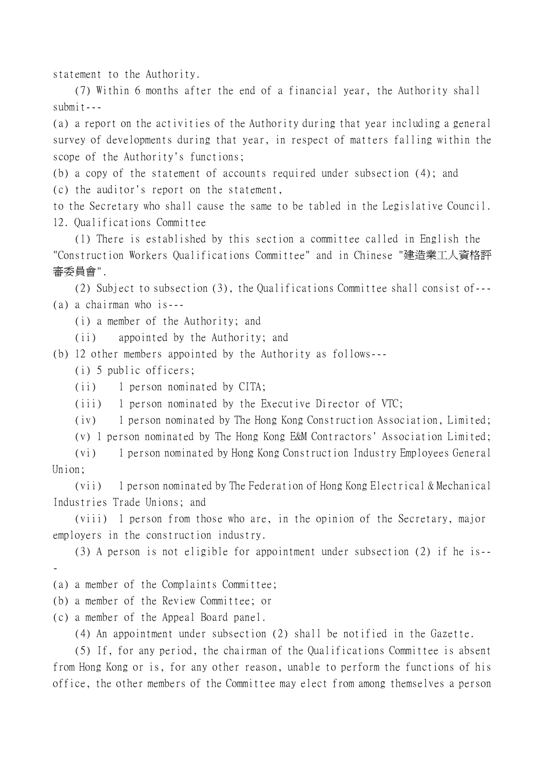statement to the Authority.

(7) Within 6 months after the end of a financial year, the Authority shall submit---

(a) a report on the activities of the Authority during that year including a general survey of developments during that year, in respect of matters falling within the scope of the Authority's functions;

(b) a copy of the statement of accounts required under subsection (4); and

(c) the auditor's report on the statement,

to the Secretary who shall cause the same to be tabled in the Legislative Council.

12. Qualifications Committee

(1) There is established by this section a committee called in English the "Construction Workers Qualifications Committee" and in Chinese "建造業工人資格評審委員會".

(2) Subject to subsection (3), the Qualifications Committee shall consist of---

(a) a chairman who is---

(i) a member of the Authority; and

(ii) appointed by the Authority; and

(b) 12 other members appointed by the Authority as follows---

(i) 5 public officers;

(ii) 1 person nominated by CITA;

(iii) 1 person nominated by the Executive Director of VTC;

(iv) 1 person nominated by The Hong Kong Construction Association, Limited;

(v) 1 person nominated by The Hong Kong E&M Contractors' Association Limited;

(vi) 1 person nominated by Hong Kong Construction Industry Employees General Union;

(vii) 1 person nominated by The Federation of Hong Kong Electrical & Mechanical Industries Trade Unions; and

(viii) 1 person from those who are, in the opinion of the Secretary, major employers in the construction industry.

(3) A person is not eligible for appointment under subsection (2) if he is---

(a) a member of the Complaints Committee;

(b) a member of the Review Committee; or

(c) a member of the Appeal Board panel.

(4) An appointment under subsection (2) shall be notified in the Gazette.

(5) If, for any period, the chairman of the Qualifications Committee is absent from Hong Kong or is, for any other reason, unable to perform the functions of his office, the other members of the Committee may elect from among themselves a person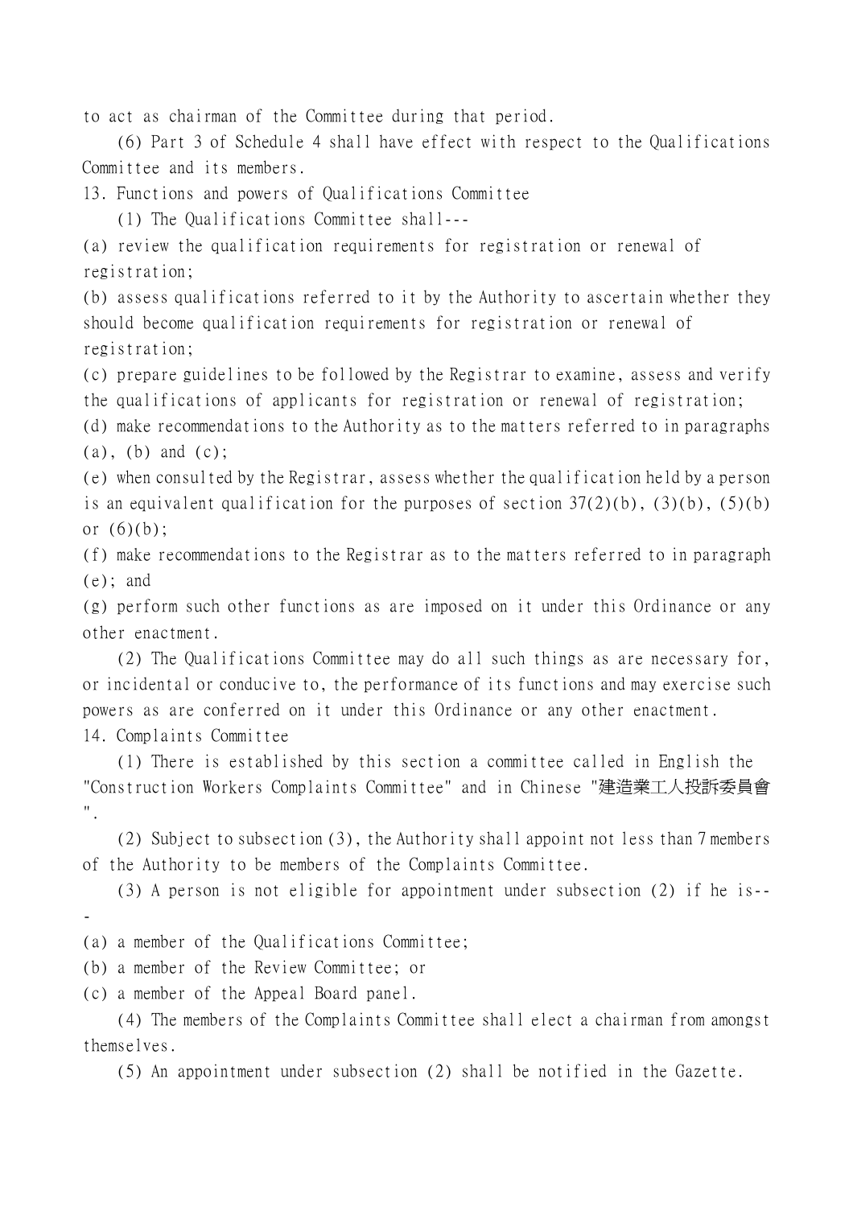to act as chairman of the Committee during that period.

(6) Part 3 of Schedule 4 shall have effect with respect to the Qualifications Committee and its members.

13. Functions and powers of Qualifications Committee

(1) The Qualifications Committee shall---

(a) review the qualification requirements for registration or renewal of registration;

(b) assess qualifications referred to it by the Authority to ascertain whether they should become qualification requirements for registration or renewal of registration;

(c) prepare guidelines to be followed by the Registrar to examine, assess and verify the qualifications of applicants for registration or renewal of registration;

(d) make recommendations to the Authority as to the matters referred to in paragraphs (a), (b) and (c);

(e) when consulted by the Registrar, assess whether the qualification held by a person is an equivalent qualification for the purposes of section 37(2)(b), (3)(b), (5)(b) or (6)(b);

(f) make recommendations to the Registrar as to the matters referred to in paragraph (e); and

(g) perform such other functions as are imposed on it under this Ordinance or any other enactment.

(2) The Qualifications Committee may do all such things as are necessary for, or incidental or conducive to, the performance of its functions and may exercise such powers as are conferred on it under this Ordinance or any other enactment.

14. Complaints Committee

(1) There is established by this section a committee called in English the "Construction Workers Complaints Committee" and in Chinese "建造業工人投訴委員會".

(2) Subject to subsection (3), the Authority shall appoint not less than 7 members of the Authority to be members of the Complaints Committee.

(3) A person is not eligible for appointment under subsection (2) if he is---

(a) a member of the Qualifications Committee;

(b) a member of the Review Committee; or

(c) a member of the Appeal Board panel.

(4) The members of the Complaints Committee shall elect a chairman from amongst themselves.

(5) An appointment under subsection (2) shall be notified in the Gazette.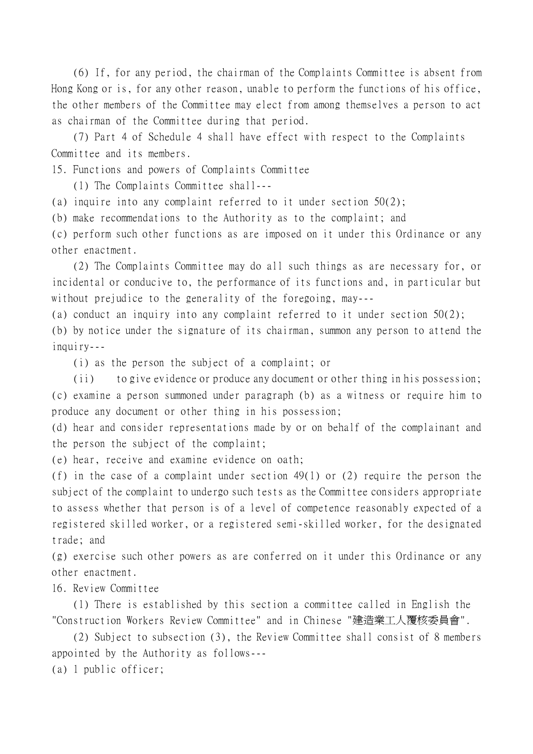(6) If, for any period, the chairman of the Complaints Committee is absent from Hong Kong or is, for any other reason, unable to perform the functions of his office, the other members of the Committee may elect from among themselves a person to act as chairman of the Committee during that period.

(7) Part 4 of Schedule 4 shall have effect with respect to the Complaints Committee and its members.

15. Functions and powers of Complaints Committee

(1) The Complaints Committee shall---

(a) inquire into any complaint referred to it under section 50(2);

(b) make recommendations to the Authority as to the complaint; and

(c) perform such other functions as are imposed on it under this Ordinance or any other enactment.

(2) The Complaints Committee may do all such things as are necessary for, or incidental or conducive to, the performance of its functions and, in particular but without prejudice to the generality of the foregoing, may---

(a) conduct an inquiry into any complaint referred to it under section 50(2);

(b) by notice under the signature of its chairman, summon any person to attend the inquiry---

(i) as the person the subject of a complaint; or

(ii) to give evidence or produce any document or other thing in his possession;

(c) examine a person summoned under paragraph (b) as a witness or require him to produce any document or other thing in his possession;

(d) hear and consider representations made by or on behalf of the complainant and the person the subject of the complaint;

(e) hear, receive and examine evidence on oath;

(f) in the case of a complaint under section 49(1) or (2) require the person the subject of the complaint to undergo such tests as the Committee considers appropriate to assess whether that person is of a level of competence reasonably expected of a registered skilled worker, or a registered semi-skilled worker, for the designated trade; and

(g) exercise such other powers as are conferred on it under this Ordinance or any other enactment.

16. Review Committee

(1) There is established by this section a committee called in English the "Construction Workers Review Committee" and in Chinese "建造業工人覆核委員會".

(2) Subject to subsection (3), the Review Committee shall consist of 8 members appointed by the Authority as follows---

(a) 1 public officer;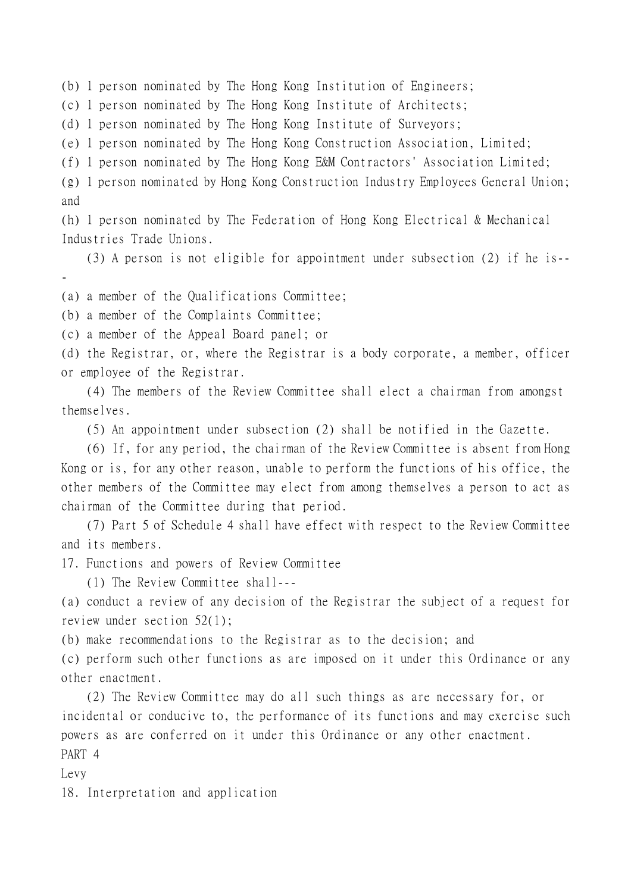(b) 1 person nominated by The Hong Kong Institution of Engineers;

(c) 1 person nominated by The Hong Kong Institute of Architects;

(d) 1 person nominated by The Hong Kong Institute of Surveyors;

(e) 1 person nominated by The Hong Kong Construction Association, Limited;

(f) 1 person nominated by The Hong Kong E&M Contractors' Association Limited;

(g) 1 person nominated by Hong Kong Construction Industry Employees General Union; and

(h) 1 person nominated by The Federation of Hong Kong Electrical & Mechanical Industries Trade Unions.

(3) A person is not eligible for appointment under subsection (2) if he is---

(a) a member of the Qualifications Committee;

(b) a member of the Complaints Committee;

(c) a member of the Appeal Board panel; or

(d) the Registrar, or, where the Registrar is a body corporate, a member, officer or employee of the Registrar.

(4) The members of the Review Committee shall elect a chairman from amongst themselves.

(5) An appointment under subsection (2) shall be notified in the Gazette.

(6) If, for any period, the chairman of the Review Committee is absent from Hong Kong or is, for any other reason, unable to perform the functions of his office, the other members of the Committee may elect from among themselves a person to act as chairman of the Committee during that period.

(7) Part 5 of Schedule 4 shall have effect with respect to the Review Committee and its members.

17. Functions and powers of Review Committee

(1) The Review Committee shall---

(a) conduct a review of any decision of the Registrar the subject of a request for review under section 52(1);

(b) make recommendations to the Registrar as to the decision; and

(c) perform such other functions as are imposed on it under this Ordinance or any other enactment.

(2) The Review Committee may do all such things as are necessary for, or incidental or conducive to, the performance of its functions and may exercise such powers as are conferred on it under this Ordinance or any other enactment.

PART 4

Levy

18. Interpretation and application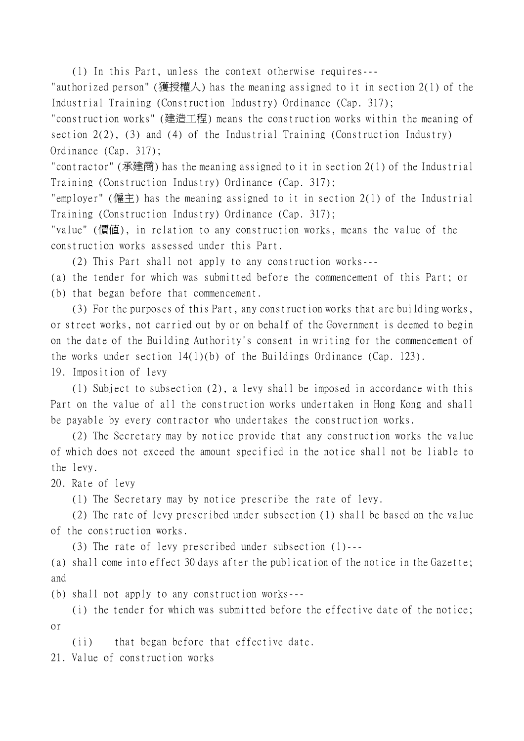(1) In this Part, unless the context otherwise requires---

"authorized person" (獲授權人) has the meaning assigned to it in section 2(1) of the Industrial Training (Construction Industry) Ordinance (Cap. 317);

"construction works" (建造工程) means the construction works within the meaning of section 2(2), (3) and (4) of the Industrial Training (Construction Industry) Ordinance (Cap. 317);

"contractor" (承建商) has the meaning assigned to it in section 2(1) of the Industrial Training (Construction Industry) Ordinance (Cap. 317);

"employer" (僱主) has the meaning assigned to it in section 2(1) of the Industrial Training (Construction Industry) Ordinance (Cap. 317);

"value" (價值), in relation to any construction works, means the value of the construction works assessed under this Part.

(2) This Part shall not apply to any construction works---

(a) the tender for which was submitted before the commencement of this Part; or

(b) that began before that commencement.

(3) For the purposes of this Part, any construction works that are building works, or street works, not carried out by or on behalf of the Government is deemed to begin on the date of the Building Authority's consent in writing for the commencement of the works under section 14(1)(b) of the Buildings Ordinance (Cap. 123).

19. Imposition of levy

(1) Subject to subsection (2), a levy shall be imposed in accordance with this Part on the value of all the construction works undertaken in Hong Kong and shall be payable by every contractor who undertakes the construction works.

(2) The Secretary may by notice provide that any construction works the value of which does not exceed the amount specified in the notice shall not be liable to the levy.

20. Rate of levy

(1) The Secretary may by notice prescribe the rate of levy.

(2) The rate of levy prescribed under subsection (1) shall be based on the value of the construction works.

(3) The rate of levy prescribed under subsection (1)---

(a) shall come into effect 30 days after the publication of the notice in the Gazette; and

(b) shall not apply to any construction works---

(i) the tender for which was submitted before the effective date of the notice; or

(ii) that began before that effective date.

21. Value of construction works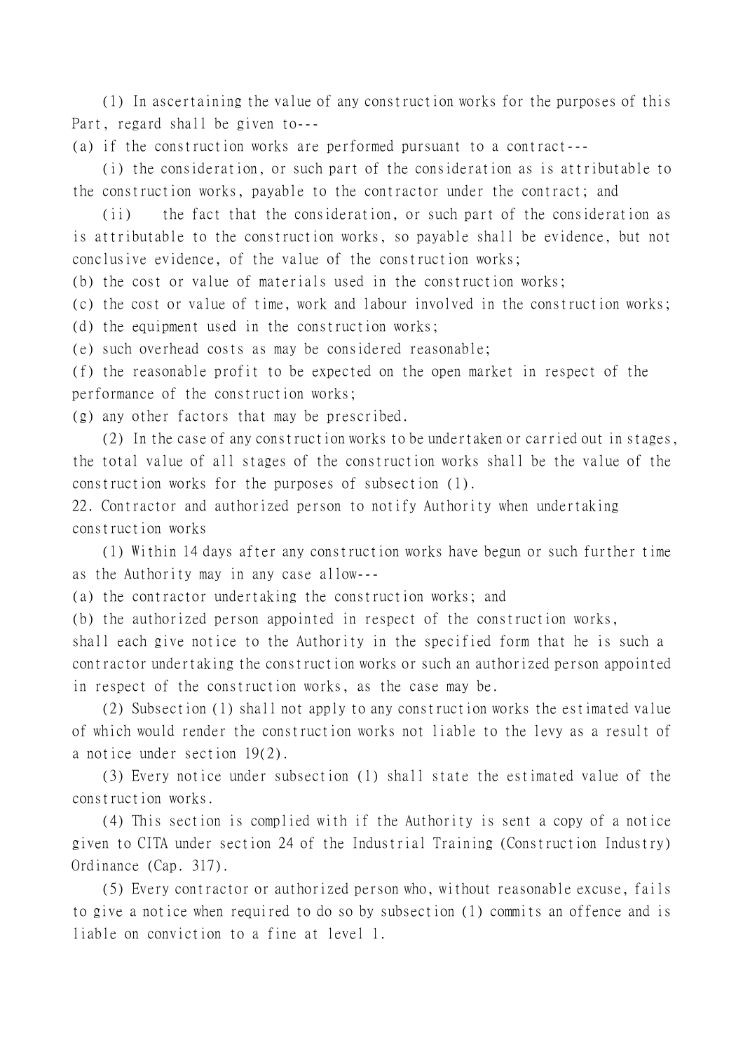(1) In ascertaining the value of any construction works for the purposes of this Part, regard shall be given to---

(a) if the construction works are performed pursuant to a contract---

(i) the consideration, or such part of the consideration as is attributable to the construction works, payable to the contractor under the contract; and

(ii) the fact that the consideration, or such part of the consideration as is attributable to the construction works, so payable shall be evidence, but not conclusive evidence, of the value of the construction works;

(b) the cost or value of materials used in the construction works;

(c) the cost or value of time, work and labour involved in the construction works;

(d) the equipment used in the construction works;

(e) such overhead costs as may be considered reasonable;

(f) the reasonable profit to be expected on the open market in respect of the performance of the construction works;

(g) any other factors that may be prescribed.

(2) In the case of any construction works to be undertaken or carried out in stages, the total value of all stages of the construction works shall be the value of the construction works for the purposes of subsection (1).

22. Contractor and authorized person to notify Authority when undertaking construction works

(1) Within 14 days after any construction works have begun or such further time as the Authority may in any case allow---

(a) the contractor undertaking the construction works; and

(b) the authorized person appointed in respect of the construction works,

shall each give notice to the Authority in the specified form that he is such a contractor undertaking the construction works or such an authorized person appointed in respect of the construction works, as the case may be.

(2) Subsection (1) shall not apply to any construction works the estimated value of which would render the construction works not liable to the levy as a result of a notice under section 19(2).

(3) Every notice under subsection (1) shall state the estimated value of the construction works.

(4) This section is complied with if the Authority is sent a copy of a notice given to CITA under section 24 of the Industrial Training (Construction Industry) Ordinance (Cap. 317).

(5) Every contractor or authorized person who, without reasonable excuse, fails to give a notice when required to do so by subsection (1) commits an offence and is liable on conviction to a fine at level 1.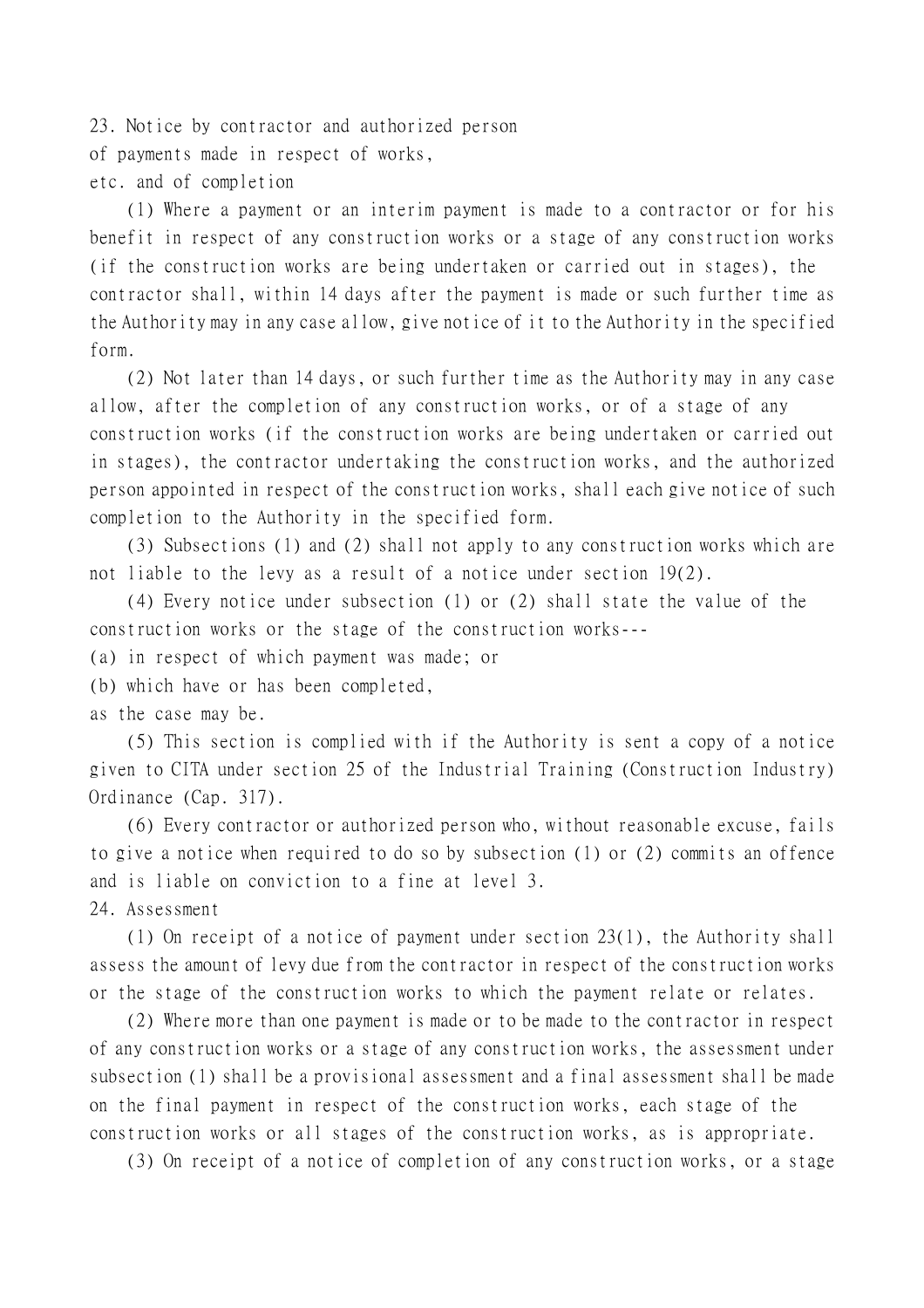### 23. Notice by contractor and authorized person of payments made in respect of works, etc. and of completion

(1) Where a payment or an interim payment is made to a contractor or for his benefit in respect of any construction works or a stage of any construction works (if the construction works are being undertaken or carried out in stages), the contractor shall, within 14 days after the payment is made or such further time as the Authority may in any case allow, give notice of it to the Authority in the specified form.

(2) Not later than 14 days, or such further time as the Authority may in any case allow, after the completion of any construction works, or of a stage of any construction works (if the construction works are being undertaken or carried out in stages), the contractor undertaking the construction works, and the authorized person appointed in respect of the construction works, shall each give notice of such completion to the Authority in the specified form.

(3) Subsections (1) and (2) shall not apply to any construction works which are not liable to the levy as a result of a notice under section 19(2).

(4) Every notice under subsection (1) or (2) shall state the value of the construction works or the stage of the construction works---

(a) in respect of which payment was made; or

(b) which have or has been completed,

as the case may be.

(5) This section is complied with if the Authority is sent a copy of a notice given to CITA under section 25 of the Industrial Training (Construction Industry) Ordinance (Cap. 317).

(6) Every contractor or authorized person who, without reasonable excuse, fails to give a notice when required to do so by subsection (1) or (2) commits an offence and is liable on conviction to a fine at level 3.

### 24. Assessment

(1) On receipt of a notice of payment under section 23(1), the Authority shall assess the amount of levy due from the contractor in respect of the construction works or the stage of the construction works to which the payment relate or relates.

(2) Where more than one payment is made or to be made to the contractor in respect of any construction works or a stage of any construction works, the assessment under subsection (1) shall be a provisional assessment and a final assessment shall be made on the final payment in respect of the construction works, each stage of the construction works or all stages of the construction works, as is appropriate.

(3) On receipt of a notice of completion of any construction works, or a stage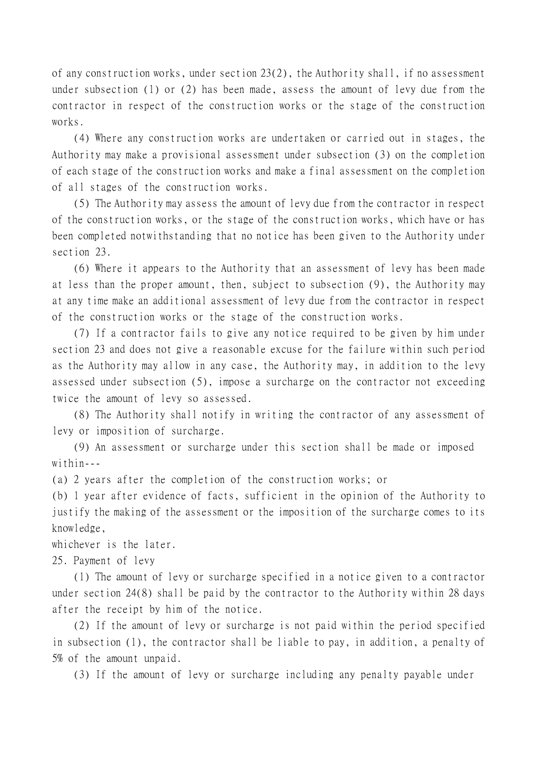of any construction works, under section 23(2), the Authority shall, if no assessment under subsection (1) or (2) has been made, assess the amount of levy due from the contractor in respect of the construction works or the stage of the construction works.

(4) Where any construction works are undertaken or carried out in stages, the Authority may make a provisional assessment under subsection (3) on the completion of each stage of the construction works and make a final assessment on the completion of all stages of the construction works.

(5) The Authority may assess the amount of levy due from the contractor in respect of the construction works, or the stage of the construction works, which have or has been completed notwithstanding that no notice has been given to the Authority under section 23.

(6) Where it appears to the Authority that an assessment of levy has been made at less than the proper amount, then, subject to subsection (9), the Authority may at any time make an additional assessment of levy due from the contractor in respect of the construction works or the stage of the construction works.

(7) If a contractor fails to give any notice required to be given by him under section 23 and does not give a reasonable excuse for the failure within such period as the Authority may allow in any case, the Authority may, in addition to the levy assessed under subsection (5), impose a surcharge on the contractor not exceeding twice the amount of levy so assessed.

(8) The Authority shall notify in writing the contractor of any assessment of levy or imposition of surcharge.

(9) An assessment or surcharge under this section shall be made or imposed within---

(a) 2 years after the completion of the construction works; or

(b) 1 year after evidence of facts, sufficient in the opinion of the Authority to justify the making of the assessment or the imposition of the surcharge comes to its knowledge,

whichever is the later.

25. Payment of levy

(1) The amount of levy or surcharge specified in a notice given to a contractor under section 24(8) shall be paid by the contractor to the Authority within 28 days after the receipt by him of the notice.

(2) If the amount of levy or surcharge is not paid within the period specified in subsection (1), the contractor shall be liable to pay, in addition, a penalty of 5% of the amount unpaid.

(3) If the amount of levy or surcharge including any penalty payable under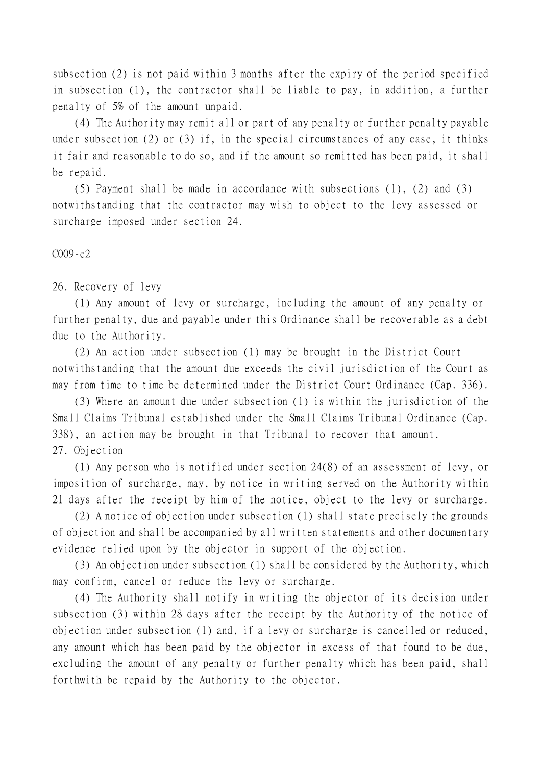subsection (2) is not paid within 3 months after the expiry of the period specified in subsection (1), the contractor shall be liable to pay, in addition, a further penalty of 5% of the amount unpaid.

(4) The Authority may remit all or part of any penalty or further penalty payable under subsection (2) or (3) if, in the special circumstances of any case, it thinks it fair and reasonable to do so, and if the amount so remitted has been paid, it shall be repaid.

(5) Payment shall be made in accordance with subsections (1), (2) and (3) notwithstanding that the contractor may wish to object to the levy assessed or surcharge imposed under section 24.

C009-e2

26. Recovery of levy

(1) Any amount of levy or surcharge, including the amount of any penalty or further penalty, due and payable under this Ordinance shall be recoverable as a debt due to the Authority.

(2) An action under subsection (1) may be brought in the District Court notwithstanding that the amount due exceeds the civil jurisdiction of the Court as may from time to time be determined under the District Court Ordinance (Cap. 336).

(3) Where an amount due under subsection (1) is within the jurisdiction of the Small Claims Tribunal established under the Small Claims Tribunal Ordinance (Cap. 338), an action may be brought in that Tribunal to recover that amount.

27. Objection

(1) Any person who is notified under section 24(8) of an assessment of levy, or imposition of surcharge, may, by notice in writing served on the Authority within 21 days after the receipt by him of the notice, object to the levy or surcharge.

(2) A notice of objection under subsection (1) shall state precisely the grounds of objection and shall be accompanied by all written statements and other documentary evidence relied upon by the objector in support of the objection.

(3) An objection under subsection (1) shall be considered by the Authority, which may confirm, cancel or reduce the levy or surcharge.

(4) The Authority shall notify in writing the objector of its decision under subsection (3) within 28 days after the receipt by the Authority of the notice of objection under subsection (1) and, if a levy or surcharge is cancelled or reduced, any amount which has been paid by the objector in excess of that found to be due, excluding the amount of any penalty or further penalty which has been paid, shall forthwith be repaid by the Authority to the objector.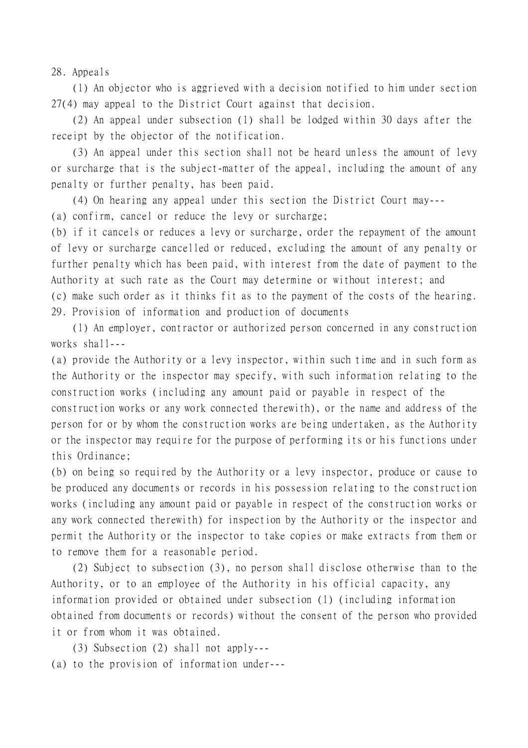## 28. Appeals

(1) An objector who is aggrieved with a decision notified to him under section 27(4) may appeal to the District Court against that decision.

(2) An appeal under subsection (1) shall be lodged within 30 days after the receipt by the objector of the notification.

(3) An appeal under this section shall not be heard unless the amount of levy or surcharge that is the subject-matter of the appeal, including the amount of any penalty or further penalty, has been paid.

(4) On hearing any appeal under this section the District Court may---

(a) confirm, cancel or reduce the levy or surcharge;

(b) if it cancels or reduces a levy or surcharge, order the repayment of the amount of levy or surcharge cancelled or reduced, excluding the amount of any penalty or further penalty which has been paid, with interest from the date of payment to the Authority at such rate as the Court may determine or without interest; and

(c) make such order as it thinks fit as to the payment of the costs of the hearing.

## 29. Provision of information and production of documents

(1) An employer, contractor or authorized person concerned in any construction works shall---

(a) provide the Authority or a levy inspector, within such time and in such form as the Authority or the inspector may specify, with such information relating to the construction works (including any amount paid or payable in respect of the construction works or any work connected therewith), or the name and address of the person for or by whom the construction works are being undertaken, as the Authority or the inspector may require for the purpose of performing its or his functions under this Ordinance;

(b) on being so required by the Authority or a levy inspector, produce or cause to be produced any documents or records in his possession relating to the construction works (including any amount paid or payable in respect of the construction works or any work connected therewith) for inspection by the Authority or the inspector and permit the Authority or the inspector to take copies or make extracts from them or to remove them for a reasonable period.

(2) Subject to subsection (3), no person shall disclose otherwise than to the Authority, or to an employee of the Authority in his official capacity, any information provided or obtained under subsection (1) (including information obtained from documents or records) without the consent of the person who provided it or from whom it was obtained.

(3) Subsection (2) shall not apply---

(a) to the provision of information under---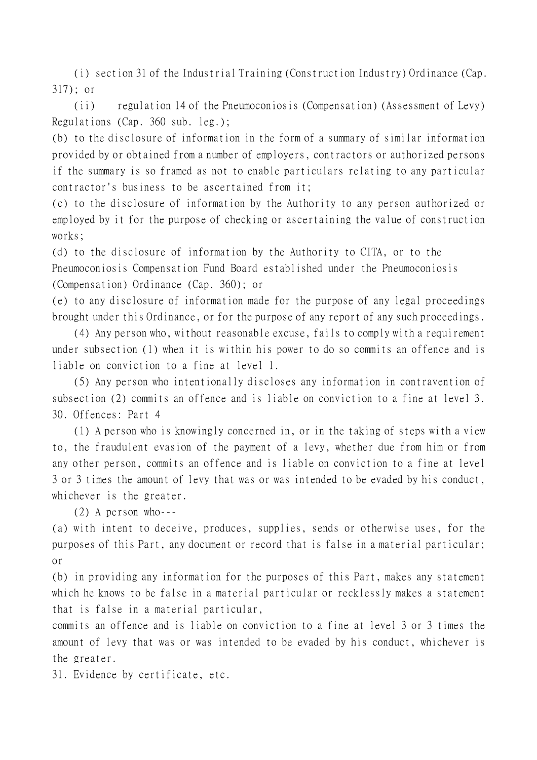(i) section 31 of the Industrial Training (Construction Industry) Ordinance (Cap. 317); or

(ii) regulation 14 of the Pneumoconiosis (Compensation) (Assessment of Levy) Regulations (Cap. 360 sub. leg.);

(b) to the disclosure of information in the form of a summary of similar information provided by or obtained from a number of employers, contractors or authorized persons if the summary is so framed as not to enable particulars relating to any particular contractor's business to be ascertained from it;

(c) to the disclosure of information by the Authority to any person authorized or employed by it for the purpose of checking or ascertaining the value of construction works;

(d) to the disclosure of information by the Authority to CITA, or to the Pneumoconiosis Compensation Fund Board established under the Pneumoconiosis (Compensation) Ordinance (Cap. 360); or

(e) to any disclosure of information made for the purpose of any legal proceedings brought under this Ordinance, or for the purpose of any report of any such proceedings.

(4) Any person who, without reasonable excuse, fails to comply with a requirement under subsection (1) when it is within his power to do so commits an offence and is liable on conviction to a fine at level 1.

(5) Any person who intentionally discloses any information in contravention of subsection (2) commits an offence and is liable on conviction to a fine at level 3.

30. Offences: Part 4

(1) A person who is knowingly concerned in, or in the taking of steps with a view to, the fraudulent evasion of the payment of a levy, whether due from him or from any other person, commits an offence and is liable on conviction to a fine at level 3 or 3 times the amount of levy that was or was intended to be evaded by his conduct, whichever is the greater.

(2) A person who---

(a) with intent to deceive, produces, supplies, sends or otherwise uses, for the purposes of this Part, any document or record that is false in a material particular; or

(b) in providing any information for the purposes of this Part, makes any statement which he knows to be false in a material particular or recklessly makes a statement that is false in a material particular,

commits an offence and is liable on conviction to a fine at level 3 or 3 times the amount of levy that was or was intended to be evaded by his conduct, whichever is the greater.

31. Evidence by certificate, etc.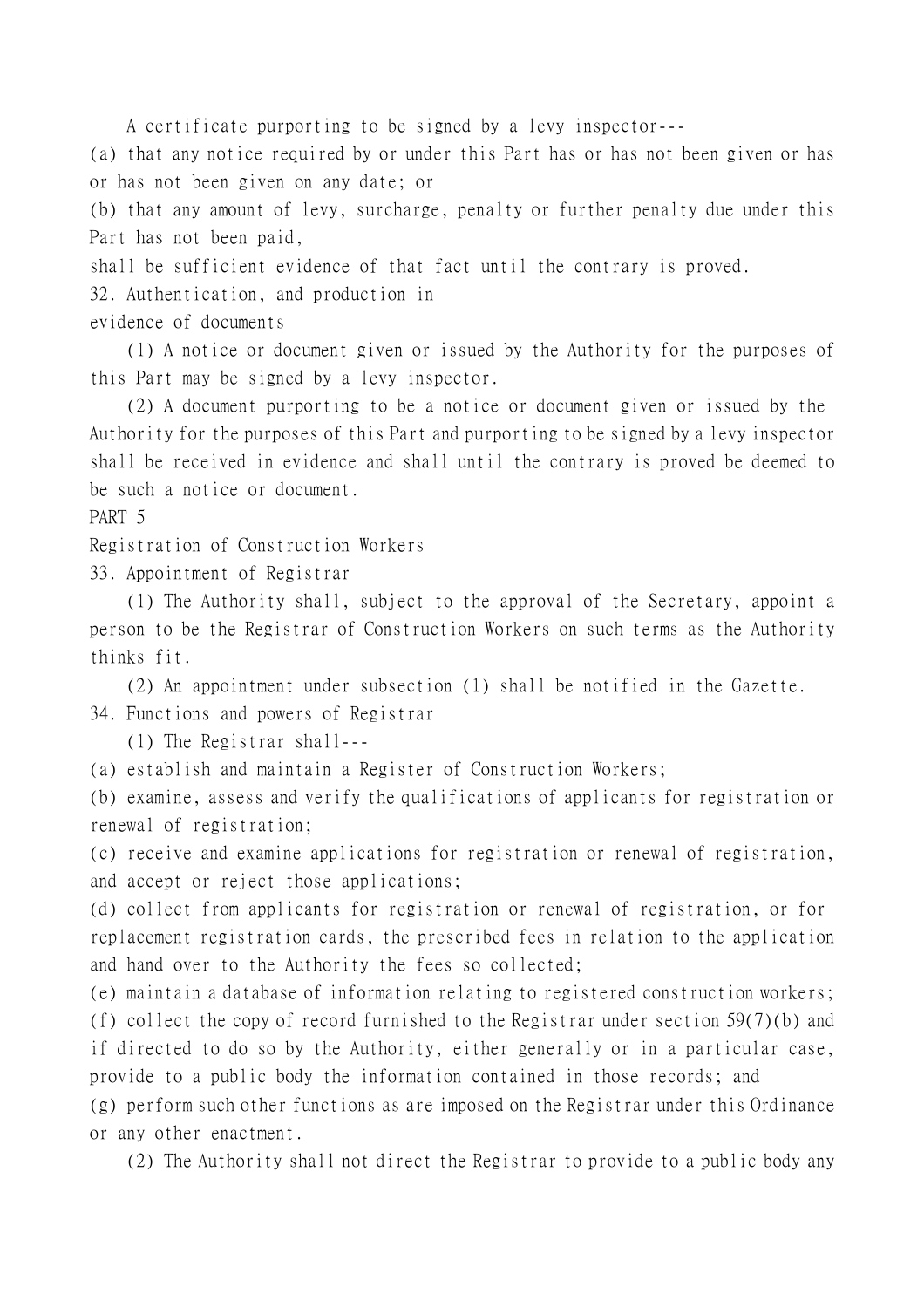A certificate purporting to be signed by a levy inspector---

(a) that any notice required by or under this Part has or has not been given or has or has not been given on any date; or

(b) that any amount of levy, surcharge, penalty or further penalty due under this Part has not been paid,

shall be sufficient evidence of that fact until the contrary is proved.

### 32. Authentication, and production in evidence of documents

(1) A notice or document given or issued by the Authority for the purposes of this Part may be signed by a levy inspector.

(2) A document purporting to be a notice or document given or issued by the Authority for the purposes of this Part and purporting to be signed by a levy inspector shall be received in evidence and shall until the contrary is proved be deemed to be such a notice or document.

## PART 5

## Registration of Construction Workers

### 33. Appointment of Registrar

(1) The Authority shall, subject to the approval of the Secretary, appoint a person to be the Registrar of Construction Workers on such terms as the Authority thinks fit.

(2) An appointment under subsection (1) shall be notified in the Gazette.

### 34. Functions and powers of Registrar

(1) The Registrar shall---

(a) establish and maintain a Register of Construction Workers;

(b) examine, assess and verify the qualifications of applicants for registration or renewal of registration;

(c) receive and examine applications for registration or renewal of registration, and accept or reject those applications;

(d) collect from applicants for registration or renewal of registration, or for replacement registration cards, the prescribed fees in relation to the application and hand over to the Authority the fees so collected;

(e) maintain a database of information relating to registered construction workers;

(f) collect the copy of record furnished to the Registrar under section 59(7)(b) and if directed to do so by the Authority, either generally or in a particular case, provide to a public body the information contained in those records; and

(g) perform such other functions as are imposed on the Registrar under this Ordinance or any other enactment.

(2) The Authority shall not direct the Registrar to provide to a public body any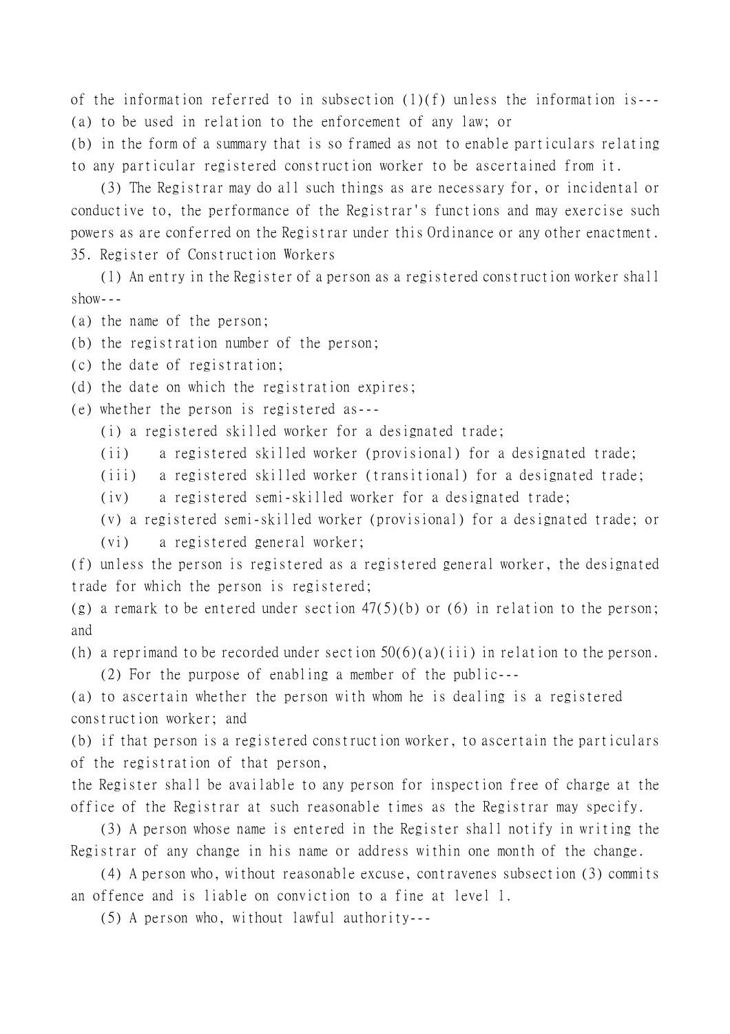of the information referred to in subsection (1)(f) unless the information is---

(a) to be used in relation to the enforcement of any law; or

(b) in the form of a summary that is so framed as not to enable particulars relating to any particular registered construction worker to be ascertained from it.

(3) The Registrar may do all such things as are necessary for, or incidental or conductive to, the performance of the Registrar's functions and may exercise such powers as are conferred on the Registrar under this Ordinance or any other enactment.

35. Register of Construction Workers

(1) An entry in the Register of a person as a registered construction worker shall show---

(a) the name of the person;

(b) the registration number of the person;

(c) the date of registration;

(d) the date on which the registration expires;

(e) whether the person is registered as---

(i) a registered skilled worker for a designated trade;

(ii) a registered skilled worker (provisional) for a designated trade;

(iii) a registered skilled worker (transitional) for a designated trade;

(iv) a registered semi-skilled worker for a designated trade;

(v) a registered semi-skilled worker (provisional) for a designated trade; or

(vi) a registered general worker;

(f) unless the person is registered as a registered general worker, the designated trade for which the person is registered;

(g) a remark to be entered under section 47(5)(b) or (6) in relation to the person; and

(h) a reprimand to be recorded under section 50(6)(a)(iii) in relation to the person.

(2) For the purpose of enabling a member of the public---

(a) to ascertain whether the person with whom he is dealing is a registered construction worker; and

(b) if that person is a registered construction worker, to ascertain the particulars of the registration of that person,

the Register shall be available to any person for inspection free of charge at the office of the Registrar at such reasonable times as the Registrar may specify.

(3) A person whose name is entered in the Register shall notify in writing the Registrar of any change in his name or address within one month of the change.

(4) A person who, without reasonable excuse, contravenes subsection (3) commits an offence and is liable on conviction to a fine at level 1.

(5) A person who, without lawful authority---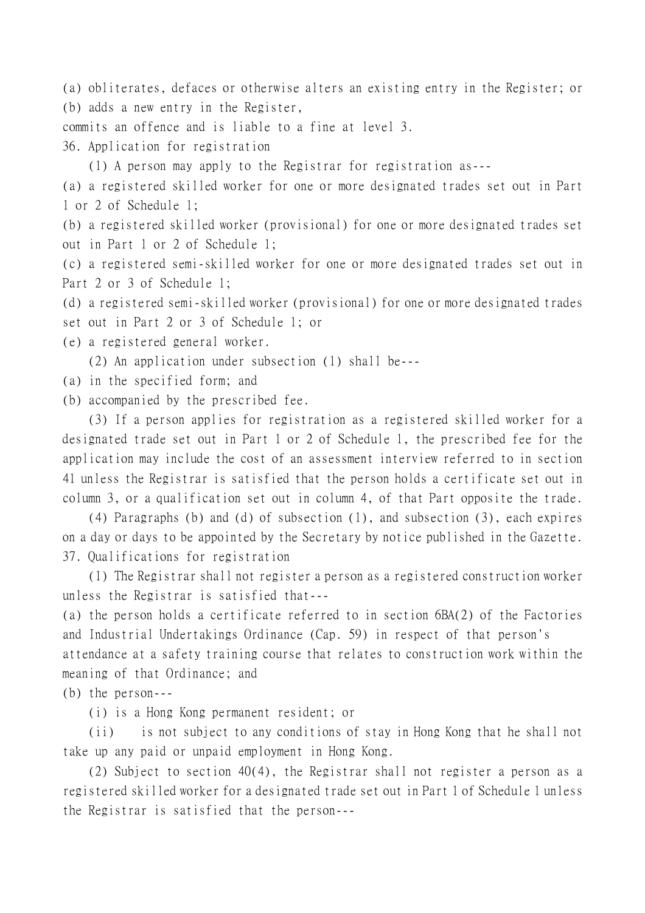(a) obliterates, defaces or otherwise alters an existing entry in the Register; or

(b) adds a new entry in the Register,

commits an offence and is liable to a fine at level 3.

36. Application for registration

(1) A person may apply to the Registrar for registration as---

(a) a registered skilled worker for one or more designated trades set out in Part 1 or 2 of Schedule 1;

(b) a registered skilled worker (provisional) for one or more designated trades set out in Part 1 or 2 of Schedule 1;

(c) a registered semi-skilled worker for one or more designated trades set out in Part 2 or 3 of Schedule 1;

(d) a registered semi-skilled worker (provisional) for one or more designated trades set out in Part 2 or 3 of Schedule 1; or

(e) a registered general worker.

(2) An application under subsection (1) shall be---

(a) in the specified form; and

(b) accompanied by the prescribed fee.

(3) If a person applies for registration as a registered skilled worker for a designated trade set out in Part 1 or 2 of Schedule 1, the prescribed fee for the application may include the cost of an assessment interview referred to in section 41 unless the Registrar is satisfied that the person holds a certificate set out in column 3, or a qualification set out in column 4, of that Part opposite the trade.

(4) Paragraphs (b) and (d) of subsection (1), and subsection (3), each expires on a day or days to be appointed by the Secretary by notice published in the Gazette.

37. Qualifications for registration

(1) The Registrar shall not register a person as a registered construction worker unless the Registrar is satisfied that---

(a) the person holds a certificate referred to in section 6BA(2) of the Factories and Industrial Undertakings Ordinance (Cap. 59) in respect of that person's attendance at a safety training course that relates to construction work within the meaning of that Ordinance; and

(b) the person---

(i) is a Hong Kong permanent resident; or

(ii) is not subject to any conditions of stay in Hong Kong that he shall not take up any paid or unpaid employment in Hong Kong.

(2) Subject to section 40(4), the Registrar shall not register a person as a registered skilled worker for a designated trade set out in Part 1 of Schedule 1 unless the Registrar is satisfied that the person---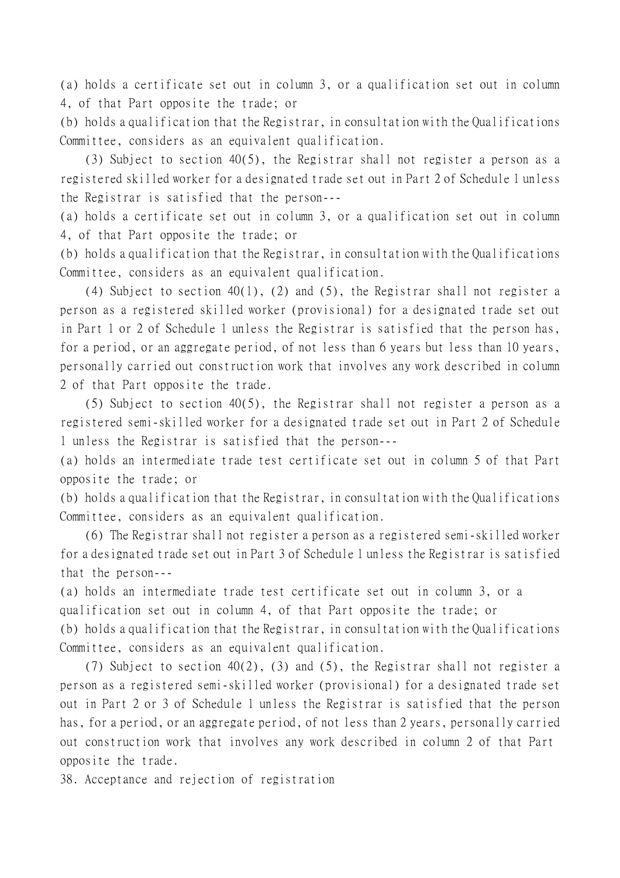(a) holds a certificate set out in column 3, or a qualification set out in column 4, of that Part opposite the trade; or

(b) holds a qualification that the Registrar, in consultation with the Qualifications Committee, considers as an equivalent qualification.

(3) Subject to section 40(5), the Registrar shall not register a person as a registered skilled worker for a designated trade set out in Part 2 of Schedule 1 unless the Registrar is satisfied that the person---

(a) holds a certificate set out in column 3, or a qualification set out in column 4, of that Part opposite the trade; or

(b) holds a qualification that the Registrar, in consultation with the Qualifications Committee, considers as an equivalent qualification.

(4) Subject to section 40(1), (2) and (5), the Registrar shall not register a person as a registered skilled worker (provisional) for a designated trade set out in Part 1 or 2 of Schedule 1 unless the Registrar is satisfied that the person has, for a period, or an aggregate period, of not less than 6 years but less than 10 years, personally carried out construction work that involves any work described in column 2 of that Part opposite the trade.

(5) Subject to section 40(5), the Registrar shall not register a person as a registered semi-skilled worker for a designated trade set out in Part 2 of Schedule 1 unless the Registrar is satisfied that the person---

(a) holds an intermediate trade test certificate set out in column 5 of that Part opposite the trade; or

(b) holds a qualification that the Registrar, in consultation with the Qualifications Committee, considers as an equivalent qualification.

(6) The Registrar shall not register a person as a registered semi-skilled worker for a designated trade set out in Part 3 of Schedule 1 unless the Registrar is satisfied that the person---

(a) holds an intermediate trade test certificate set out in column 3, or a qualification set out in column 4, of that Part opposite the trade; or

(b) holds a qualification that the Registrar, in consultation with the Qualifications Committee, considers as an equivalent qualification.

(7) Subject to section 40(2), (3) and (5), the Registrar shall not register a person as a registered semi-skilled worker (provisional) for a designated trade set out in Part 2 or 3 of Schedule 1 unless the Registrar is satisfied that the person has, for a period, or an aggregate period, of not less than 2 years, personally carried out construction work that involves any work described in column 2 of that Part opposite the trade.

38. Acceptance and rejection of registration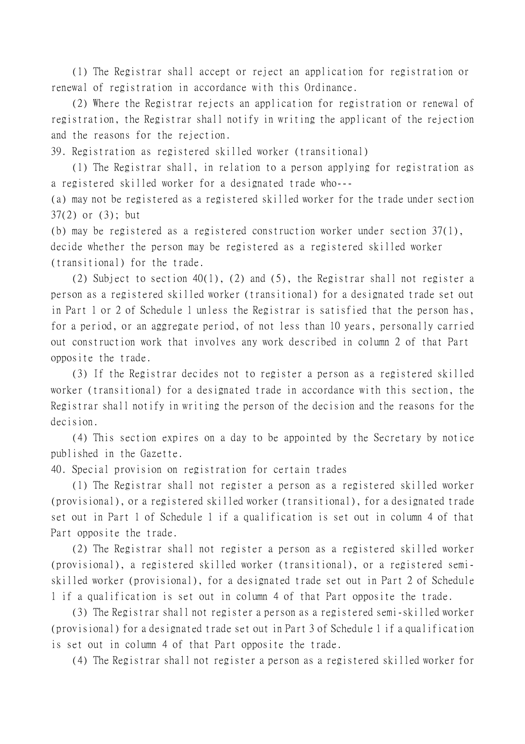(1) The Registrar shall accept or reject an application for registration or renewal of registration in accordance with this Ordinance.

(2) Where the Registrar rejects an application for registration or renewal of registration, the Registrar shall notify in writing the applicant of the rejection and the reasons for the rejection.

### 39. Registration as registered skilled worker (transitional)

(1) The Registrar shall, in relation to a person applying for registration as a registered skilled worker for a designated trade who---

(a) may not be registered as a registered skilled worker for the trade under section 37(2) or (3); but

(b) may be registered as a registered construction worker under section 37(1),

decide whether the person may be registered as a registered skilled worker (transitional) for the trade.

(2) Subject to section 40(1), (2) and (5), the Registrar shall not register a person as a registered skilled worker (transitional) for a designated trade set out in Part 1 or 2 of Schedule 1 unless the Registrar is satisfied that the person has, for a period, or an aggregate period, of not less than 10 years, personally carried out construction work that involves any work described in column 2 of that Part opposite the trade.

(3) If the Registrar decides not to register a person as a registered skilled worker (transitional) for a designated trade in accordance with this section, the Registrar shall notify in writing the person of the decision and the reasons for the decision.

(4) This section expires on a day to be appointed by the Secretary by notice published in the Gazette.

### 40. Special provision on registration for certain trades

(1) The Registrar shall not register a person as a registered skilled worker (provisional), or a registered skilled worker (transitional), for a designated trade set out in Part 1 of Schedule 1 if a qualification is set out in column 4 of that Part opposite the trade.

(2) The Registrar shall not register a person as a registered skilled worker (provisional), a registered skilled worker (transitional), or a registered semi-skilled worker (provisional), for a designated trade set out in Part 2 of Schedule 1 if a qualification is set out in column 4 of that Part opposite the trade.

(3) The Registrar shall not register a person as a registered semi-skilled worker (provisional) for a designated trade set out in Part 3 of Schedule 1 if a qualification is set out in column 4 of that Part opposite the trade.

(4) The Registrar shall not register a person as a registered skilled worker for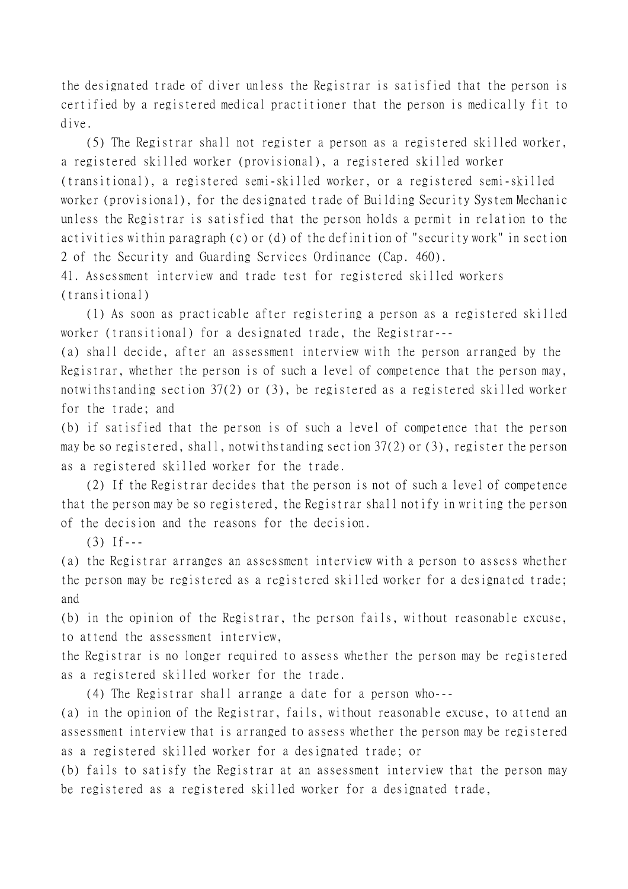the designated trade of diver unless the Registrar is satisfied that the person is certified by a registered medical practitioner that the person is medically fit to dive.

(5) The Registrar shall not register a person as a registered skilled worker, a registered skilled worker (provisional), a registered skilled worker (transitional), a registered semi-skilled worker, or a registered semi-skilled worker (provisional), for the designated trade of Building Security System Mechanic unless the Registrar is satisfied that the person holds a permit in relation to the activities within paragraph (c) or (d) of the definition of "security work" in section 2 of the Security and Guarding Services Ordinance (Cap. 460).

41. Assessment interview and trade test for registered skilled workers (transitional)

(1) As soon as practicable after registering a person as a registered skilled worker (transitional) for a designated trade, the Registrar---

(a) shall decide, after an assessment interview with the person arranged by the Registrar, whether the person is of such a level of competence that the person may, notwithstanding section 37(2) or (3), be registered as a registered skilled worker for the trade; and

(b) if satisfied that the person is of such a level of competence that the person may be so registered, shall, notwithstanding section 37(2) or (3), register the person as a registered skilled worker for the trade.

(2) If the Registrar decides that the person is not of such a level of competence that the person may be so registered, the Registrar shall notify in writing the person of the decision and the reasons for the decision.

(3) If---

(a) the Registrar arranges an assessment interview with a person to assess whether the person may be registered as a registered skilled worker for a designated trade; and

(b) in the opinion of the Registrar, the person fails, without reasonable excuse, to attend the assessment interview,

the Registrar is no longer required to assess whether the person may be registered as a registered skilled worker for the trade.

(4) The Registrar shall arrange a date for a person who---

(a) in the opinion of the Registrar, fails, without reasonable excuse, to attend an assessment interview that is arranged to assess whether the person may be registered as a registered skilled worker for a designated trade; or

(b) fails to satisfy the Registrar at an assessment interview that the person may be registered as a registered skilled worker for a designated trade,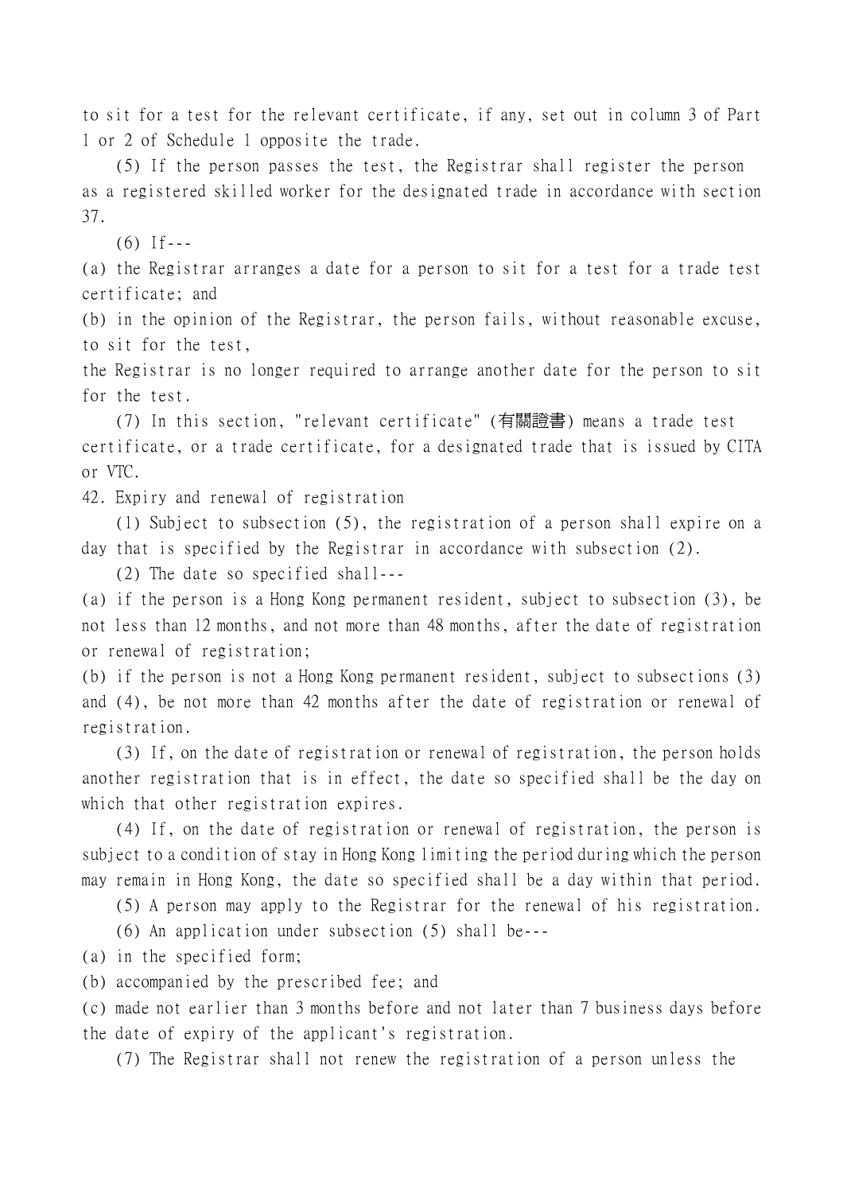to sit for a test for the relevant certificate, if any, set out in column 3 of Part 1 or 2 of Schedule 1 opposite the trade.

(5) If the person passes the test, the Registrar shall register the person as a registered skilled worker for the designated trade in accordance with section 37.

(6) If---

(a) the Registrar arranges a date for a person to sit for a test for a trade test certificate; and

(b) in the opinion of the Registrar, the person fails, without reasonable excuse, to sit for the test,

the Registrar is no longer required to arrange another date for the person to sit for the test.

(7) In this section, "relevant certificate" (有關證書) means a trade test certificate, or a trade certificate, for a designated trade that is issued by CITA or VTC.

42. Expiry and renewal of registration

(1) Subject to subsection (5), the registration of a person shall expire on a day that is specified by the Registrar in accordance with subsection (2).

(2) The date so specified shall---

(a) if the person is a Hong Kong permanent resident, subject to subsection (3), be not less than 12 months, and not more than 48 months, after the date of registration or renewal of registration;

(b) if the person is not a Hong Kong permanent resident, subject to subsections (3) and (4), be not more than 42 months after the date of registration or renewal of registration.

(3) If, on the date of registration or renewal of registration, the person holds another registration that is in effect, the date so specified shall be the day on which that other registration expires.

(4) If, on the date of registration or renewal of registration, the person is subject to a condition of stay in Hong Kong limiting the period during which the person may remain in Hong Kong, the date so specified shall be a day within that period.

(5) A person may apply to the Registrar for the renewal of his registration.

(6) An application under subsection (5) shall be---

(a) in the specified form;

(b) accompanied by the prescribed fee; and

(c) made not earlier than 3 months before and not later than 7 business days before the date of expiry of the applicant's registration.

(7) The Registrar shall not renew the registration of a person unless the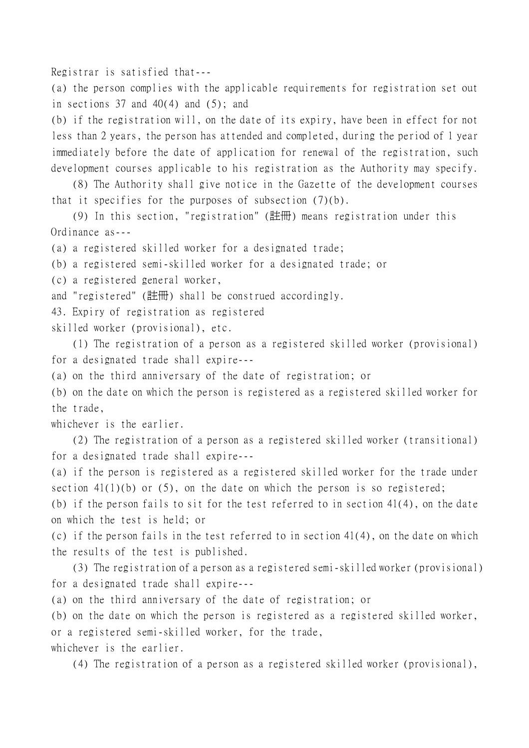Registrar is satisfied that---

(a) the person complies with the applicable requirements for registration set out in sections 37 and 40(4) and (5); and

(b) if the registration will, on the date of its expiry, have been in effect for not less than 2 years, the person has attended and completed, during the period of 1 year immediately before the date of application for renewal of the registration, such development courses applicable to his registration as the Authority may specify.

(8) The Authority shall give notice in the Gazette of the development courses that it specifies for the purposes of subsection (7)(b).

(9) In this section, "registration" (註冊) means registration under this Ordinance as---

(a) a registered skilled worker for a designated trade;

(b) a registered semi-skilled worker for a designated trade; or

(c) a registered general worker,

and "registered" (註冊) shall be construed accordingly.

43. Expiry of registration as registered skilled worker (provisional), etc.

(1) The registration of a person as a registered skilled worker (provisional) for a designated trade shall expire---

(a) on the third anniversary of the date of registration; or

(b) on the date on which the person is registered as a registered skilled worker for the trade,

whichever is the earlier.

(2) The registration of a person as a registered skilled worker (transitional) for a designated trade shall expire---

(a) if the person is registered as a registered skilled worker for the trade under section 41(1)(b) or (5), on the date on which the person is so registered;

(b) if the person fails to sit for the test referred to in section 41(4), on the date on which the test is held; or

(c) if the person fails in the test referred to in section 41(4), on the date on which the results of the test is published.

(3) The registration of a person as a registered semi-skilled worker (provisional) for a designated trade shall expire---

(a) on the third anniversary of the date of registration; or

(b) on the date on which the person is registered as a registered skilled worker, or a registered semi-skilled worker, for the trade,

whichever is the earlier.

(4) The registration of a person as a registered skilled worker (provisional),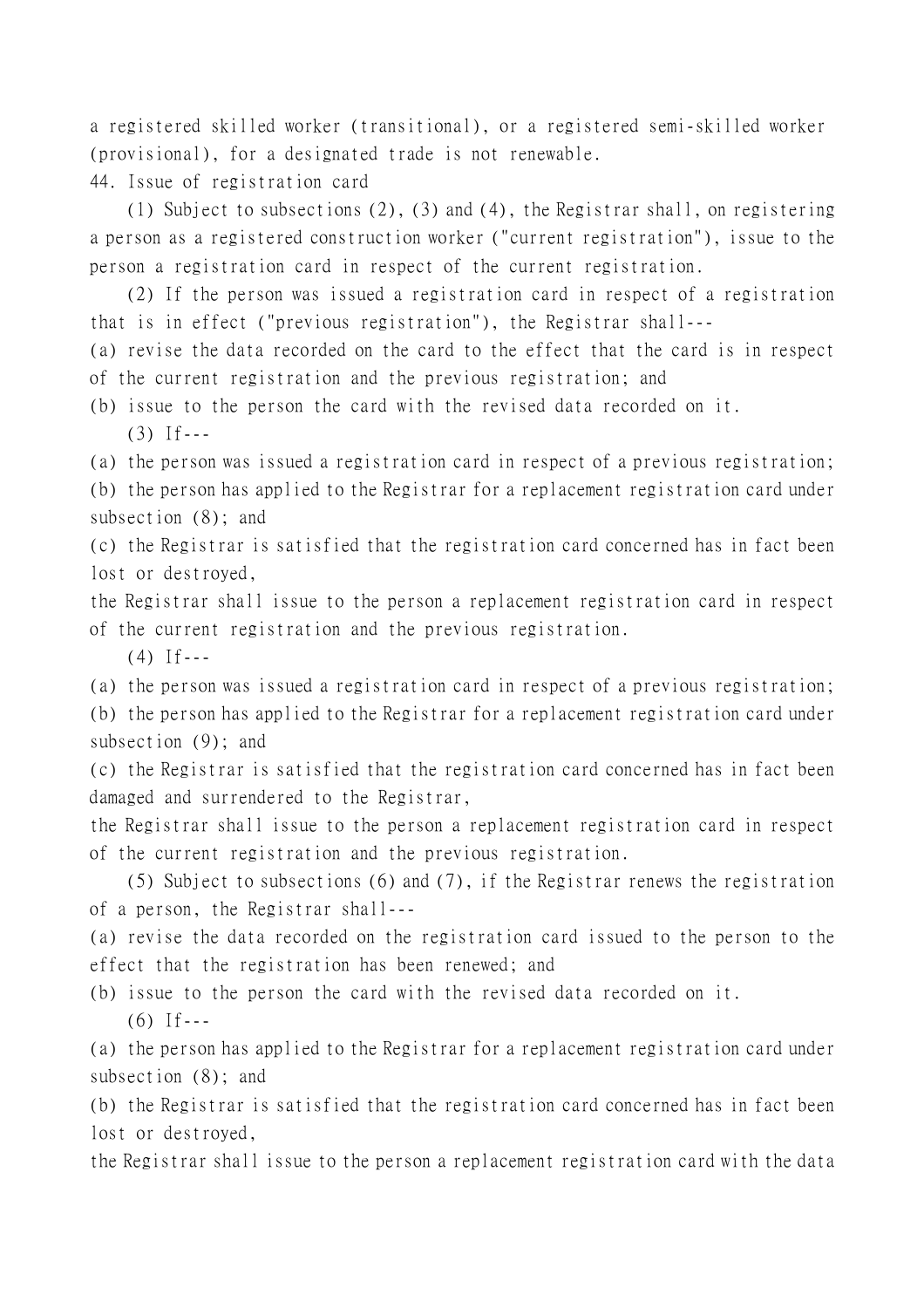a registered skilled worker (transitional), or a registered semi-skilled worker (provisional), for a designated trade is not renewable.

44. Issue of registration card

(1) Subject to subsections (2), (3) and (4), the Registrar shall, on registering a person as a registered construction worker ("current registration"), issue to the person a registration card in respect of the current registration.

(2) If the person was issued a registration card in respect of a registration that is in effect ("previous registration"), the Registrar shall---

(a) revise the data recorded on the card to the effect that the card is in respect of the current registration and the previous registration; and

(b) issue to the person the card with the revised data recorded on it.

(3) If---

(a) the person was issued a registration card in respect of a previous registration;

(b) the person has applied to the Registrar for a replacement registration card under subsection (8); and

(c) the Registrar is satisfied that the registration card concerned has in fact been lost or destroyed,

the Registrar shall issue to the person a replacement registration card in respect of the current registration and the previous registration.

(4) If---

(a) the person was issued a registration card in respect of a previous registration;

(b) the person has applied to the Registrar for a replacement registration card under subsection (9); and

(c) the Registrar is satisfied that the registration card concerned has in fact been damaged and surrendered to the Registrar,

the Registrar shall issue to the person a replacement registration card in respect of the current registration and the previous registration.

(5) Subject to subsections (6) and (7), if the Registrar renews the registration of a person, the Registrar shall---

(a) revise the data recorded on the registration card issued to the person to the effect that the registration has been renewed; and

(b) issue to the person the card with the revised data recorded on it.

(6) If---

(a) the person has applied to the Registrar for a replacement registration card under subsection (8); and

(b) the Registrar is satisfied that the registration card concerned has in fact been lost or destroyed,

the Registrar shall issue to the person a replacement registration card with the data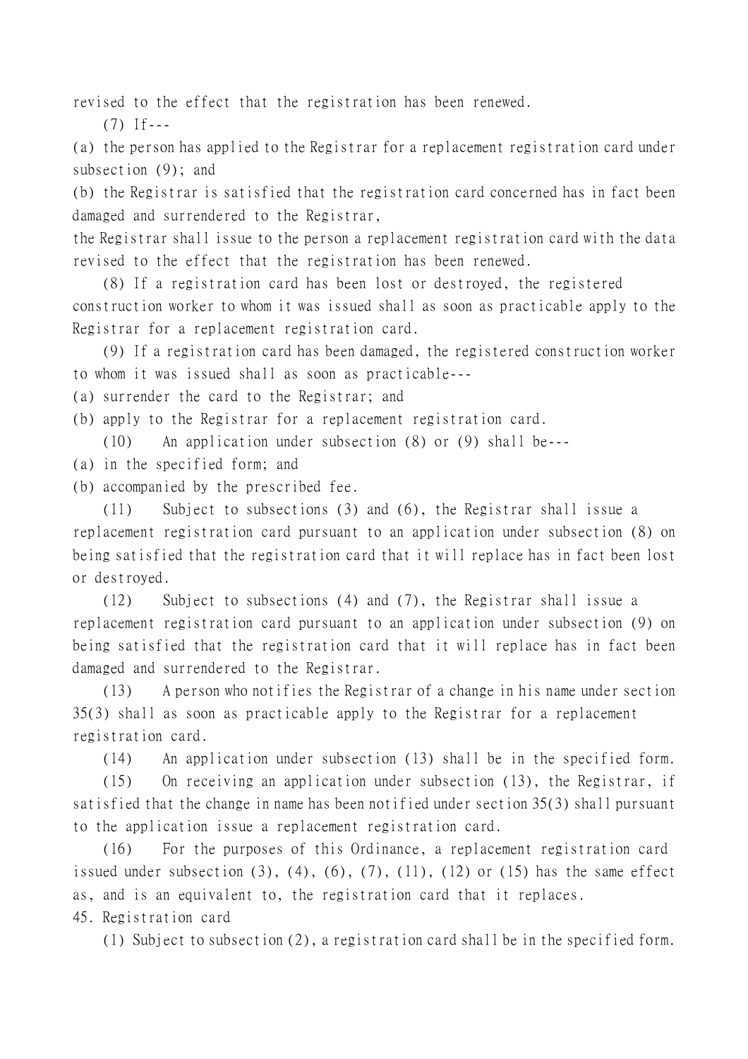revised to the effect that the registration has been renewed.

(7) If---

(a) the person has applied to the Registrar for a replacement registration card under subsection (9); and

(b) the Registrar is satisfied that the registration card concerned has in fact been damaged and surrendered to the Registrar,

the Registrar shall issue to the person a replacement registration card with the data revised to the effect that the registration has been renewed.

(8) If a registration card has been lost or destroyed, the registered construction worker to whom it was issued shall as soon as practicable apply to the Registrar for a replacement registration card.

(9) If a registration card has been damaged, the registered construction worker to whom it was issued shall as soon as practicable---

(a) surrender the card to the Registrar; and

(b) apply to the Registrar for a replacement registration card.

(10) An application under subsection (8) or (9) shall be---

(a) in the specified form; and

(b) accompanied by the prescribed fee.

(11) Subject to subsections (3) and (6), the Registrar shall issue a replacement registration card pursuant to an application under subsection (8) on being satisfied that the registration card that it will replace has in fact been lost or destroyed.

(12) Subject to subsections (4) and (7), the Registrar shall issue a replacement registration card pursuant to an application under subsection (9) on being satisfied that the registration card that it will replace has in fact been damaged and surrendered to the Registrar.

(13) A person who notifies the Registrar of a change in his name under section 35(3) shall as soon as practicable apply to the Registrar for a replacement registration card.

(14) An application under subsection (13) shall be in the specified form.

(15) On receiving an application under subsection (13), the Registrar, if satisfied that the change in name has been notified under section 35(3) shall pursuant to the application issue a replacement registration card.

(16) For the purposes of this Ordinance, a replacement registration card issued under subsection (3), (4), (6), (7), (11), (12) or (15) has the same effect as, and is an equivalent to, the registration card that it replaces.

45. Registration card

(1) Subject to subsection (2), a registration card shall be in the specified form.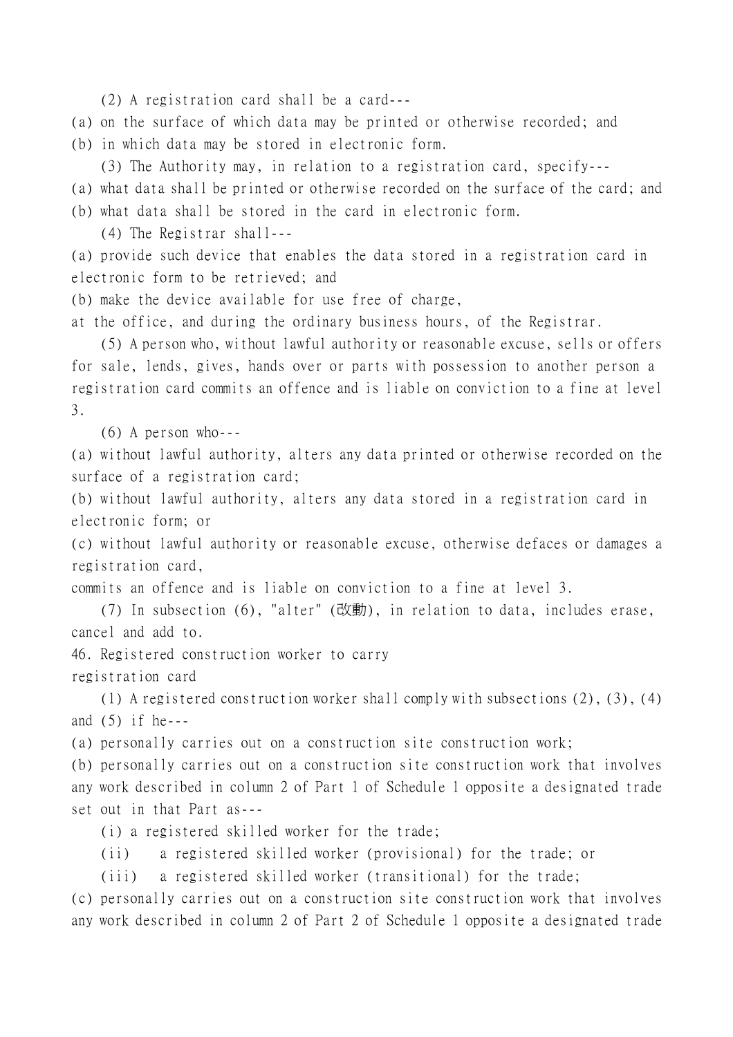(2) A registration card shall be a card---

(a) on the surface of which data may be printed or otherwise recorded; and

(b) in which data may be stored in electronic form.

(3) The Authority may, in relation to a registration card, specify---

(a) what data shall be printed or otherwise recorded on the surface of the card; and

(b) what data shall be stored in the card in electronic form.

(4) The Registrar shall---

(a) provide such device that enables the data stored in a registration card in electronic form to be retrieved; and

(b) make the device available for use free of charge,

at the office, and during the ordinary business hours, of the Registrar.

(5) A person who, without lawful authority or reasonable excuse, sells or offers for sale, lends, gives, hands over or parts with possession to another person a registration card commits an offence and is liable on conviction to a fine at level 3.

(6) A person who---

(a) without lawful authority, alters any data printed or otherwise recorded on the surface of a registration card;

(b) without lawful authority, alters any data stored in a registration card in electronic form; or

(c) without lawful authority or reasonable excuse, otherwise defaces or damages a registration card,

commits an offence and is liable on conviction to a fine at level 3.

(7) In subsection (6), "alter" (改動), in relation to data, includes erase, cancel and add to.

46. Registered construction worker to carry registration card

(1) A registered construction worker shall comply with subsections (2), (3), (4) and (5) if he---

(a) personally carries out on a construction site construction work;

(b) personally carries out on a construction site construction work that involves any work described in column 2 of Part 1 of Schedule 1 opposite a designated trade set out in that Part as---

(i) a registered skilled worker for the trade;

(ii) a registered skilled worker (provisional) for the trade; or

(iii) a registered skilled worker (transitional) for the trade;

(c) personally carries out on a construction site construction work that involves any work described in column 2 of Part 2 of Schedule 1 opposite a designated trade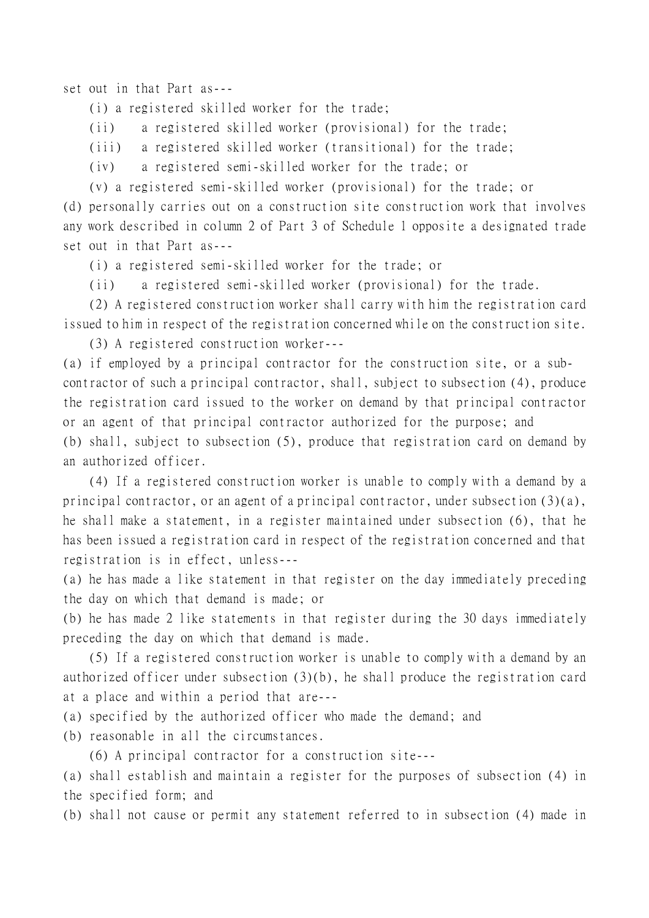set out in that Part as---

(i) a registered skilled worker for the trade;

(ii) a registered skilled worker (provisional) for the trade;

(iii) a registered skilled worker (transitional) for the trade;

(iv) a registered semi-skilled worker for the trade; or

(v) a registered semi-skilled worker (provisional) for the trade; or

(d) personally carries out on a construction site construction work that involves any work described in column 2 of Part 3 of Schedule 1 opposite a designated trade set out in that Part as---

(i) a registered semi-skilled worker for the trade; or

(ii) a registered semi-skilled worker (provisional) for the trade.

(2) A registered construction worker shall carry with him the registration card issued to him in respect of the registration concerned while on the construction site.

(3) A registered construction worker---

(a) if employed by a principal contractor for the construction site, or a sub-contractor of such a principal contractor, shall, subject to subsection (4), produce the registration card issued to the worker on demand by that principal contractor or an agent of that principal contractor authorized for the purpose; and

(b) shall, subject to subsection (5), produce that registration card on demand by an authorized officer.

(4) If a registered construction worker is unable to comply with a demand by a principal contractor, or an agent of a principal contractor, under subsection (3)(a), he shall make a statement, in a register maintained under subsection (6), that he has been issued a registration card in respect of the registration concerned and that registration is in effect, unless---

(a) he has made a like statement in that register on the day immediately preceding the day on which that demand is made; or

(b) he has made 2 like statements in that register during the 30 days immediately preceding the day on which that demand is made.

(5) If a registered construction worker is unable to comply with a demand by an authorized officer under subsection (3)(b), he shall produce the registration card at a place and within a period that are---

(a) specified by the authorized officer who made the demand; and

(b) reasonable in all the circumstances.

(6) A principal contractor for a construction site---

(a) shall establish and maintain a register for the purposes of subsection (4) in the specified form; and

(b) shall not cause or permit any statement referred to in subsection (4) made in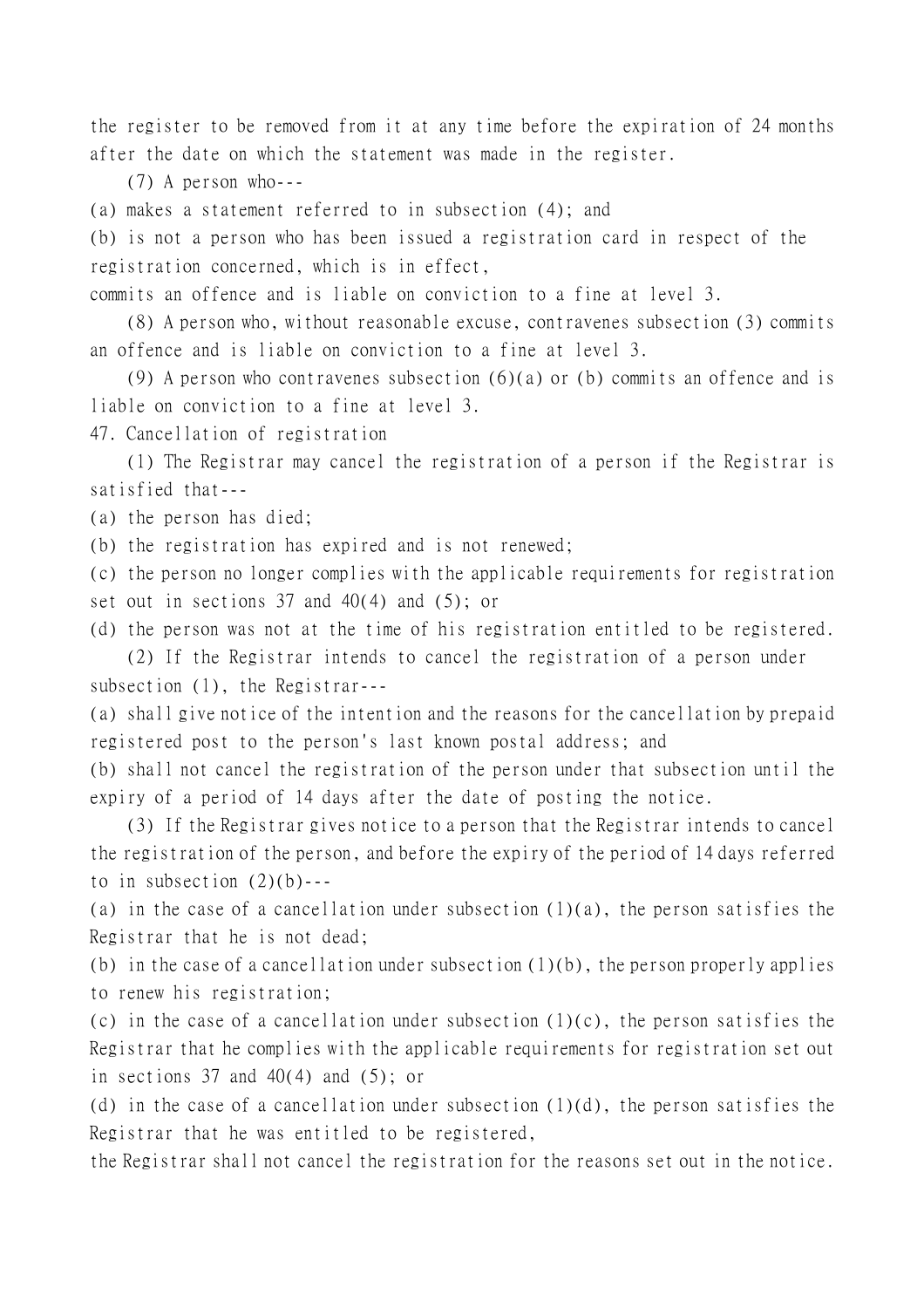the register to be removed from it at any time before the expiration of 24 months after the date on which the statement was made in the register.

(7) A person who---

(a) makes a statement referred to in subsection (4); and

(b) is not a person who has been issued a registration card in respect of the registration concerned, which is in effect,

commits an offence and is liable on conviction to a fine at level 3.

(8) A person who, without reasonable excuse, contravenes subsection (3) commits an offence and is liable on conviction to a fine at level 3.

(9) A person who contravenes subsection (6)(a) or (b) commits an offence and is liable on conviction to a fine at level 3.

47. Cancellation of registration

(1) The Registrar may cancel the registration of a person if the Registrar is satisfied that---

(a) the person has died;

(b) the registration has expired and is not renewed;

(c) the person no longer complies with the applicable requirements for registration set out in sections 37 and 40(4) and (5); or

(d) the person was not at the time of his registration entitled to be registered.

(2) If the Registrar intends to cancel the registration of a person under subsection (1), the Registrar---

(a) shall give notice of the intention and the reasons for the cancellation by prepaid registered post to the person's last known postal address; and

(b) shall not cancel the registration of the person under that subsection until the expiry of a period of 14 days after the date of posting the notice.

(3) If the Registrar gives notice to a person that the Registrar intends to cancel the registration of the person, and before the expiry of the period of 14 days referred to in subsection (2)(b)---

(a) in the case of a cancellation under subsection (1)(a), the person satisfies the Registrar that he is not dead;

(b) in the case of a cancellation under subsection (1)(b), the person properly applies to renew his registration;

(c) in the case of a cancellation under subsection (1)(c), the person satisfies the Registrar that he complies with the applicable requirements for registration set out in sections 37 and 40(4) and (5); or

(d) in the case of a cancellation under subsection (1)(d), the person satisfies the Registrar that he was entitled to be registered,

the Registrar shall not cancel the registration for the reasons set out in the notice.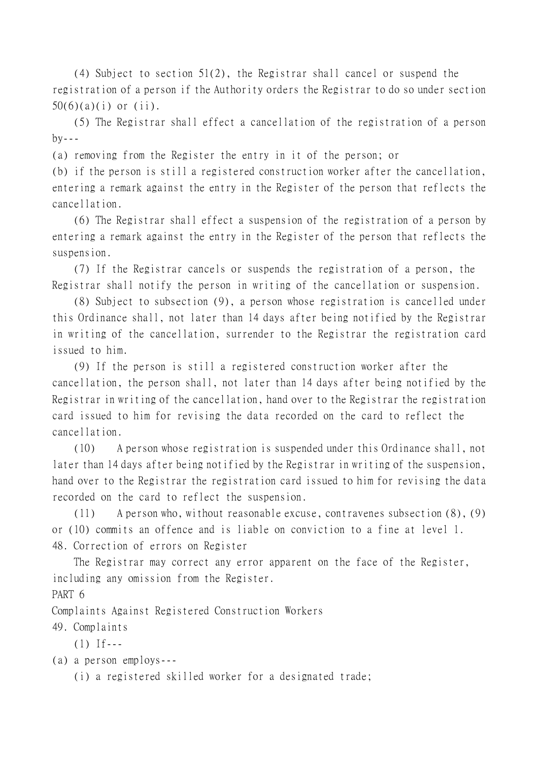(4) Subject to section 51(2), the Registrar shall cancel or suspend the registration of a person if the Authority orders the Registrar to do so under section 50(6)(a)(i) or (ii).

(5) The Registrar shall effect a cancellation of the registration of a person by---

(a) removing from the Register the entry in it of the person; or

(b) if the person is still a registered construction worker after the cancellation, entering a remark against the entry in the Register of the person that reflects the cancellation.

(6) The Registrar shall effect a suspension of the registration of a person by entering a remark against the entry in the Register of the person that reflects the suspension.

(7) If the Registrar cancels or suspends the registration of a person, the Registrar shall notify the person in writing of the cancellation or suspension.

(8) Subject to subsection (9), a person whose registration is cancelled under this Ordinance shall, not later than 14 days after being notified by the Registrar in writing of the cancellation, surrender to the Registrar the registration card issued to him.

(9) If the person is still a registered construction worker after the cancellation, the person shall, not later than 14 days after being notified by the Registrar in writing of the cancellation, hand over to the Registrar the registration card issued to him for revising the data recorded on the card to reflect the cancellation.

(10) A person whose registration is suspended under this Ordinance shall, not later than 14 days after being notified by the Registrar in writing of the suspension, hand over to the Registrar the registration card issued to him for revising the data recorded on the card to reflect the suspension.

(11) A person who, without reasonable excuse, contravenes subsection (8), (9) or (10) commits an offence and is liable on conviction to a fine at level 1.

48. Correction of errors on Register

The Registrar may correct any error apparent on the face of the Register, including any omission from the Register.

PART 6

Complaints Against Registered Construction Workers

49. Complaints

(1) If---

(a) a person employs---

(i) a registered skilled worker for a designated trade;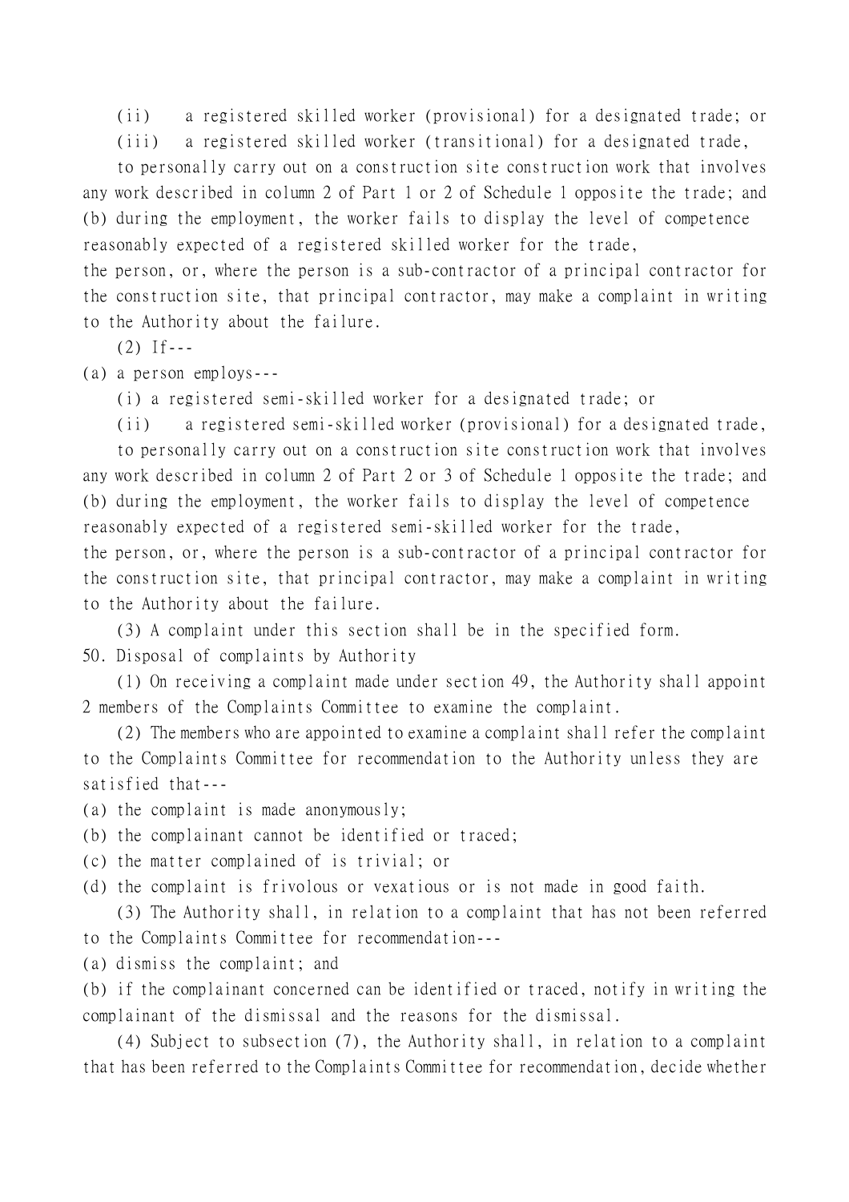(ii) a registered skilled worker (provisional) for a designated trade; or

(iii) a registered skilled worker (transitional) for a designated trade,

to personally carry out on a construction site construction work that involves any work described in column 2 of Part 1 or 2 of Schedule 1 opposite the trade; and

(b) during the employment, the worker fails to display the level of competence reasonably expected of a registered skilled worker for the trade,

the person, or, where the person is a sub-contractor of a principal contractor for the construction site, that principal contractor, may make a complaint in writing to the Authority about the failure.

(2) If---

(a) a person employs---

(i) a registered semi-skilled worker for a designated trade; or

(ii) a registered semi-skilled worker (provisional) for a designated trade,

to personally carry out on a construction site construction work that involves any work described in column 2 of Part 2 or 3 of Schedule 1 opposite the trade; and

(b) during the employment, the worker fails to display the level of competence reasonably expected of a registered semi-skilled worker for the trade,

the person, or, where the person is a sub-contractor of a principal contractor for the construction site, that principal contractor, may make a complaint in writing to the Authority about the failure.

(3) A complaint under this section shall be in the specified form.

50. Disposal of complaints by Authority

(1) On receiving a complaint made under section 49, the Authority shall appoint 2 members of the Complaints Committee to examine the complaint.

(2) The members who are appointed to examine a complaint shall refer the complaint to the Complaints Committee for recommendation to the Authority unless they are satisfied that---

(a) the complaint is made anonymously;

(b) the complainant cannot be identified or traced;

(c) the matter complained of is trivial; or

(d) the complaint is frivolous or vexatious or is not made in good faith.

(3) The Authority shall, in relation to a complaint that has not been referred to the Complaints Committee for recommendation---

(a) dismiss the complaint; and

(b) if the complainant concerned can be identified or traced, notify in writing the complainant of the dismissal and the reasons for the dismissal.

(4) Subject to subsection (7), the Authority shall, in relation to a complaint that has been referred to the Complaints Committee for recommendation, decide whether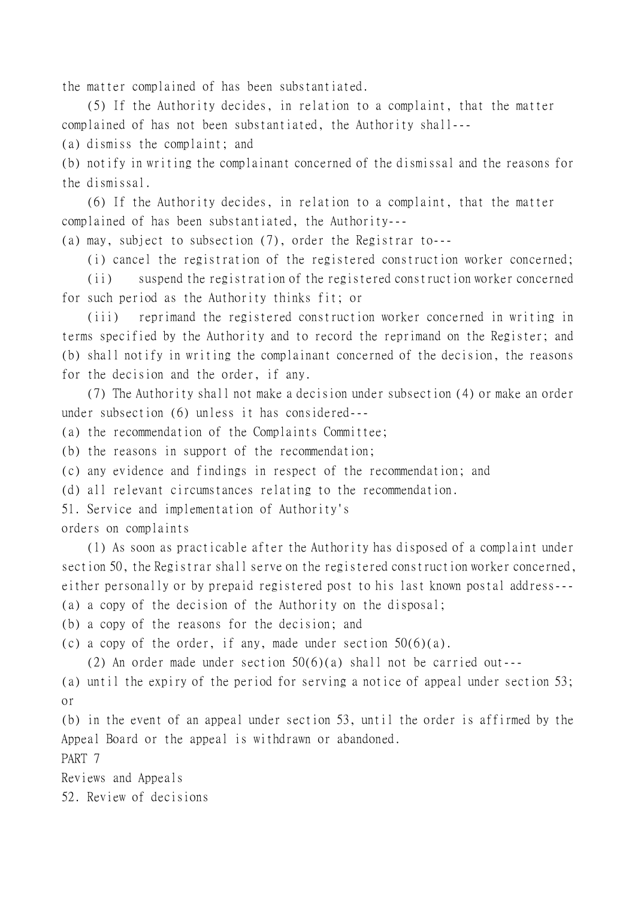the matter complained of has been substantiated.

(5) If the Authority decides, in relation to a complaint, that the matter complained of has not been substantiated, the Authority shall---

(a) dismiss the complaint; and

(b) notify in writing the complainant concerned of the dismissal and the reasons for the dismissal.

(6) If the Authority decides, in relation to a complaint, that the matter complained of has been substantiated, the Authority---

(a) may, subject to subsection (7), order the Registrar to---

(i) cancel the registration of the registered construction worker concerned;

(ii) suspend the registration of the registered construction worker concerned for such period as the Authority thinks fit; or

(iii) reprimand the registered construction worker concerned in writing in terms specified by the Authority and to record the reprimand on the Register; and

(b) shall notify in writing the complainant concerned of the decision, the reasons for the decision and the order, if any.

(7) The Authority shall not make a decision under subsection (4) or make an order under subsection (6) unless it has considered---

(a) the recommendation of the Complaints Committee;

(b) the reasons in support of the recommendation;

(c) any evidence and findings in respect of the recommendation; and

(d) all relevant circumstances relating to the recommendation.

51. Service and implementation of Authority's orders on complaints

(1) As soon as practicable after the Authority has disposed of a complaint under section 50, the Registrar shall serve on the registered construction worker concerned, either personally or by prepaid registered post to his last known postal address---

(a) a copy of the decision of the Authority on the disposal;

(b) a copy of the reasons for the decision; and

(c) a copy of the order, if any, made under section 50(6)(a).

(2) An order made under section 50(6)(a) shall not be carried out---

(a) until the expiry of the period for serving a notice of appeal under section 53; or

(b) in the event of an appeal under section 53, until the order is affirmed by the Appeal Board or the appeal is withdrawn or abandoned.

PART 7

Reviews and Appeals

52. Review of decisions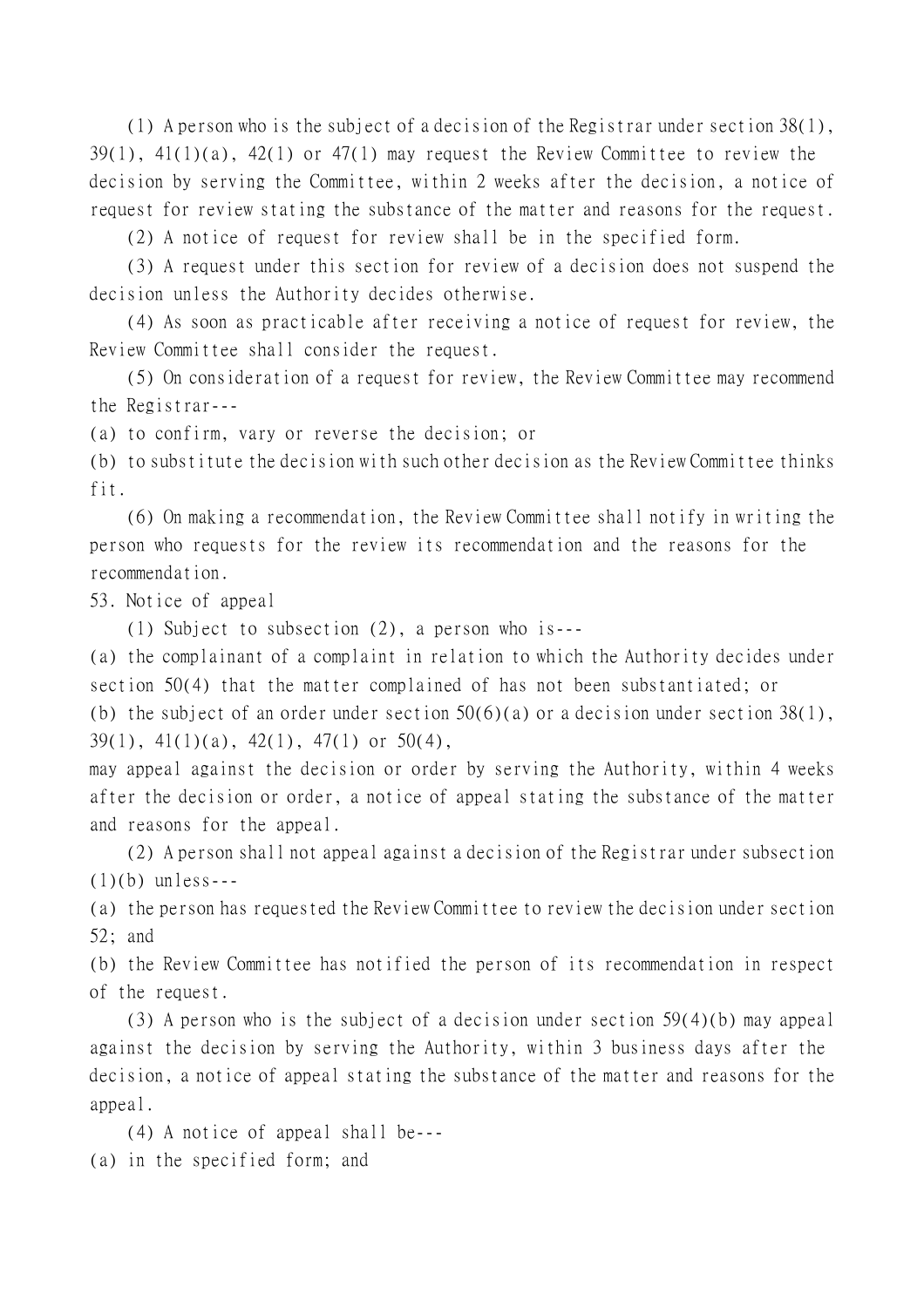(1) A person who is the subject of a decision of the Registrar under section 38(1), 39(1), 41(1)(a), 42(1) or 47(1) may request the Review Committee to review the decision by serving the Committee, within 2 weeks after the decision, a notice of request for review stating the substance of the matter and reasons for the request.

(2) A notice of request for review shall be in the specified form.

(3) A request under this section for review of a decision does not suspend the decision unless the Authority decides otherwise.

(4) As soon as practicable after receiving a notice of request for review, the Review Committee shall consider the request.

(5) On consideration of a request for review, the Review Committee may recommend the Registrar---

(a) to confirm, vary or reverse the decision; or

(b) to substitute the decision with such other decision as the Review Committee thinks fit.

(6) On making a recommendation, the Review Committee shall notify in writing the person who requests for the review its recommendation and the reasons for the recommendation.

53. Notice of appeal

(1) Subject to subsection (2), a person who is---

(a) the complainant of a complaint in relation to which the Authority decides under section 50(4) that the matter complained of has not been substantiated; or

(b) the subject of an order under section 50(6)(a) or a decision under section 38(1), 39(1), 41(1)(a), 42(1), 47(1) or 50(4),

may appeal against the decision or order by serving the Authority, within 4 weeks after the decision or order, a notice of appeal stating the substance of the matter and reasons for the appeal.

(2) A person shall not appeal against a decision of the Registrar under subsection (1)(b) unless---

(a) the person has requested the Review Committee to review the decision under section 52; and

(b) the Review Committee has notified the person of its recommendation in respect of the request.

(3) A person who is the subject of a decision under section 59(4)(b) may appeal against the decision by serving the Authority, within 3 business days after the decision, a notice of appeal stating the substance of the matter and reasons for the appeal.

(4) A notice of appeal shall be---

(a) in the specified form; and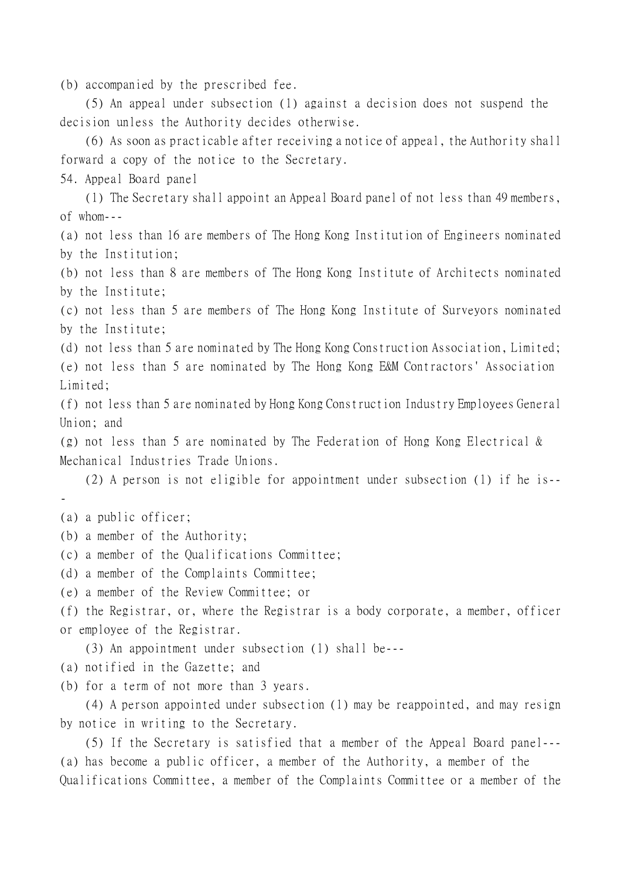(b) accompanied by the prescribed fee.

(5) An appeal under subsection (1) against a decision does not suspend the decision unless the Authority decides otherwise.

(6) As soon as practicable after receiving a notice of appeal, the Authority shall forward a copy of the notice to the Secretary.

54. Appeal Board panel

(1) The Secretary shall appoint an Appeal Board panel of not less than 49 members, of whom---

(a) not less than 16 are members of The Hong Kong Institution of Engineers nominated by the Institution;

(b) not less than 8 are members of The Hong Kong Institute of Architects nominated by the Institute;

(c) not less than 5 are members of The Hong Kong Institute of Surveyors nominated by the Institute;

(d) not less than 5 are nominated by The Hong Kong Construction Association, Limited;

(e) not less than 5 are nominated by The Hong Kong E&M Contractors' Association Limited;

(f) not less than 5 are nominated by Hong Kong Construction Industry Employees General Union; and

(g) not less than 5 are nominated by The Federation of Hong Kong Electrical & Mechanical Industries Trade Unions.

(2) A person is not eligible for appointment under subsection (1) if he is---

(a) a public officer;

(b) a member of the Authority;

(c) a member of the Qualifications Committee;

(d) a member of the Complaints Committee;

(e) a member of the Review Committee; or

(f) the Registrar, or, where the Registrar is a body corporate, a member, officer or employee of the Registrar.

(3) An appointment under subsection (1) shall be---

(a) notified in the Gazette; and

(b) for a term of not more than 3 years.

(4) A person appointed under subsection (1) may be reappointed, and may resign by notice in writing to the Secretary.

(5) If the Secretary is satisfied that a member of the Appeal Board panel---

(a) has become a public officer, a member of the Authority, a member of the Qualifications Committee, a member of the Complaints Committee or a member of the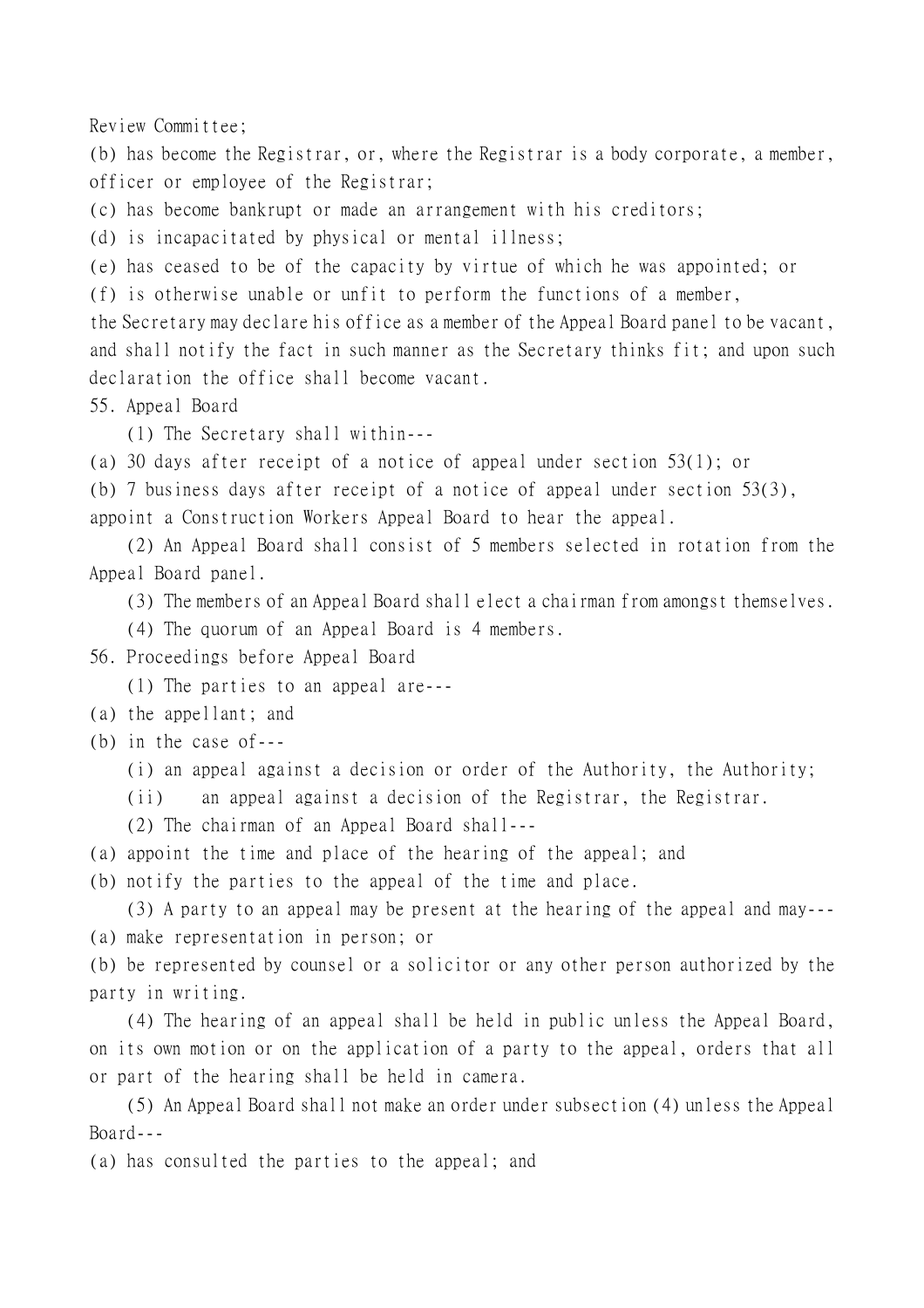Review Committee;

(b) has become the Registrar, or, where the Registrar is a body corporate, a member, officer or employee of the Registrar;

(c) has become bankrupt or made an arrangement with his creditors;

(d) is incapacitated by physical or mental illness;

(e) has ceased to be of the capacity by virtue of which he was appointed; or

(f) is otherwise unable or unfit to perform the functions of a member,

the Secretary may declare his office as a member of the Appeal Board panel to be vacant, and shall notify the fact in such manner as the Secretary thinks fit; and upon such declaration the office shall become vacant.

55. Appeal Board

(1) The Secretary shall within---

(a) 30 days after receipt of a notice of appeal under section 53(1); or

(b) 7 business days after receipt of a notice of appeal under section 53(3),

appoint a Construction Workers Appeal Board to hear the appeal.

(2) An Appeal Board shall consist of 5 members selected in rotation from the Appeal Board panel.

(3) The members of an Appeal Board shall elect a chairman from amongst themselves.

(4) The quorum of an Appeal Board is 4 members.

56. Proceedings before Appeal Board

(1) The parties to an appeal are---

(a) the appellant; and

(b) in the case of---

(i) an appeal against a decision or order of the Authority, the Authority;

(ii) an appeal against a decision of the Registrar, the Registrar.

(2) The chairman of an Appeal Board shall---

(a) appoint the time and place of the hearing of the appeal; and

(b) notify the parties to the appeal of the time and place.

(3) A party to an appeal may be present at the hearing of the appeal and may---

(a) make representation in person; or

(b) be represented by counsel or a solicitor or any other person authorized by the party in writing.

(4) The hearing of an appeal shall be held in public unless the Appeal Board, on its own motion or on the application of a party to the appeal, orders that all or part of the hearing shall be held in camera.

(5) An Appeal Board shall not make an order under subsection (4) unless the Appeal Board---

(a) has consulted the parties to the appeal; and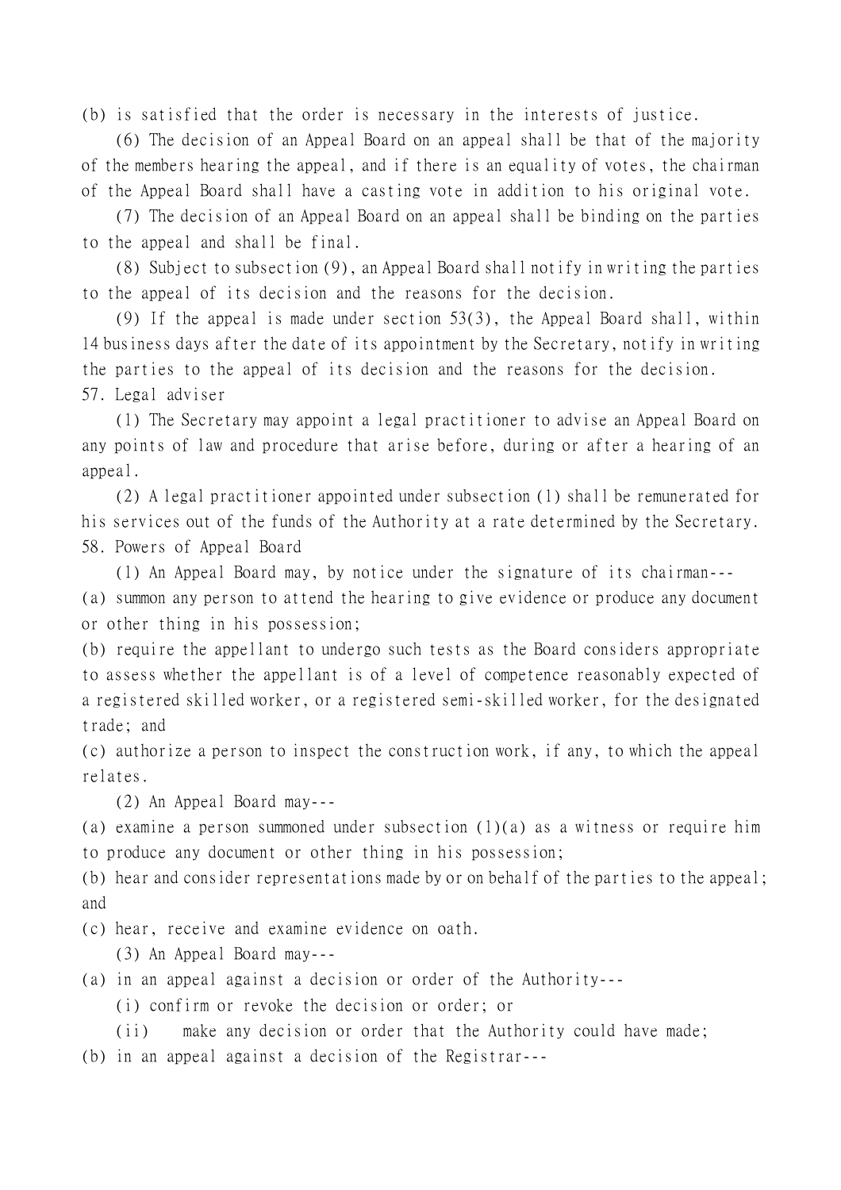(b) is satisfied that the order is necessary in the interests of justice.

(6) The decision of an Appeal Board on an appeal shall be that of the majority of the members hearing the appeal, and if there is an equality of votes, the chairman of the Appeal Board shall have a casting vote in addition to his original vote.

(7) The decision of an Appeal Board on an appeal shall be binding on the parties to the appeal and shall be final.

(8) Subject to subsection (9), an Appeal Board shall notify in writing the parties to the appeal of its decision and the reasons for the decision.

(9) If the appeal is made under section 53(3), the Appeal Board shall, within 14 business days after the date of its appointment by the Secretary, notify in writing the parties to the appeal of its decision and the reasons for the decision.

57. Legal adviser

(1) The Secretary may appoint a legal practitioner to advise an Appeal Board on any points of law and procedure that arise before, during or after a hearing of an appeal.

(2) A legal practitioner appointed under subsection (1) shall be remunerated for his services out of the funds of the Authority at a rate determined by the Secretary.

58. Powers of Appeal Board

(1) An Appeal Board may, by notice under the signature of its chairman---

(a) summon any person to attend the hearing to give evidence or produce any document or other thing in his possession;

(b) require the appellant to undergo such tests as the Board considers appropriate to assess whether the appellant is of a level of competence reasonably expected of a registered skilled worker, or a registered semi-skilled worker, for the designated trade; and

(c) authorize a person to inspect the construction work, if any, to which the appeal relates.

(2) An Appeal Board may---

(a) examine a person summoned under subsection (1)(a) as a witness or require him to produce any document or other thing in his possession;

(b) hear and consider representations made by or on behalf of the parties to the appeal; and

(c) hear, receive and examine evidence on oath.

(3) An Appeal Board may---

(a) in an appeal against a decision or order of the Authority---

(i) confirm or revoke the decision or order; or

(ii) make any decision or order that the Authority could have made;

(b) in an appeal against a decision of the Registrar---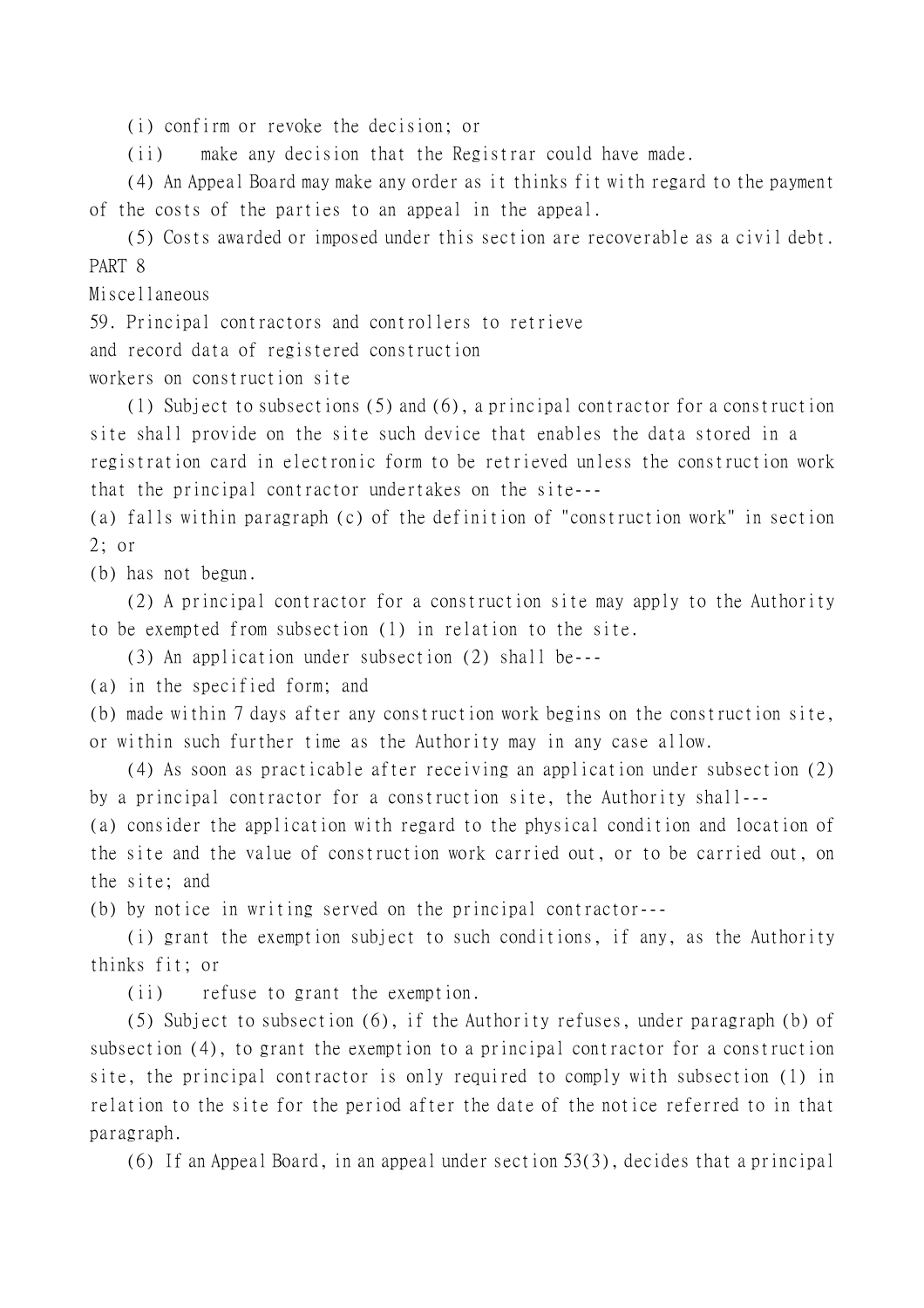(i) confirm or revoke the decision; or

(ii) make any decision that the Registrar could have made.

(4) An Appeal Board may make any order as it thinks fit with regard to the payment of the costs of the parties to an appeal in the appeal.

(5) Costs awarded or imposed under this section are recoverable as a civil debt.

## PART 8

## Miscellaneous

### 59. Principal contractors and controllers to retrieve and record data of registered construction workers on construction site

(1) Subject to subsections (5) and (6), a principal contractor for a construction site shall provide on the site such device that enables the data stored in a registration card in electronic form to be retrieved unless the construction work that the principal contractor undertakes on the site---

(a) falls within paragraph (c) of the definition of "construction work" in section 2; or

(b) has not begun.

(2) A principal contractor for a construction site may apply to the Authority to be exempted from subsection (1) in relation to the site.

(3) An application under subsection (2) shall be---

(a) in the specified form; and

(b) made within 7 days after any construction work begins on the construction site, or within such further time as the Authority may in any case allow.

(4) As soon as practicable after receiving an application under subsection (2) by a principal contractor for a construction site, the Authority shall---

(a) consider the application with regard to the physical condition and location of the site and the value of construction work carried out, or to be carried out, on the site; and

(b) by notice in writing served on the principal contractor---

(i) grant the exemption subject to such conditions, if any, as the Authority thinks fit; or

(ii) refuse to grant the exemption.

(5) Subject to subsection (6), if the Authority refuses, under paragraph (b) of subsection (4), to grant the exemption to a principal contractor for a construction site, the principal contractor is only required to comply with subsection (1) in relation to the site for the period after the date of the notice referred to in that paragraph.

(6) If an Appeal Board, in an appeal under section 53(3), decides that a principal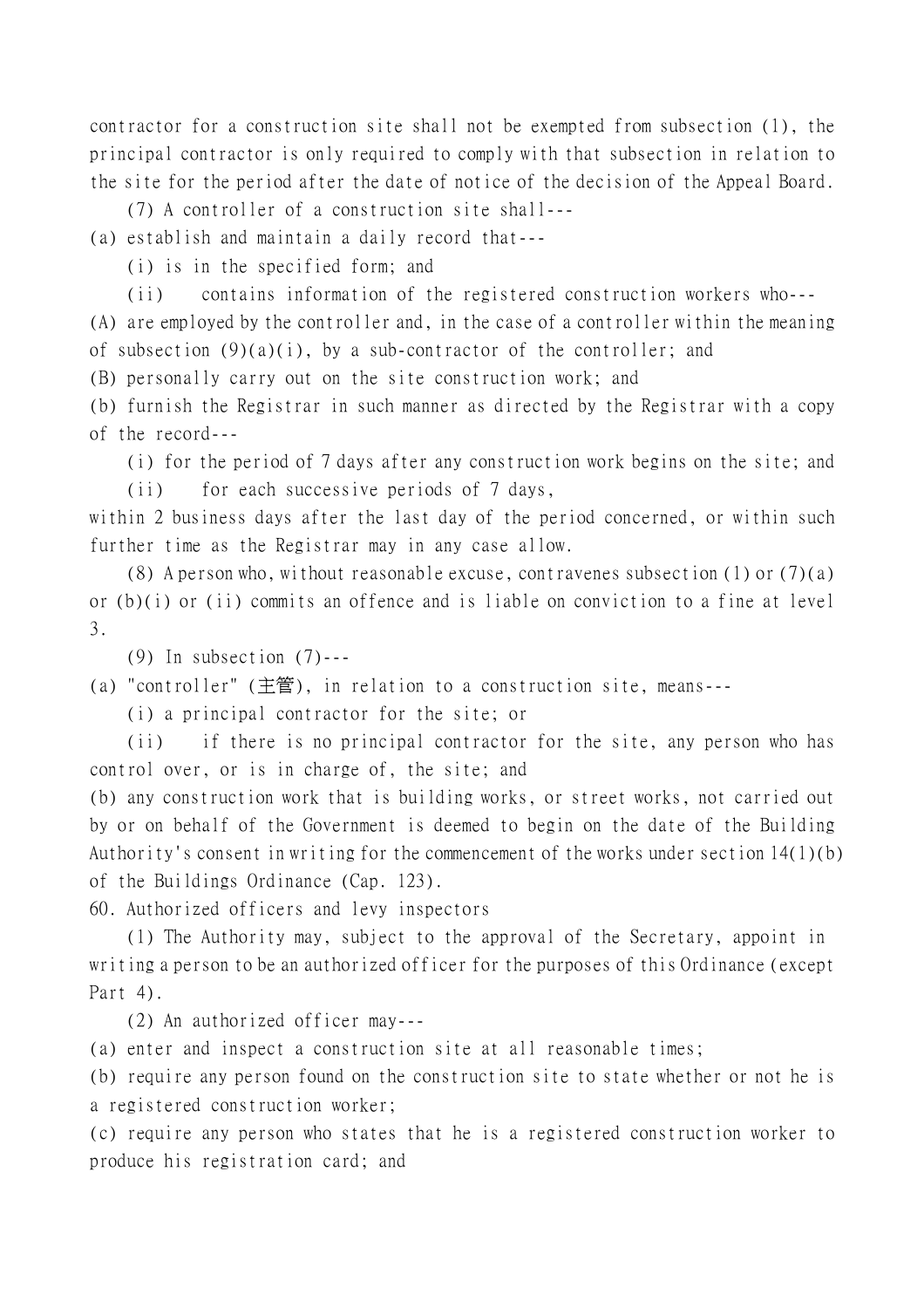contractor for a construction site shall not be exempted from subsection (1), the principal contractor is only required to comply with that subsection in relation to the site for the period after the date of notice of the decision of the Appeal Board.

(7) A controller of a construction site shall---

(a) establish and maintain a daily record that---

(i) is in the specified form; and

(ii) contains information of the registered construction workers who---

(A) are employed by the controller and, in the case of a controller within the meaning of subsection (9)(a)(i), by a sub-contractor of the controller; and

(B) personally carry out on the site construction work; and

(b) furnish the Registrar in such manner as directed by the Registrar with a copy of the record---

(i) for the period of 7 days after any construction work begins on the site; and

(ii) for each successive periods of 7 days,

within 2 business days after the last day of the period concerned, or within such further time as the Registrar may in any case allow.

(8) A person who, without reasonable excuse, contravenes subsection (1) or (7)(a) or (b)(i) or (ii) commits an offence and is liable on conviction to a fine at level 3.

(9) In subsection (7)---

(a) "controller" (主管), in relation to a construction site, means---

(i) a principal contractor for the site; or

(ii) if there is no principal contractor for the site, any person who has control over, or is in charge of, the site; and

(b) any construction work that is building works, or street works, not carried out by or on behalf of the Government is deemed to begin on the date of the Building Authority's consent in writing for the commencement of the works under section 14(1)(b) of the Buildings Ordinance (Cap. 123).

60. Authorized officers and levy inspectors

(1) The Authority may, subject to the approval of the Secretary, appoint in writing a person to be an authorized officer for the purposes of this Ordinance (except Part 4).

(2) An authorized officer may---

(a) enter and inspect a construction site at all reasonable times;

(b) require any person found on the construction site to state whether or not he is a registered construction worker;

(c) require any person who states that he is a registered construction worker to produce his registration card; and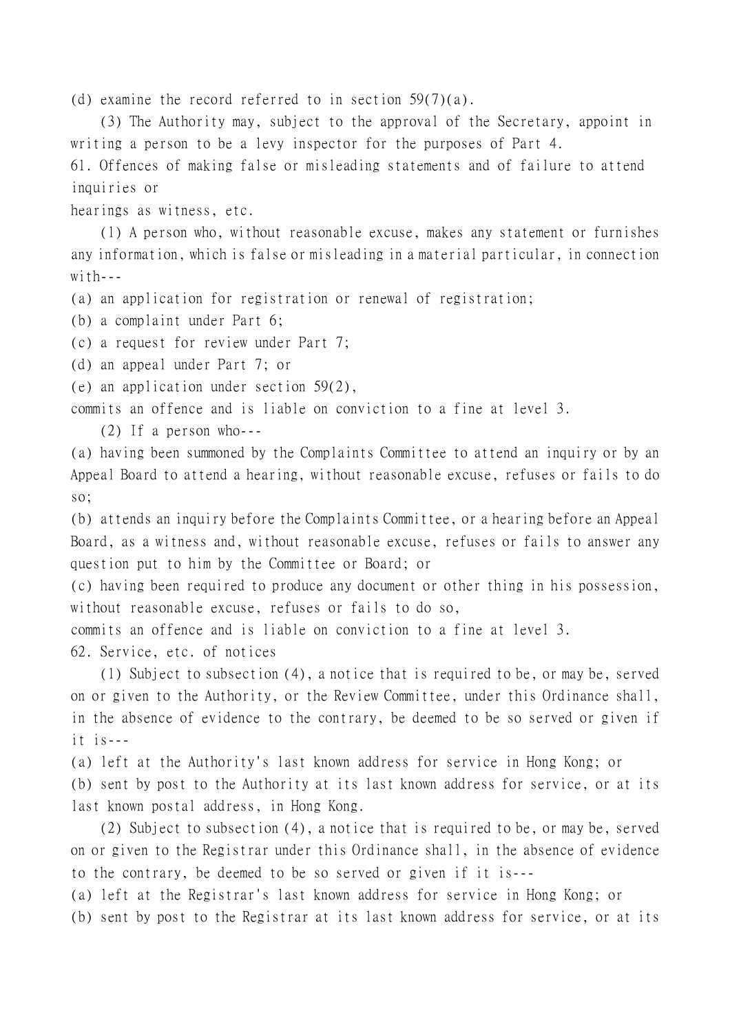(d) examine the record referred to in section 59(7)(a).

(3) The Authority may, subject to the approval of the Secretary, appoint in writing a person to be a levy inspector for the purposes of Part 4.

61. Offences of making false or misleading statements and of failure to attend inquiries or hearings as witness, etc.

(1) A person who, without reasonable excuse, makes any statement or furnishes any information, which is false or misleading in a material particular, in connection with---

(a) an application for registration or renewal of registration;

(b) a complaint under Part 6;

(c) a request for review under Part 7;

(d) an appeal under Part 7; or

(e) an application under section 59(2),

commits an offence and is liable on conviction to a fine at level 3.

(2) If a person who---

(a) having been summoned by the Complaints Committee to attend an inquiry or by an Appeal Board to attend a hearing, without reasonable excuse, refuses or fails to do so;

(b) attends an inquiry before the Complaints Committee, or a hearing before an Appeal Board, as a witness and, without reasonable excuse, refuses or fails to answer any question put to him by the Committee or Board; or

(c) having been required to produce any document or other thing in his possession, without reasonable excuse, refuses or fails to do so,

commits an offence and is liable on conviction to a fine at level 3.

62. Service, etc. of notices

(1) Subject to subsection (4), a notice that is required to be, or may be, served on or given to the Authority, or the Review Committee, under this Ordinance shall, in the absence of evidence to the contrary, be deemed to be so served or given if it is---

(a) left at the Authority's last known address for service in Hong Kong; or

(b) sent by post to the Authority at its last known address for service, or at its last known postal address, in Hong Kong.

(2) Subject to subsection (4), a notice that is required to be, or may be, served on or given to the Registrar under this Ordinance shall, in the absence of evidence to the contrary, be deemed to be so served or given if it is---

(a) left at the Registrar's last known address for service in Hong Kong; or

(b) sent by post to the Registrar at its last known address for service, or at its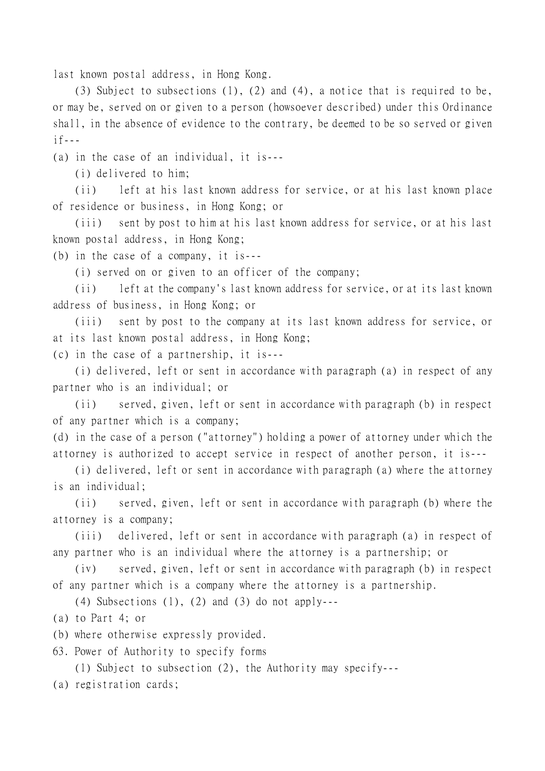last known postal address, in Hong Kong.

(3) Subject to subsections (1), (2) and (4), a notice that is required to be, or may be, served on or given to a person (howsoever described) under this Ordinance shall, in the absence of evidence to the contrary, be deemed to be so served or given if---

(a) in the case of an individual, it is---

(i) delivered to him;

(ii) left at his last known address for service, or at his last known place of residence or business, in Hong Kong; or

(iii) sent by post to him at his last known address for service, or at his last known postal address, in Hong Kong;

(b) in the case of a company, it is---

(i) served on or given to an officer of the company;

(ii) left at the company's last known address for service, or at its last known address of business, in Hong Kong; or

(iii) sent by post to the company at its last known address for service, or at its last known postal address, in Hong Kong;

(c) in the case of a partnership, it is---

(i) delivered, left or sent in accordance with paragraph (a) in respect of any partner who is an individual; or

(ii) served, given, left or sent in accordance with paragraph (b) in respect of any partner which is a company;

(d) in the case of a person ("attorney") holding a power of attorney under which the attorney is authorized to accept service in respect of another person, it is---

(i) delivered, left or sent in accordance with paragraph (a) where the attorney is an individual;

(ii) served, given, left or sent in accordance with paragraph (b) where the attorney is a company;

(iii) delivered, left or sent in accordance with paragraph (a) in respect of any partner who is an individual where the attorney is a partnership; or

(iv) served, given, left or sent in accordance with paragraph (b) in respect of any partner which is a company where the attorney is a partnership.

(4) Subsections (1), (2) and (3) do not apply---

(a) to Part 4; or

(b) where otherwise expressly provided.

63. Power of Authority to specify forms

(1) Subject to subsection (2), the Authority may specify---

(a) registration cards;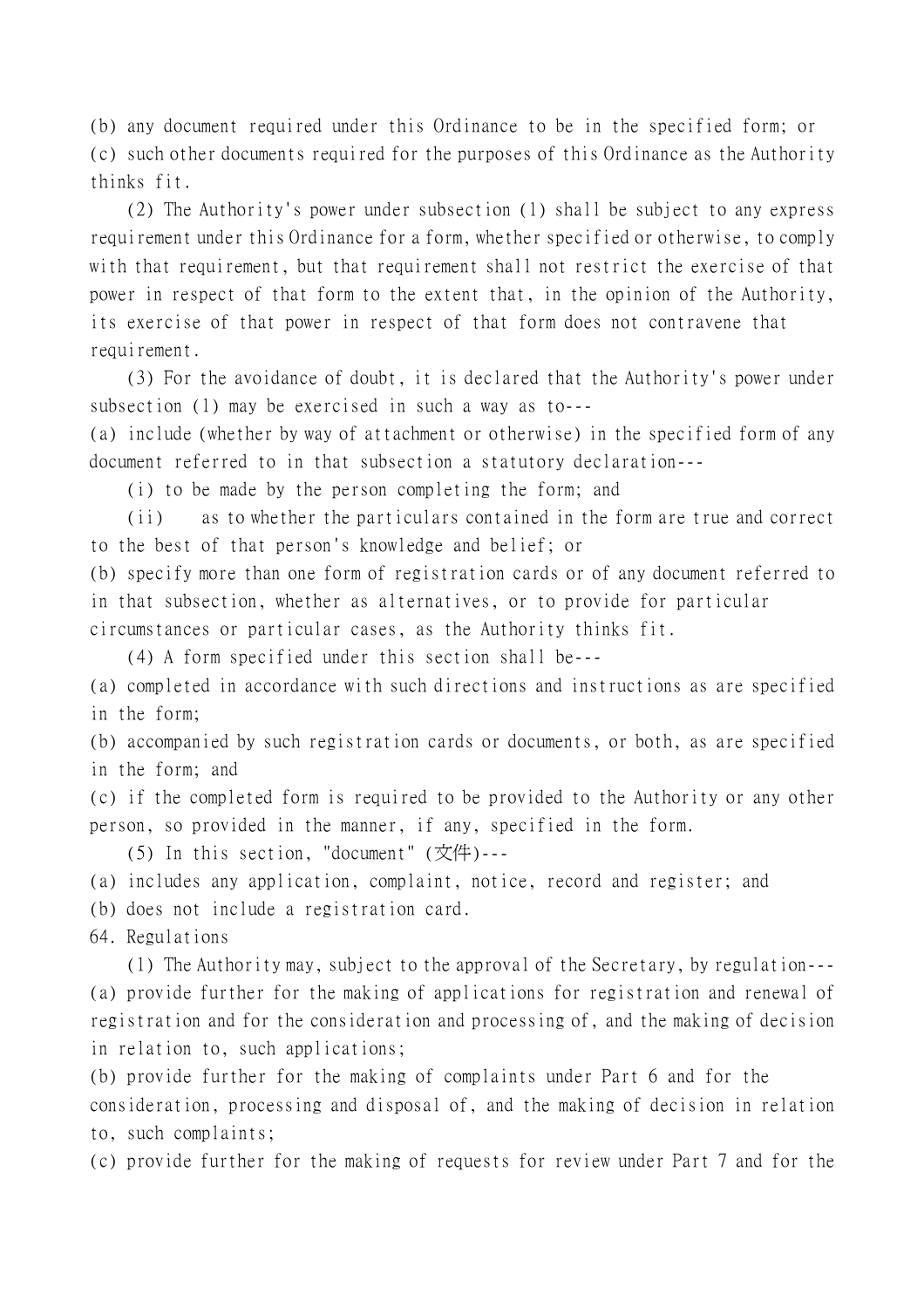(b) any document required under this Ordinance to be in the specified form; or
(c) such other documents required for the purposes of this Ordinance as the Authority thinks fit.

(2) The Authority's power under subsection (1) shall be subject to any express requirement under this Ordinance for a form, whether specified or otherwise, to comply with that requirement, but that requirement shall not restrict the exercise of that power in respect of that form to the extent that, in the opinion of the Authority, its exercise of that power in respect of that form does not contravene that requirement.

(3) For the avoidance of doubt, it is declared that the Authority's power under subsection (1) may be exercised in such a way as to---
(a) include (whether by way of attachment or otherwise) in the specified form of any document referred to in that subsection a statutory declaration---
(i) to be made by the person completing the form; and
(ii) as to whether the particulars contained in the form are true and correct to the best of that person's knowledge and belief; or
(b) specify more than one form of registration cards or of any document referred to in that subsection, whether as alternatives, or to provide for particular circumstances or particular cases, as the Authority thinks fit.

(4) A form specified under this section shall be---
(a) completed in accordance with such directions and instructions as are specified in the form;
(b) accompanied by such registration cards or documents, or both, as are specified in the form; and
(c) if the completed form is required to be provided to the Authority or any other person, so provided in the manner, if any, specified in the form.

(5) In this section, "document" (文件)---
(a) includes any application, complaint, notice, record and register; and
(b) does not include a registration card.

64. Regulations

(1) The Authority may, subject to the approval of the Secretary, by regulation---
(a) provide further for the making of applications for registration and renewal of registration and for the consideration and processing of, and the making of decision in relation to, such applications;
(b) provide further for the making of complaints under Part 6 and for the consideration, processing and disposal of, and the making of decision in relation to, such complaints;
(c) provide further for the making of requests for review under Part 7 and for the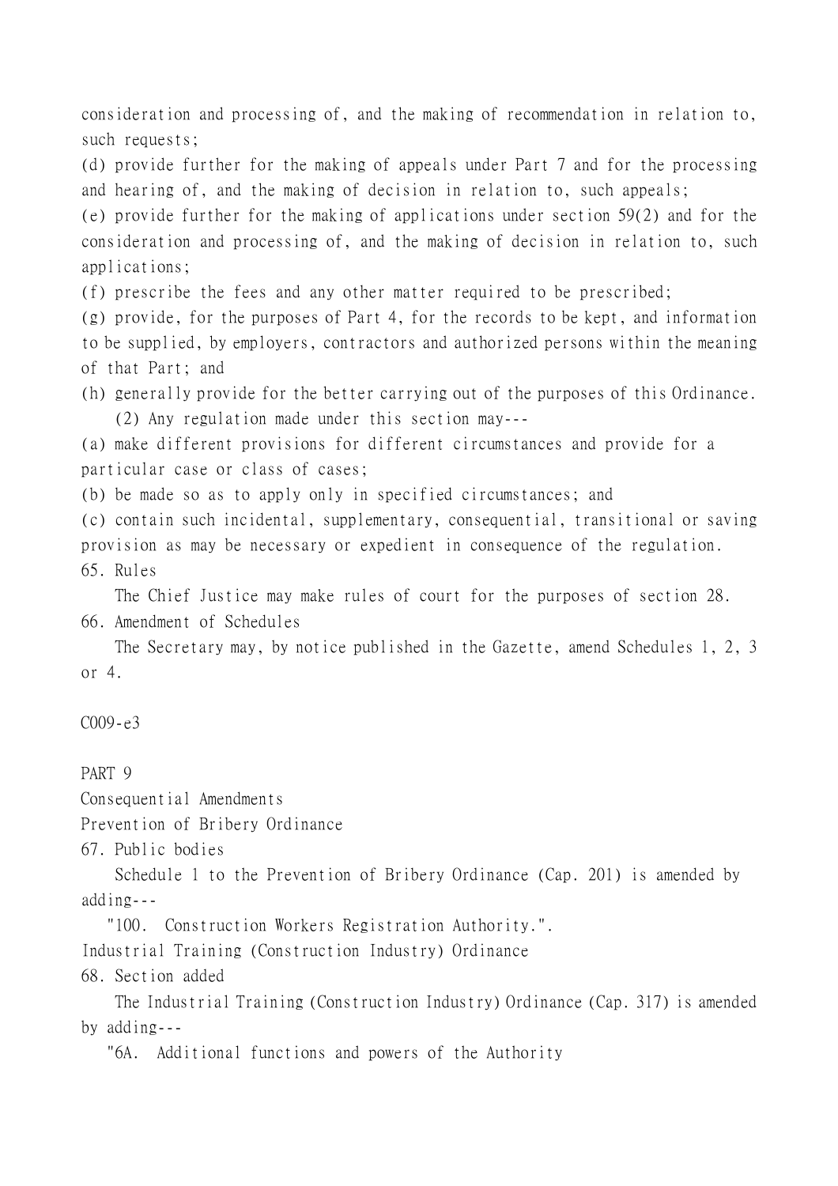consideration and processing of, and the making of recommendation in relation to, such requests;

(d) provide further for the making of appeals under Part 7 and for the processing and hearing of, and the making of decision in relation to, such appeals;

(e) provide further for the making of applications under section 59(2) and for the consideration and processing of, and the making of decision in relation to, such applications;

(f) prescribe the fees and any other matter required to be prescribed;

(g) provide, for the purposes of Part 4, for the records to be kept, and information to be supplied, by employers, contractors and authorized persons within the meaning of that Part; and

(h) generally provide for the better carrying out of the purposes of this Ordinance.

(2) Any regulation made under this section may---

(a) make different provisions for different circumstances and provide for a particular case or class of cases;

(b) be made so as to apply only in specified circumstances; and

(c) contain such incidental, supplementary, consequential, transitional or saving provision as may be necessary or expedient in consequence of the regulation.

65. Rules

The Chief Justice may make rules of court for the purposes of section 28.

66. Amendment of Schedules

The Secretary may, by notice published in the Gazette, amend Schedules 1, 2, 3 or 4.

C009-e3

PART 9

Consequential Amendments

Prevention of Bribery Ordinance

67. Public bodies

Schedule 1 to the Prevention of Bribery Ordinance (Cap. 201) is amended by adding---

"100. Construction Workers Registration Authority.".

Industrial Training (Construction Industry) Ordinance

68. Section added

The Industrial Training (Construction Industry) Ordinance (Cap. 317) is amended by adding---

"6A. Additional functions and powers of the Authority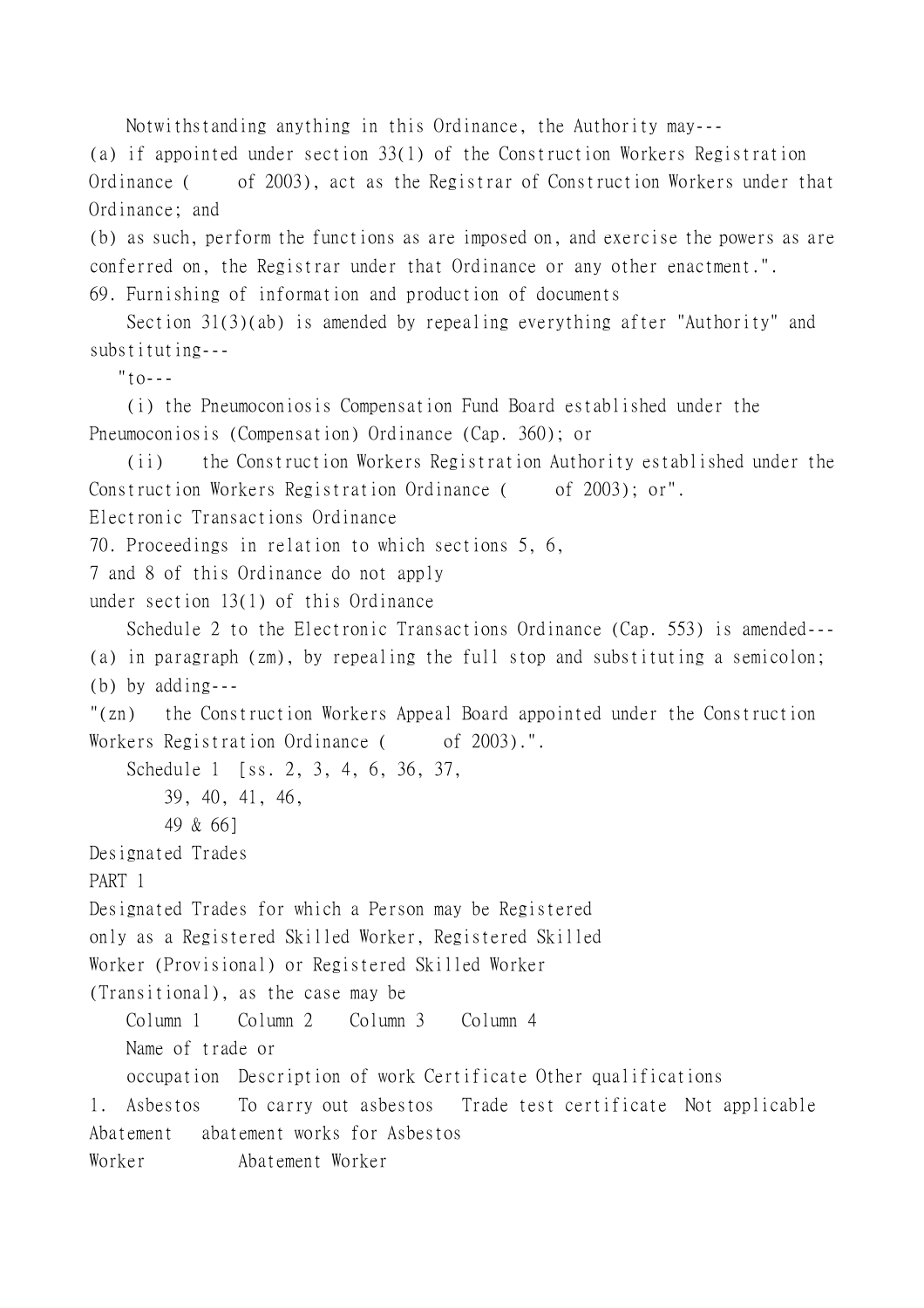Notwithstanding anything in this Ordinance, the Authority may---

(a) if appointed under section 33(1) of the Construction Workers Registration Ordinance (      of 2003), act as the Registrar of Construction Workers under that Ordinance; and

(b) as such, perform the functions as are imposed on, and exercise the powers as are conferred on, the Registrar under that Ordinance or any other enactment.".

69. Furnishing of information and production of documents

Section 31(3)(ab) is amended by repealing everything after "Authority" and substituting---

"to---

(i) the Pneumoconiosis Compensation Fund Board established under the Pneumoconiosis (Compensation) Ordinance (Cap. 360); or

(ii) the Construction Workers Registration Authority established under the Construction Workers Registration Ordinance (      of 2003); or".

Electronic Transactions Ordinance

70. Proceedings in relation to which sections 5, 6, 7 and 8 of this Ordinance do not apply under section 13(1) of this Ordinance

Schedule 2 to the Electronic Transactions Ordinance (Cap. 553) is amended---

(a) in paragraph (zm), by repealing the full stop and substituting a semicolon;

(b) by adding---

"(zn) the Construction Workers Appeal Board appointed under the Construction Workers Registration Ordinance (      of 2003).".

Schedule 1 [ss. 2, 3, 4, 6, 36, 37, 39, 40, 41, 46, 49 & 66]

Designated Trades

PART 1

Designated Trades for which a Person may be Registered only as a Registered Skilled Worker, Registered Skilled Worker (Provisional) or Registered Skilled Worker (Transitional), as the case may be

| Column 1 | Column 2 | Column 3 | Column 4 |
|---|---|---|---|
| Name of trade or occupation | Description of work | Certificate | Other qualifications |
| 1. Asbestos Abatement Worker | To carry out asbestos abatement works for Asbestos Abatement Worker | Trade test certificate | Not applicable |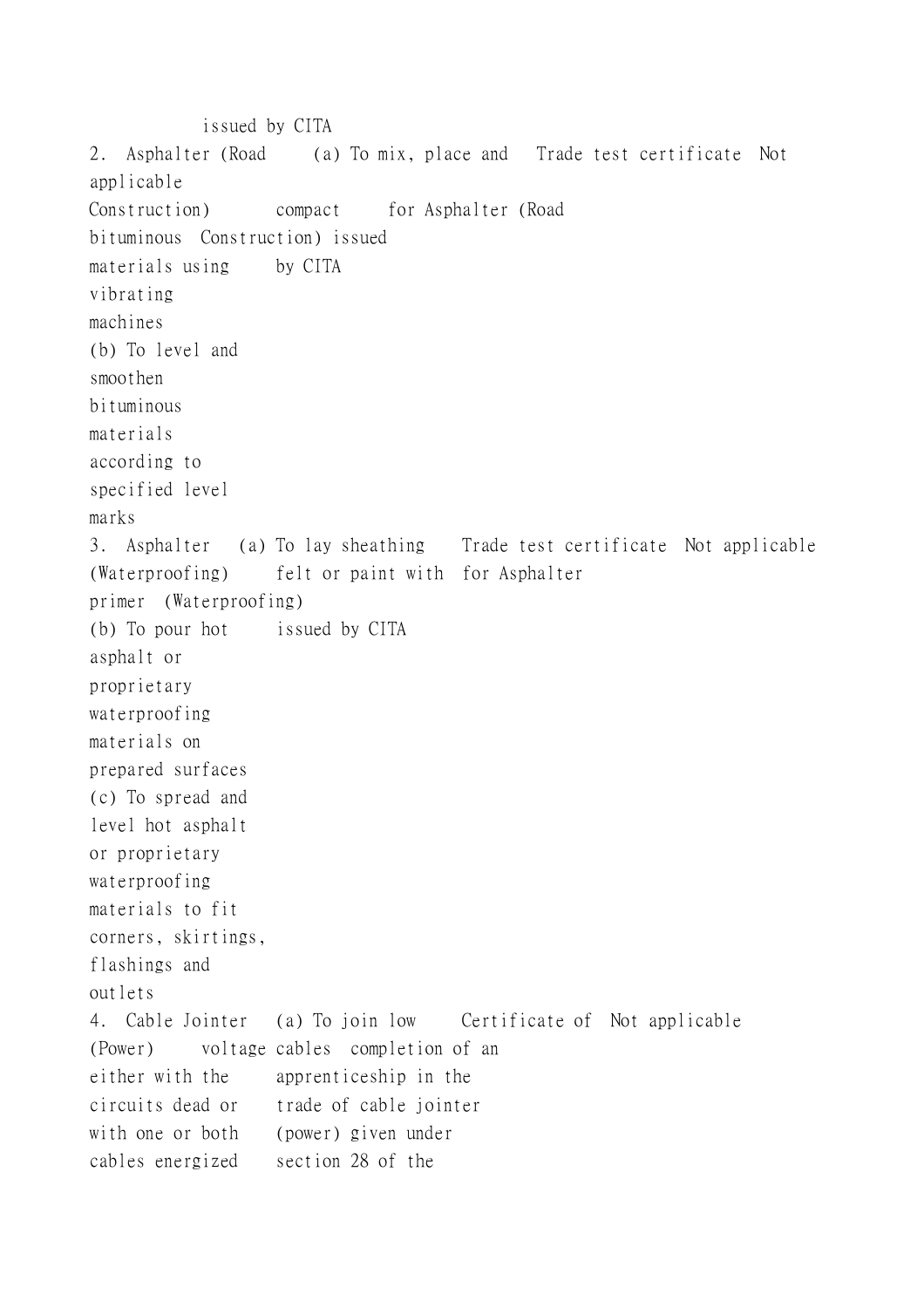|  |  |  |  |
|---|---|---|---|
|  |  | issued by CITA |  |
| 2. Asphalter (Road Construction) | (a) To mix, place and compact bituminous materials using vibrating machines<br>(b) To level and smoothen bituminous materials according to specified level marks | Trade test certificate for Asphalter (Road Construction) issued by CITA | Not applicable |
| 3. Asphalter (Waterproofing) | (a) To lay sheathing felt or paint with primer<br>(b) To pour hot asphalt or proprietary waterproofing materials on prepared surfaces<br>(c) To spread and level hot asphalt or proprietary waterproofing materials to fit corners, skirtings, flashings and outlets | Trade test certificate for Asphalter (Waterproofing) issued by CITA | Not applicable |
| 4. Cable Jointer (Power) | (a) To join low voltage cables either with the circuits dead or with one or both cables energized | Certificate of completion of an apprenticeship in the trade of cable jointer (power) given under section 28 of the | Not applicable |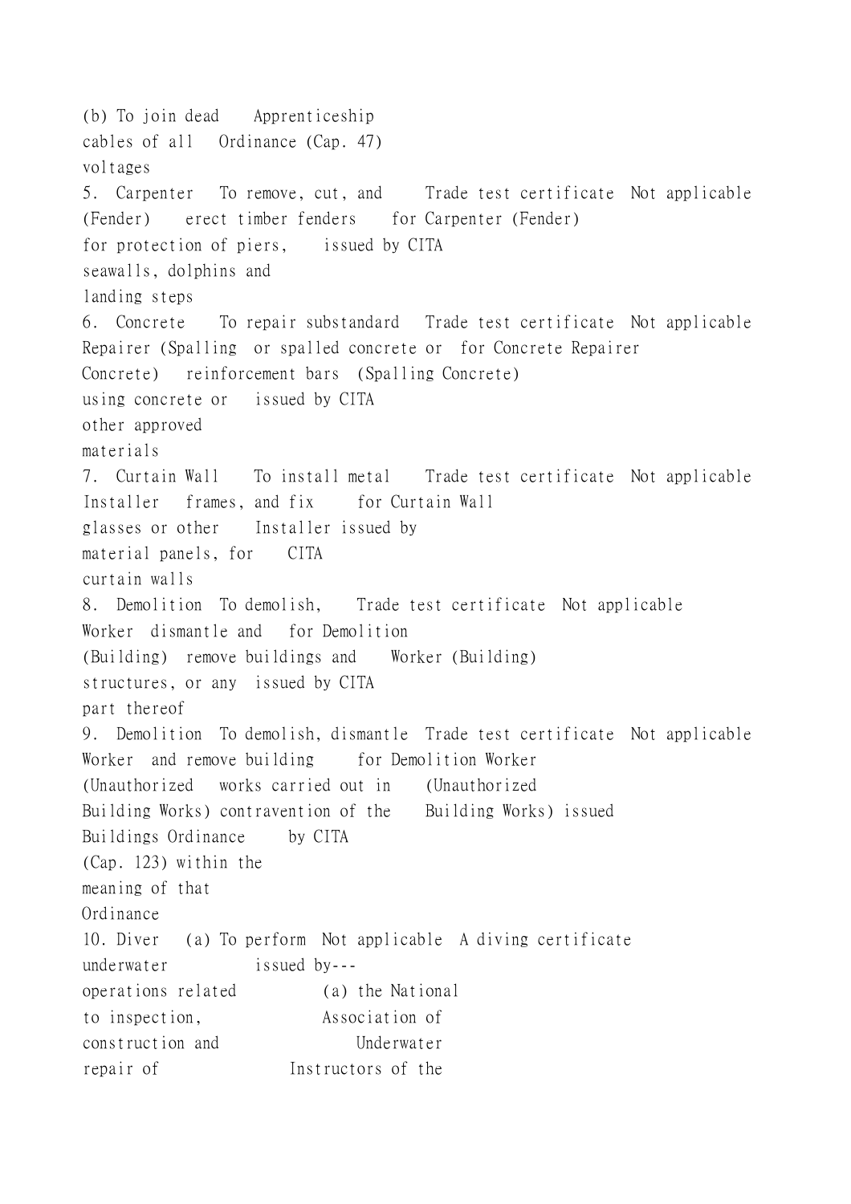| | | | | |
|---|---|---|---|---|
| | (b) To join dead cables of all voltages | Apprenticeship Ordinance (Cap. 47) | | |
| 5. Carpenter (Fender) | To remove, cut, and erect timber fenders for protection of piers, seawalls, dolphins and landing steps | Trade test certificate for Carpenter (Fender) issued by CITA | Not applicable | |
| 6. Concrete Repairer (Spalling Concrete) | To repair substandard or spalled concrete or reinforcement bars using concrete or other approved materials | Trade test certificate for Concrete Repairer (Spalling Concrete) issued by CITA | Not applicable | |
| 7. Curtain Wall Installer | To install metal frames, and fix glasses or other material panels, for curtain walls | Trade test certificate for Curtain Wall Installer issued by CITA | Not applicable | |
| 8. Demolition Worker (Building) | To demolish, dismantle and remove buildings and structures, or any part thereof | Trade test certificate for Demolition Worker (Building) issued by CITA | Not applicable | |
| 9. Demolition Worker (Unauthorized Building Works) | To demolish, dismantle and remove building works carried out in contravention of the Buildings Ordinance (Cap. 123) within the meaning of that Ordinance | Trade test certificate for Demolition Worker (Unauthorized Building Works) issued by CITA | Not applicable | |
| 10. Diver | (a) To perform underwater operations related to inspection, construction and repair of | Not applicable | A diving certificate issued by--- (a) the National Association of Underwater Instructors of the | |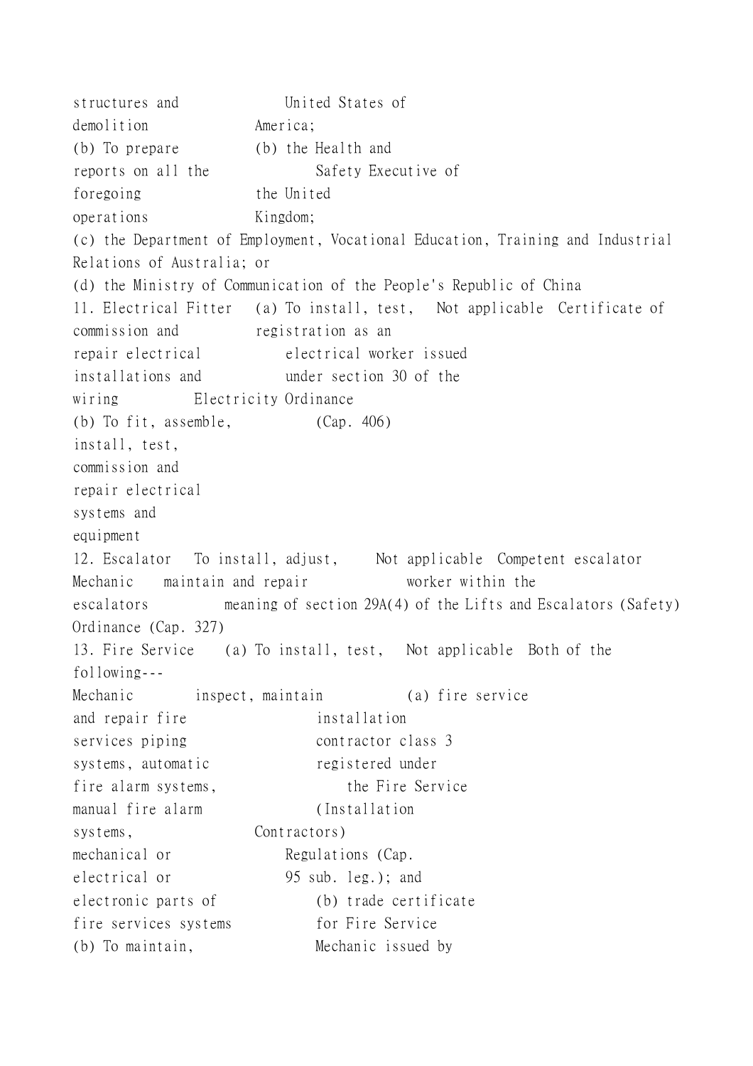structures and demolition

(b) To prepare reports on all the foregoing operations

United States of America;

(b) the Health and Safety Executive of the United Kingdom;

(c) the Department of Employment, Vocational Education, Training and Industrial Relations of Australia; or

(d) the Ministry of Communication of the People's Republic of China

11. Electrical Fitter (a) To install, test, commission and repair electrical installations and wiring (b) To fit, assemble, install, test, commission and repair electrical systems and equipment Not applicable Certificate of registration as an electrical worker issued under section 30 of the Electricity Ordinance (Cap. 406)

12. Escalator Mechanic To install, adjust, maintain and repair escalators Not applicable Competent escalator worker within the meaning of section 29A(4) of the Lifts and Escalators (Safety) Ordinance (Cap. 327)

13. Fire Service Mechanic (a) To install, test, inspect, maintain and repair fire services piping systems, automatic fire alarm systems, manual fire alarm systems, mechanical or electrical or electronic parts of fire services systems (b) To maintain, Not applicable Both of the following---

(a) fire service installation contractor class 3 registered under the Fire Service (Installation Contractors) Regulations (Cap. 95 sub. leg.); and

(b) trade certificate for Fire Service Mechanic issued by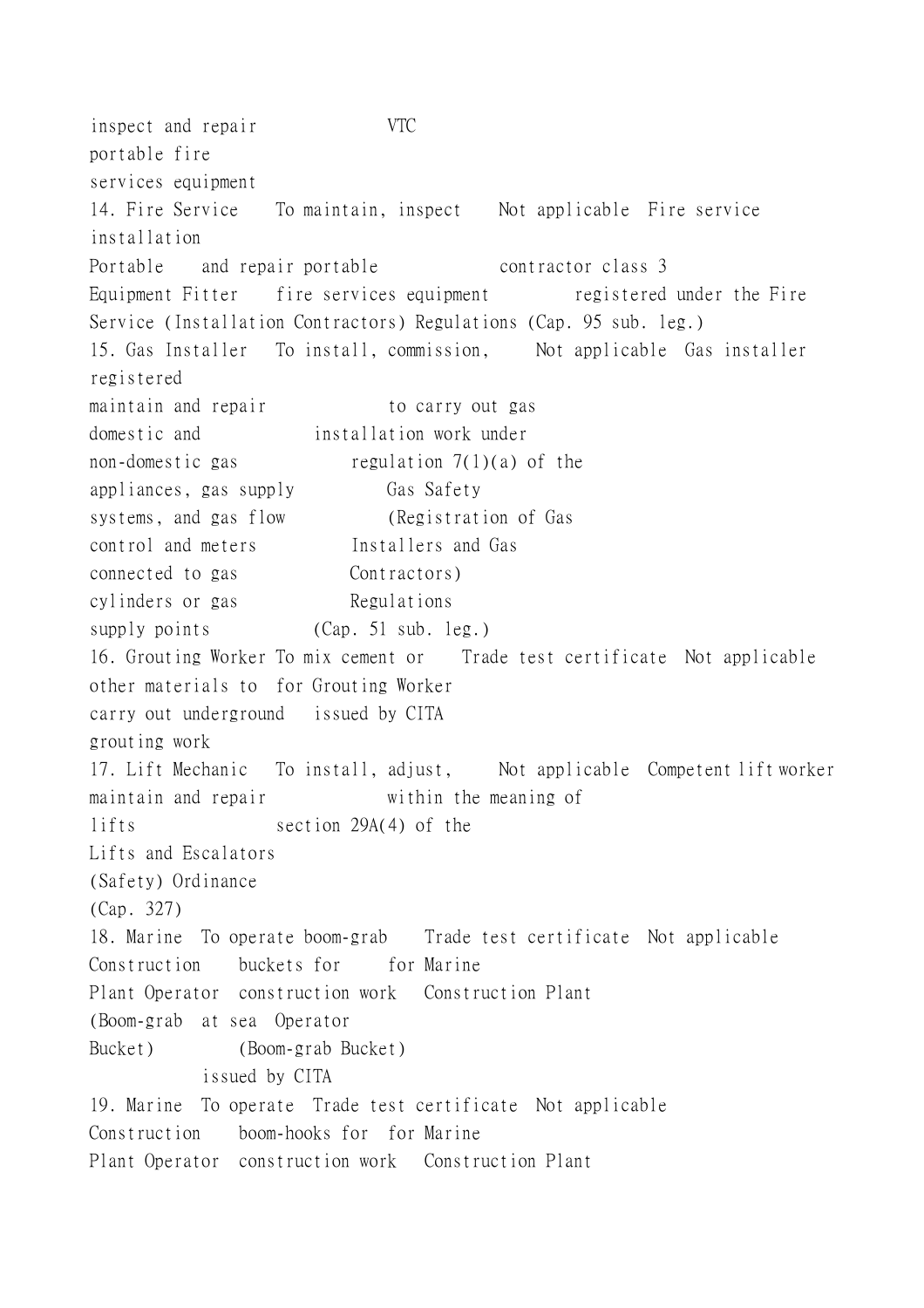| | | | |
|---|---|---|---|
| | inspect and repair portable fire services equipment | VTC | |
| 14. Fire Service Portable Equipment Fitter | To maintain, inspect and repair portable fire services equipment | Not applicable | Fire service installation contractor class 3 registered under the Fire Service (Installation Contractors) Regulations (Cap. 95 sub. leg.) |
| 15. Gas Installer | To install, commission, maintain and repair domestic and non-domestic gas appliances, gas supply systems, and gas flow control and meters connected to gas cylinders or gas supply points | Not applicable | Gas installer registered to carry out gas installation work under regulation 7(1)(a) of the Gas Safety (Registration of Gas Installers and Gas Contractors) Regulations (Cap. 51 sub. leg.) |
| 16. Grouting Worker | To mix cement or other materials to carry out underground grouting work | Trade test certificate for Grouting Worker issued by CITA | Not applicable |
| 17. Lift Mechanic | To install, adjust, maintain and repair lifts | Not applicable | Competent lift worker within the meaning of section 29A(4) of the Lifts and Escalators (Safety) Ordinance (Cap. 327) |
| 18. Marine Construction Plant Operator (Boom-grab Bucket) | To operate boom-grab buckets for construction work at sea | Trade test certificate for Marine Construction Plant Operator (Boom-grab Bucket) issued by CITA | Not applicable |
| 19. Marine Construction Plant Operator | To operate boom-hooks for construction work | Trade test certificate for Marine Construction Plant | |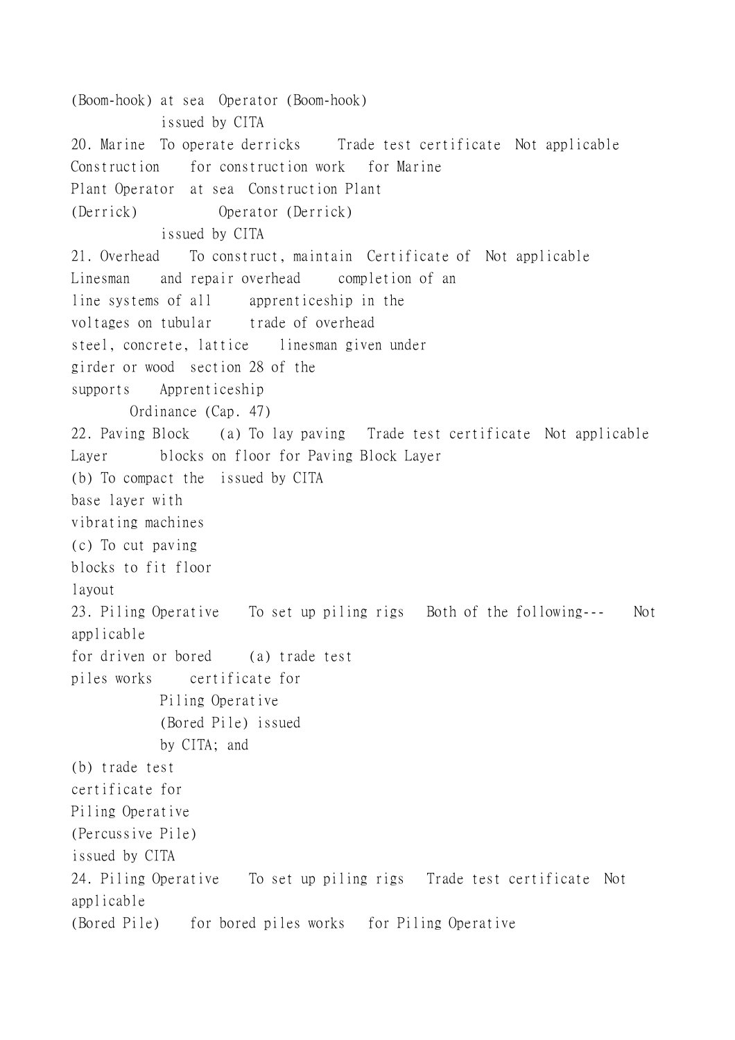| | | | |
|---|---|---|---|
| (Boom-hook) | at sea | Operator (Boom-hook) issued by CITA | |
| 20. Marine Construction Plant Operator (Derrick) | To operate derricks for construction work at sea | Trade test certificate for Marine Construction Plant Operator (Derrick) issued by CITA | Not applicable |
| 21. Overhead Linesman | To construct, maintain and repair overhead line systems of all voltages on tubular steel, concrete, lattice girder or wood supports | Certificate of completion of an apprenticeship in the trade of overhead linesman given under section 28 of the Apprenticeship Ordinance (Cap. 47) | Not applicable |
| 22. Paving Block Layer | (a) To lay paving blocks on floor<br>(b) To compact the base layer with vibrating machines<br>(c) To cut paving blocks to fit floor layout | Trade test certificate for Paving Block Layer issued by CITA | Not applicable |
| 23. Piling Operative | To set up piling rigs for driven or bored piles works | Both of the following---<br>(a) trade test certificate for Piling Operative (Bored Pile) issued by CITA; and<br>(b) trade test certificate for Piling Operative (Percussive Pile) issued by CITA | Not applicable |
| 24. Piling Operative (Bored Pile) | To set up piling rigs for bored piles works | Trade test certificate for Piling Operative | Not applicable |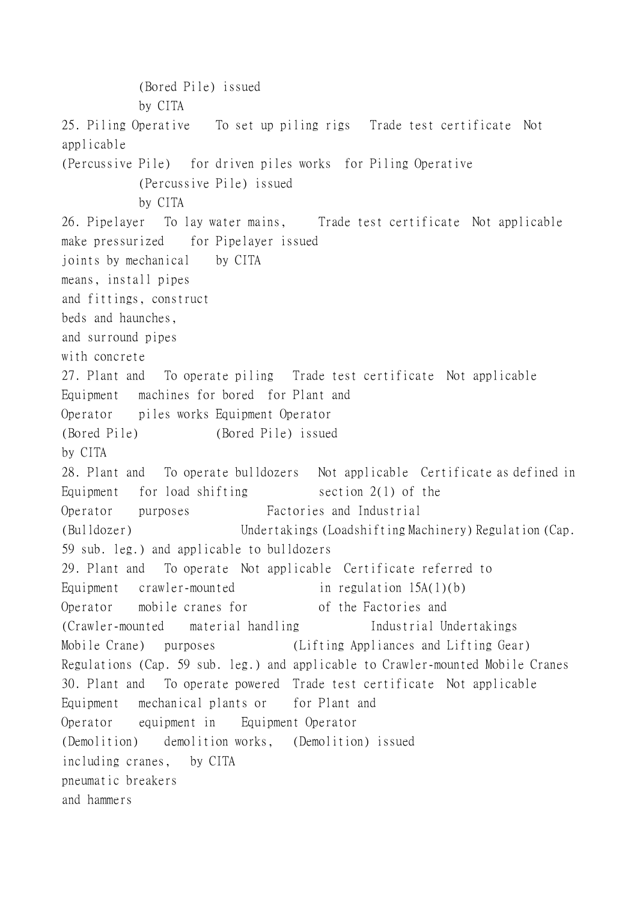| | | | |
|---|---|---|---|
| | | (Bored Pile) issued by CITA | |
| 25. Piling Operative (Percussive Pile) | To set up piling rigs for driven piles works | Trade test certificate for Piling Operative (Percussive Pile) issued by CITA | Not applicable |
| 26. Pipelayer | To lay water mains, make pressurized joints by mechanical means, install pipes and fittings, construct beds and haunches, and surround pipes with concrete | Trade test certificate for Pipelayer issued by CITA | Not applicable |
| 27. Plant and Equipment Operator (Bored Pile) | To operate piling machines for bored piles works | Trade test certificate for Plant and Equipment Operator (Bored Pile) issued by CITA | Not applicable |
| 28. Plant and Equipment Operator (Bulldozer) | To operate bulldozers for load shifting purposes | Not applicable | Certificate as defined in section 2(1) of the Factories and Industrial Undertakings (Loadshifting Machinery) Regulation (Cap. 59 sub. leg.) and applicable to bulldozers |
| 29. Plant and Equipment Operator (Crawler-mounted Mobile Crane) | To operate crawler-mounted mobile cranes for material handling purposes | Not applicable | Certificate referred to in regulation 15A(1)(b) of the Factories and Industrial Undertakings (Lifting Appliances and Lifting Gear) Regulations (Cap. 59 sub. leg.) and applicable to Crawler-mounted Mobile Cranes |
| 30. Plant and Equipment Operator (Demolition) | To operate powered mechanical plants or equipment in demolition works, including cranes, pneumatic breakers and hammers | Trade test certificate for Plant and Equipment Operator (Demolition) issued by CITA | Not applicable |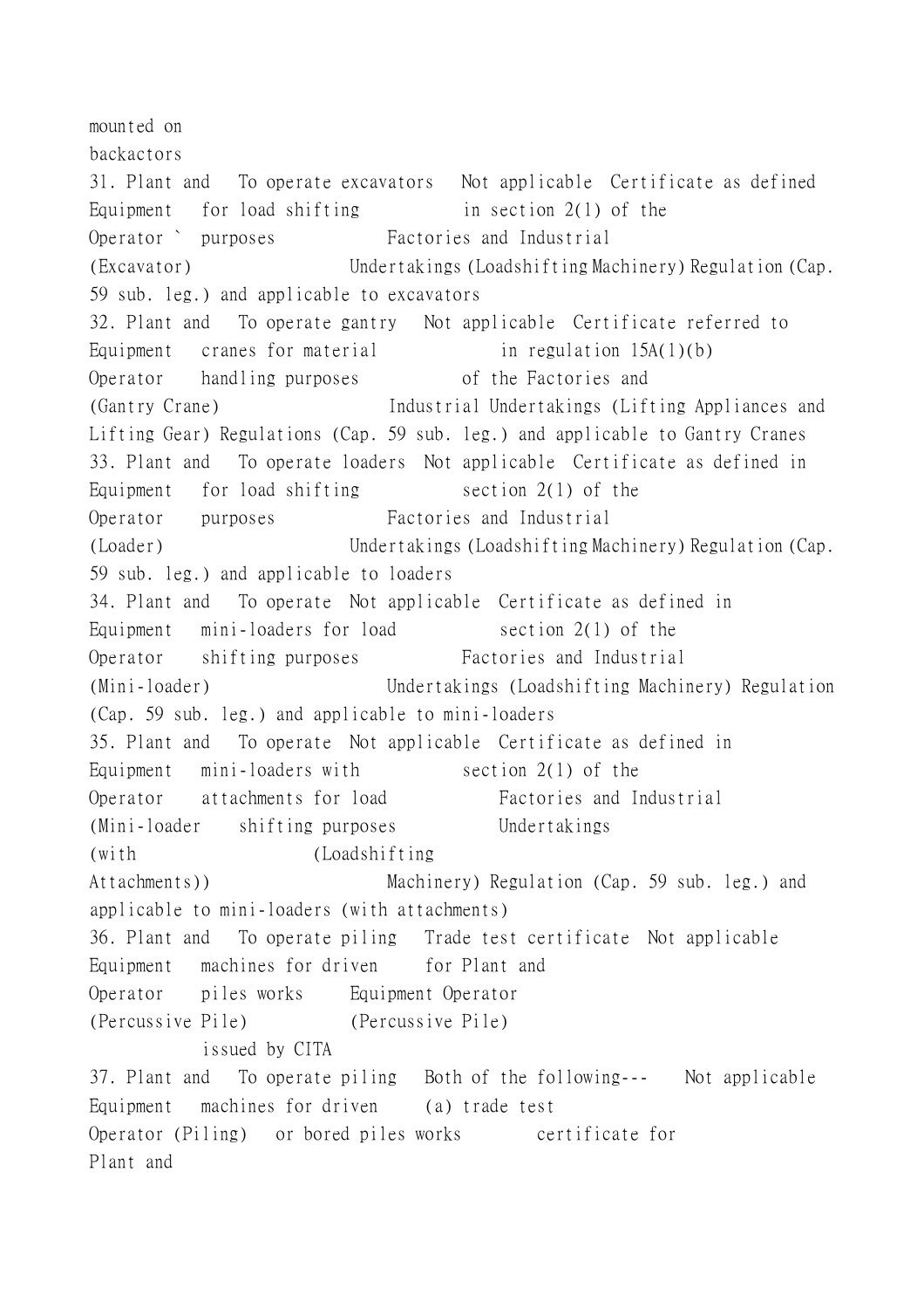mounted on
backactors

| | | | |
|---|---|---|---|
| 31. Plant and Equipment Operator ` (Excavator) | To operate excavators for load shifting purposes | Not applicable | Certificate as defined in section 2(1) of the Factories and Industrial Undertakings (Loadshifting Machinery) Regulation (Cap. 59 sub. leg.) and applicable to excavators |
| 32. Plant and Equipment Operator (Gantry Crane) | To operate gantry cranes for material handling purposes | Not applicable | Certificate referred to in regulation 15A(1)(b) of the Factories and Industrial Undertakings (Lifting Appliances and Lifting Gear) Regulations (Cap. 59 sub. leg.) and applicable to Gantry Cranes |
| 33. Plant and Equipment Operator (Loader) | To operate loaders for load shifting purposes | Not applicable | Certificate as defined in section 2(1) of the Factories and Industrial Undertakings (Loadshifting Machinery) Regulation (Cap. 59 sub. leg.) and applicable to loaders |
| 34. Plant and Equipment Operator (Mini-loader) | To operate mini-loaders for load shifting purposes | Not applicable | Certificate as defined in section 2(1) of the Factories and Industrial Undertakings (Loadshifting Machinery) Regulation (Cap. 59 sub. leg.) and applicable to mini-loaders |
| 35. Plant and Equipment Operator (Mini-loader (with Attachments)) | To operate mini-loaders with attachments for load shifting purposes | Not applicable | Certificate as defined in section 2(1) of the Factories and Industrial Undertakings (Loadshifting Machinery) Regulation (Cap. 59 sub. leg.) and applicable to mini-loaders (with attachments) |
| 36. Plant and Equipment Operator (Percussive Pile) | To operate piling machines for driven piles works | Trade test certificate for Plant and Equipment Operator (Percussive Pile) issued by CITA | Not applicable |
| 37. Plant and Equipment Operator (Piling) | To operate piling machines for driven or bored piles works | Both of the following--- (a) trade test certificate for Plant and | Not applicable |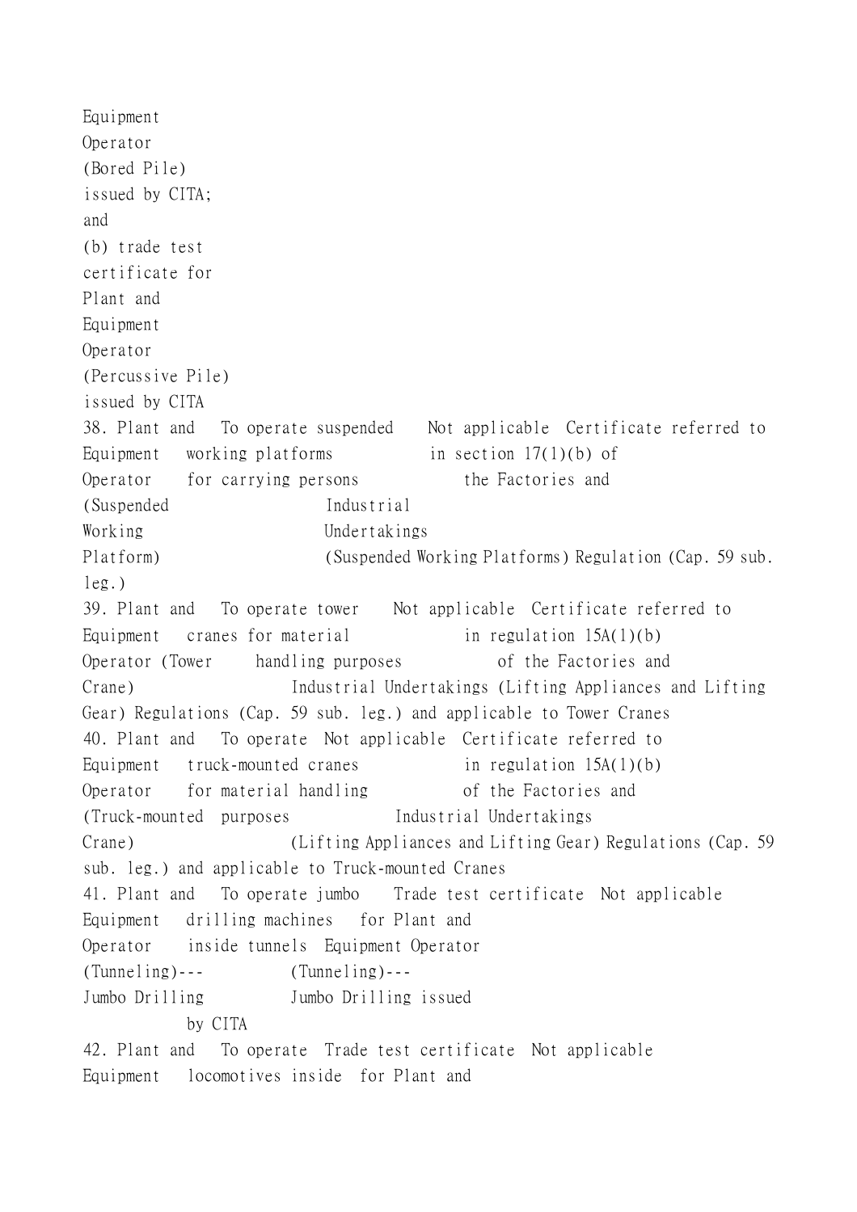| | | | |
|---|---|---|---|
| | | Equipment Operator (Bored Pile) issued by CITA; and (b) trade test certificate for Plant and Equipment Operator (Percussive Pile) issued by CITA | |
| 38. Plant and Equipment Operator (Suspended Working Platform) | To operate suspended working platforms for carrying persons | Not applicable | Certificate referred to in section 17(1)(b) of the Factories and Industrial Undertakings (Suspended Working Platforms) Regulation (Cap. 59 sub. leg.) |
| 39. Plant and Equipment Operator (Tower Crane) | To operate tower cranes for material handling purposes | Not applicable | Certificate referred to in regulation 15A(1)(b) of the Factories and Industrial Undertakings (Lifting Appliances and Lifting Gear) Regulations (Cap. 59 sub. leg.) and applicable to Tower Cranes |
| 40. Plant and Equipment Operator (Truck-mounted Crane) | To operate truck-mounted cranes for material handling purposes | Not applicable | Certificate referred to in regulation 15A(1)(b) of the Factories and Industrial Undertakings (Lifting Appliances and Lifting Gear) Regulations (Cap. 59 sub. leg.) and applicable to Truck-mounted Cranes |
| 41. Plant and Equipment Operator (Tunneling)---Jumbo Drilling | To operate jumbo drilling machines inside tunnels | Trade test certificate for Plant and Equipment Operator (Tunneling)---Jumbo Drilling issued by CITA | Not applicable |
| 42. Plant and Equipment | To operate locomotives inside | Trade test certificate for Plant and | Not applicable |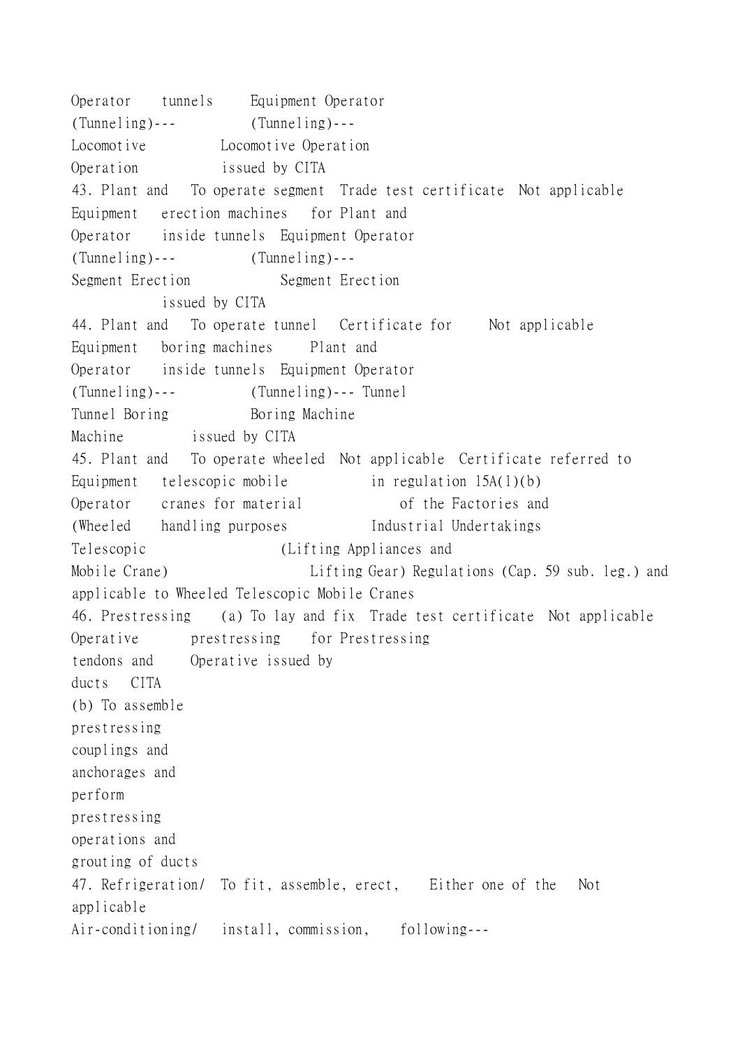| | | | |
|---|---|---|---|
| Operator (Tunneling)--- Locomotive Operation | tunnels | Equipment Operator (Tunneling)--- Locomotive Operation issued by CITA | |
| 43. Plant and Equipment Operator (Tunneling)--- Segment Erection | To operate segment erection machines inside tunnels | Trade test certificate for Plant and Equipment Operator (Tunneling)--- Segment Erection issued by CITA | Not applicable |
| 44. Plant and Equipment Operator (Tunneling)--- Tunnel Boring Machine | To operate tunnel boring machines inside tunnels | Certificate for Plant and Equipment Operator (Tunneling)--- Tunnel Boring Machine issued by CITA | Not applicable |
| 45. Plant and Equipment Operator (Wheeled Telescopic Mobile Crane) | To operate wheeled telescopic mobile cranes for material handling purposes | Not applicable | Certificate referred to in regulation 15A(1)(b) of the Factories and Industrial Undertakings (Lifting Appliances and Lifting Gear) Regulations (Cap. 59 sub. leg.) and applicable to Wheeled Telescopic Mobile Cranes |
| 46. Prestressing Operative | (a) To lay and fix prestressing tendons and ducts (b) To assemble prestressing couplings and anchorages and perform prestressing operations and grouting of ducts | Trade test certificate for Prestressing Operative issued by CITA | Not applicable |
| 47. Refrigeration/ Air-conditioning/ | To fit, assemble, erect, install, commission, | Either one of the following--- | Not applicable |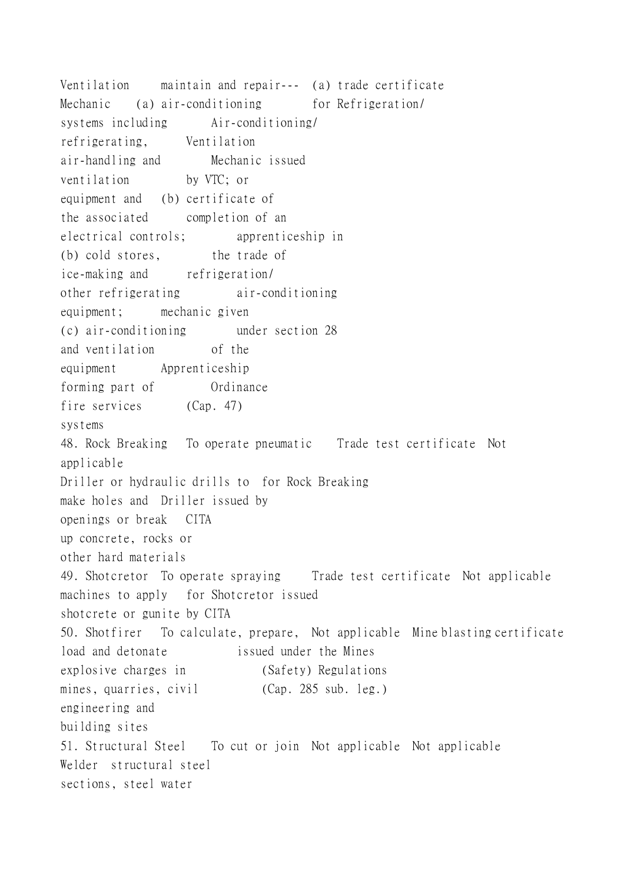| | | | |
|---|---|---|---|
| Ventilation Mechanic | maintain and repair--- (a) air-conditioning systems including refrigerating, air-handling and ventilation equipment and the associated electrical controls; (b) cold stores, ice-making and other refrigerating equipment; (c) air-conditioning and ventilation equipment forming part of fire services systems | (a) trade certificate for Refrigeration/ Air-conditioning/ Ventilation Mechanic issued by VTC; or (b) certificate of completion of an apprenticeship in the trade of refrigeration/ air-conditioning mechanic given under section 28 of the Apprenticeship Ordinance (Cap. 47) | |
| 48. Rock Breaking Driller | To operate pneumatic or hydraulic drills to make holes and openings or break up concrete, rocks or other hard materials | Trade test certificate for Rock Breaking Driller issued by CITA | Not applicable |
| 49. Shotcretor | To operate spraying machines to apply shotcrete or gunite | Trade test certificate for Shotcretor issued by CITA | Not applicable |
| 50. Shotfirer | To calculate, prepare, load and detonate explosive charges in mines, quarries, civil engineering and building sites | Not applicable | Mine blasting certificate issued under the Mines (Safety) Regulations (Cap. 285 sub. leg.) |
| 51. Structural Steel Welder | To cut or join structural steel sections, steel water | Not applicable | Not applicable |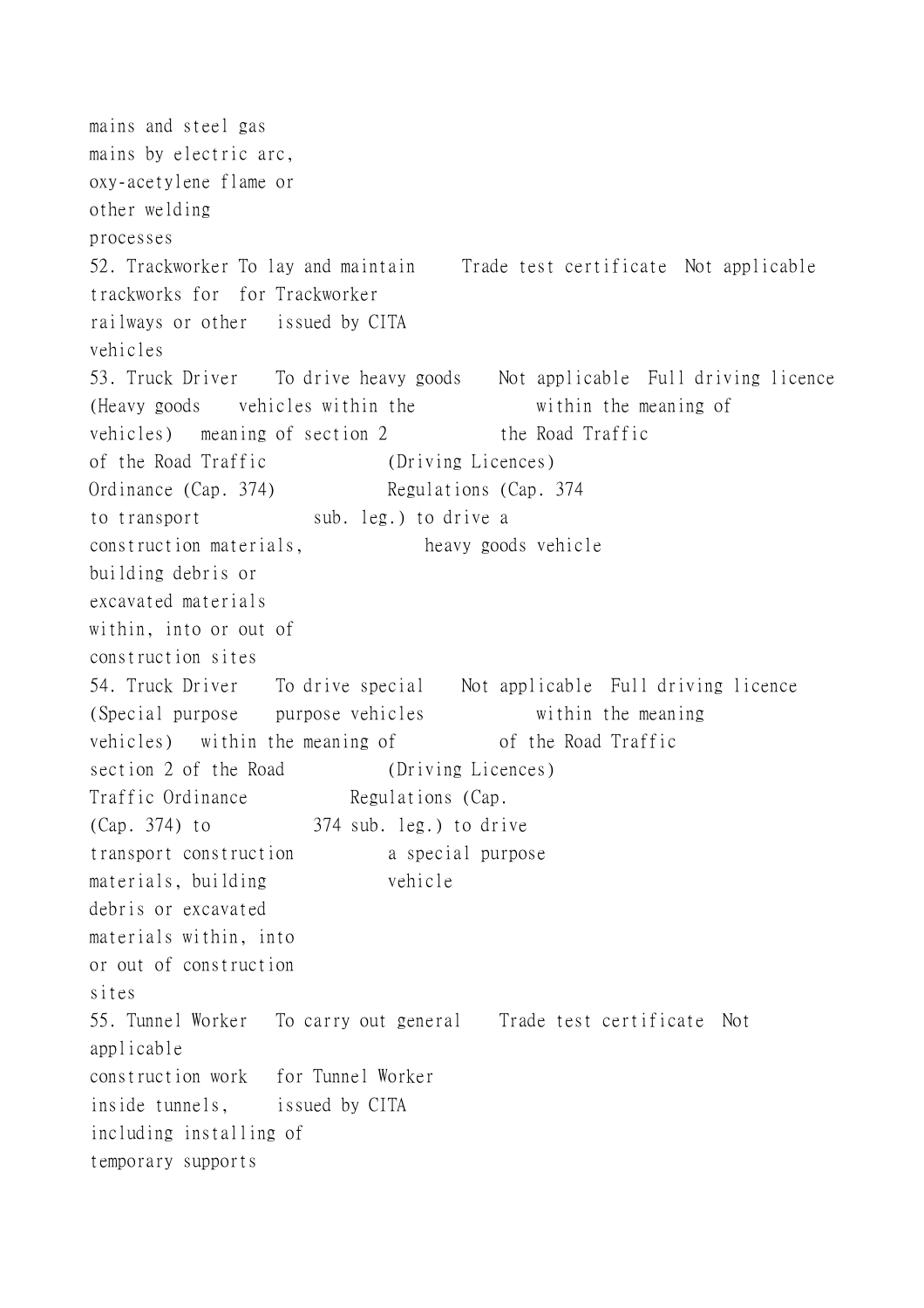| | | | |
|---|---|---|---|
| | mains and steel gas mains by electric arc, oxy-acetylene flame or other welding processes | | |
| 52. Trackworker | To lay and maintain trackworks for railways or other vehicles | Trade test certificate for Trackworker issued by CITA | Not applicable |
| 53. Truck Driver (Heavy goods vehicles) | To drive heavy goods vehicles within the meaning of section 2 of the Road Traffic Ordinance (Cap. 374) to transport construction materials, building debris or excavated materials within, into or out of construction sites | Not applicable | Full driving licence within the meaning of the Road Traffic (Driving Licences) Regulations (Cap. 374 sub. leg.) to drive a heavy goods vehicle |
| 54. Truck Driver (Special purpose vehicles) | To drive special purpose vehicles within the meaning of section 2 of the Road Traffic Ordinance (Cap. 374) to transport construction materials, building debris or excavated materials within, into or out of construction sites | Not applicable | Full driving licence within the meaning of the Road Traffic (Driving Licences) Regulations (Cap. 374 sub. leg.) to drive a special purpose vehicle |
| 55. Tunnel Worker | To carry out general construction work inside tunnels, including installing of temporary supports | Trade test certificate for Tunnel Worker issued by CITA | Not applicable |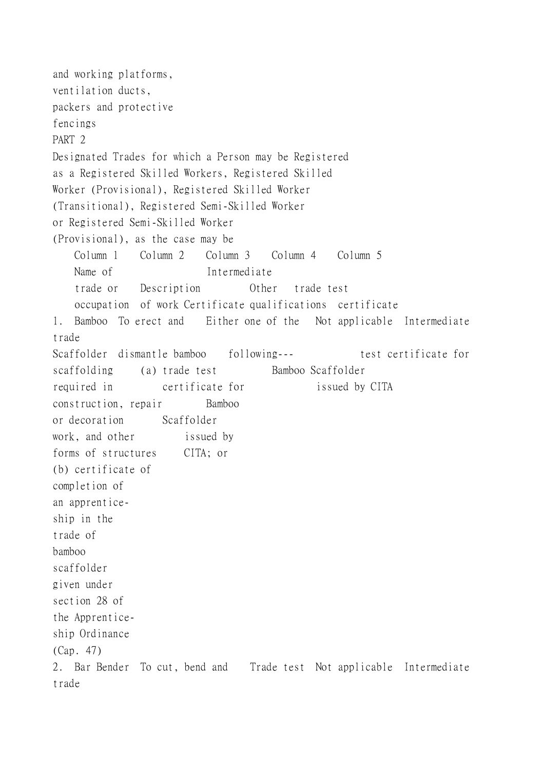and working platforms,
ventilation ducts,
packers and protective
fencings

## PART 2

### Designated Trades for which a Person may be Registered as a Registered Skilled Workers, Registered Skilled Worker (Provisional), Registered Skilled Worker (Transitional), Registered Semi-Skilled Worker or Registered Semi-Skilled Worker (Provisional), as the case may be

| Column 1 | Column 2 | Column 3 | Column 4 | Column 5 |
|---|---|---|---|---|
| Name of trade or occupation | Description of work | Certificate | Other qualifications | Intermediate trade test certificate |
| 1. Bamboo Scaffolder | To erect and dismantle bamboo scaffolding required in construction, repair or decoration work, and other forms of structures | Either one of the following--- (a) trade test certificate for Bamboo Scaffolder issued by CITA; or (b) certificate of completion of an apprenticeship in the trade of bamboo scaffolder given under section 28 of the Apprenticeship Ordinance (Cap. 47) | Not applicable | Intermediate trade test certificate for Bamboo Scaffolder issued by CITA |
| 2. Bar Bender | To cut, bend and | Trade test | Not applicable | Intermediate trade |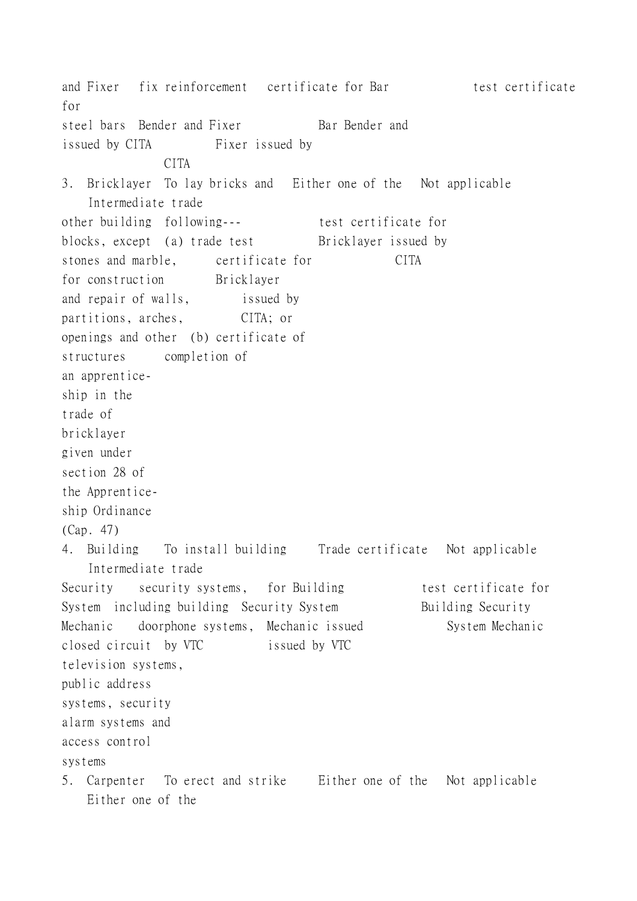| | | | | |
|---|---|---|---|---|
| and Fixer steel bars | fix reinforcement | certificate for Bar Bender and Fixer issued by CITA | | test certificate for Bar Bender and Fixer issued by CITA |
| 3. Bricklayer | To lay bricks and other building blocks, except stones and marble, for construction and repair of walls, partitions, arches, openings and other structures | Either one of the following--- (a) trade test certificate for Bricklayer issued by CITA; or (b) certificate of completion of an apprenticeship in the trade of bricklayer given under section 28 of the Apprenticeship Ordinance (Cap. 47) | Not applicable | Intermediate trade test certificate for Bricklayer issued by CITA |
| 4. Building Security System Mechanic | To install building security systems, including building doorphone systems, closed circuit television systems, public address systems, security alarm systems and access control systems | Trade certificate for Building Security System Mechanic issued by VTC | Not applicable | Intermediate trade test certificate for Building Security System Mechanic issued by VTC |
| 5. Carpenter | To erect and strike | Either one of the | Not applicable | Either one of the |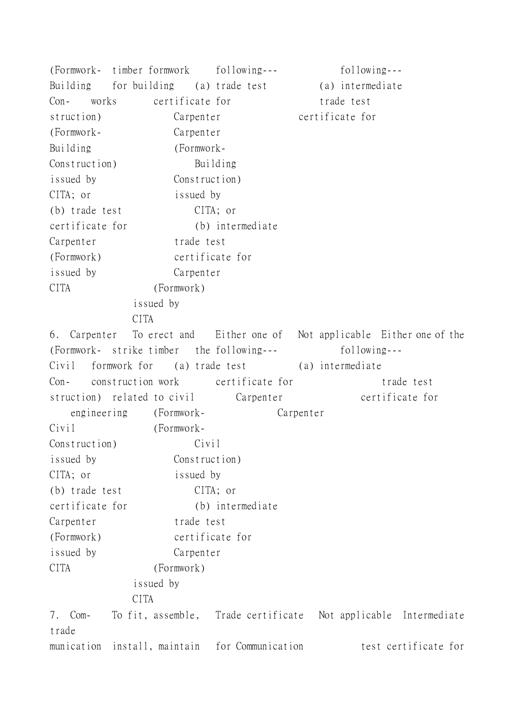| | | | | |
|---|---|---|---|---|
| (Formwork-Building Construction) | timber formwork for building works | following---<br>(a) trade test certificate for Carpenter (Formwork-Building Construction) issued by CITA; or<br>(b) trade test certificate for Carpenter (Formwork) issued by CITA | | following---<br>(a) intermediate trade test certificate for Carpenter (Formwork-Building Construction) issued by CITA; or<br>(b) intermediate trade test certificate for Carpenter (Formwork) issued by CITA |
| 6. Carpenter (Formwork-Civil Construction) | To erect and strike timber formwork for construction work related to civil engineering | Either one of the following---<br>(a) trade test certificate for Carpenter (Formwork-Civil Construction) issued by CITA; or<br>(b) trade test certificate for Carpenter (Formwork) issued by CITA | Not applicable | Either one of the following---<br>(a) intermediate trade test certificate for Carpenter (Formwork-Civil Construction) issued by CITA; or<br>(b) intermediate trade test certificate for Carpenter (Formwork) issued by CITA |
| 7. Communication | To fit, assemble, install, maintain | Trade certificate for Communication | Not applicable | Intermediate trade test certificate for |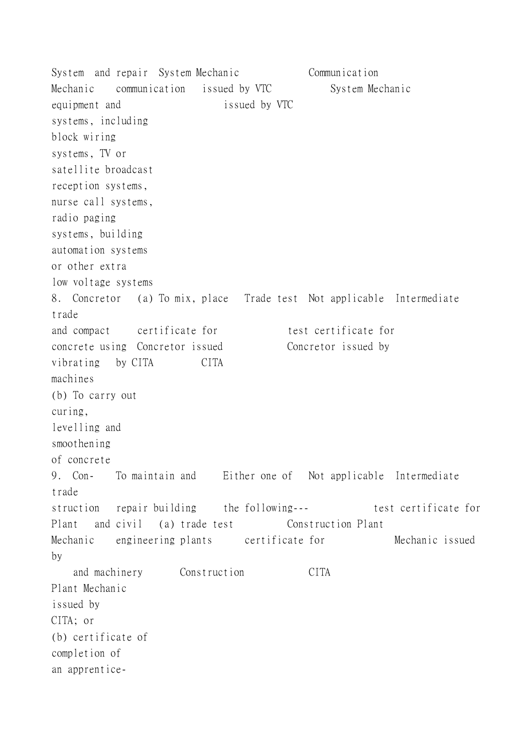| | | | | |
|---|---|---|---|---|
| System Mechanic | and repair communication equipment and systems, including block wiring systems, TV or satellite broadcast reception systems, nurse call systems, radio paging systems, building automation systems or other extra low voltage systems | System Mechanic issued by VTC | | Communication System Mechanic issued by VTC |
| 8. Concretor | (a) To mix, place and compact concrete using vibrating machines<br>(b) To carry out curing, levelling and smoothening of concrete | Trade test certificate for Concretor issued by CITA | Not applicable | Intermediate trade test certificate for Concretor issued by CITA |
| 9. Construction Plant Mechanic | To maintain and repair building and civil engineering plants and machinery | Either one of the following---<br>(a) trade test certificate for Construction Plant Mechanic issued by CITA; or<br>(b) certificate of completion of an apprentice- | Not applicable | Intermediate trade test certificate for Construction Plant Mechanic issued by CITA |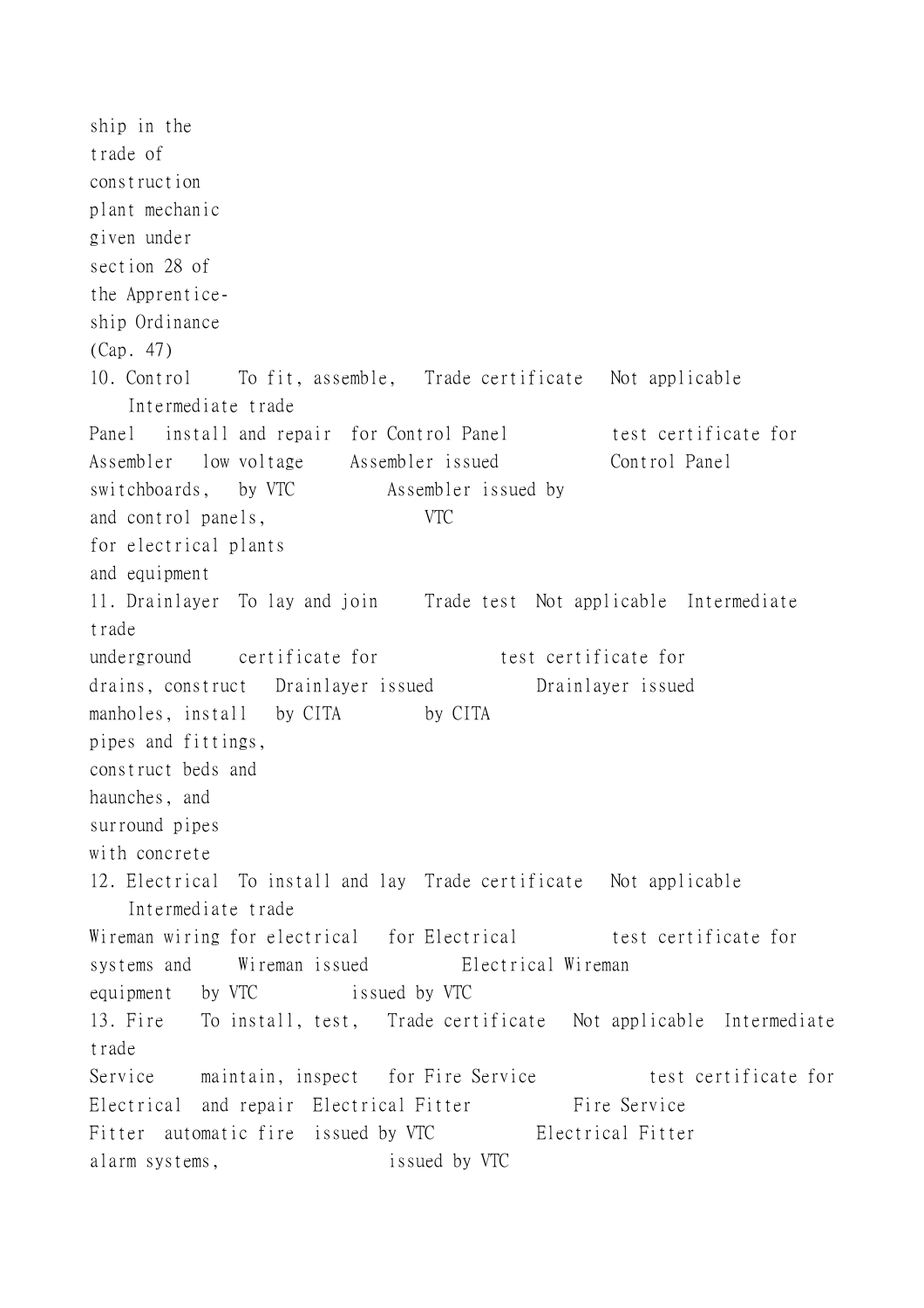| | | | | |
|---|---|---|---|---|
| ship in the trade of construction plant mechanic given under section 28 of the Apprentice-ship Ordinance (Cap. 47) | | | | |
| 10. Control Panel Assembler | To fit, assemble, install and repair low voltage switchboards, and control panels, for electrical plants and equipment | Trade certificate for Control Panel Assembler issued by VTC | Not applicable | Intermediate trade test certificate for Control Panel Assembler issued by VTC |
| 11. Drainlayer | To lay and join underground drains, construct manholes, install pipes and fittings, construct beds and haunches, and surround pipes with concrete | Trade test certificate for Drainlayer issued by CITA | Not applicable | Intermediate trade test certificate for Drainlayer issued by CITA |
| 12. Electrical Wireman | To install and lay wiring for electrical systems and equipment | Trade certificate for Electrical Wireman issued by VTC | Not applicable | Intermediate trade test certificate for Electrical Wireman issued by VTC |
| 13. Fire Service Electrical Fitter | To install, test, maintain, inspect and repair automatic fire alarm systems, | Trade certificate for Fire Service Electrical Fitter issued by VTC | Not applicable | Intermediate trade test certificate for Fire Service Electrical Fitter issued by VTC |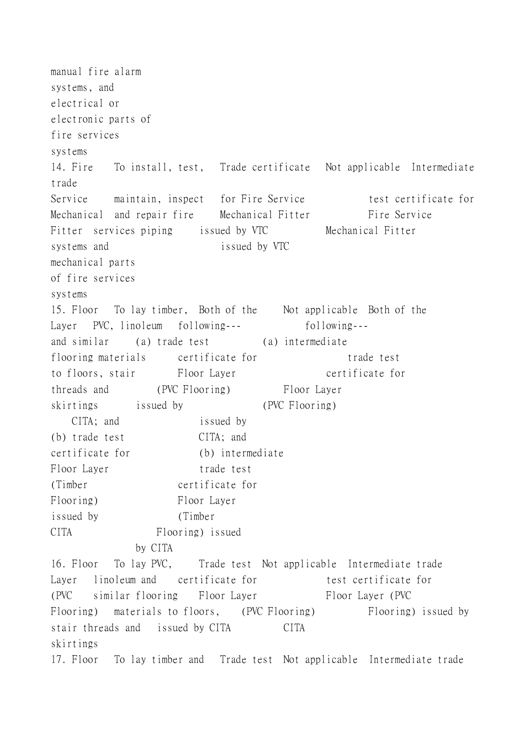| | | | | |
|---|---|---|---|---|
| | manual fire alarm systems, and electrical or electronic parts of fire services systems | | | |
| 14. Fire Service Mechanical Fitter | To install, test, maintain, inspect and repair fire services piping systems and mechanical parts of fire services systems | Trade certificate for Fire Service Mechanical Fitter issued by VTC | Not applicable | Intermediate trade test certificate for Fire Service Mechanical Fitter issued by VTC |
| 15. Floor Layer | To lay timber, PVC, linoleum and similar flooring materials to floors, stair threads and skirtings | Both of the following---<br>(a) trade test certificate for Floor Layer (PVC Flooring) issued by CITA; and<br>(b) trade test certificate for Floor Layer (Timber Flooring) issued by CITA | Not applicable | Both of the following---<br>(a) intermediate trade test certificate for Floor Layer (PVC Flooring) issued by CITA; and<br>(b) intermediate trade test certificate for Floor Layer (Timber Flooring) issued by CITA |
| 16. Floor Layer (PVC Flooring) | To lay PVC, linoleum and similar flooring materials to floors, stair threads and skirtings | Trade test certificate for Floor Layer (PVC Flooring) issued by CITA | Not applicable | Intermediate trade test certificate for Floor Layer (PVC Flooring) issued by CITA |
| 17. Floor | To lay timber and | Trade test | Not applicable | Intermediate trade |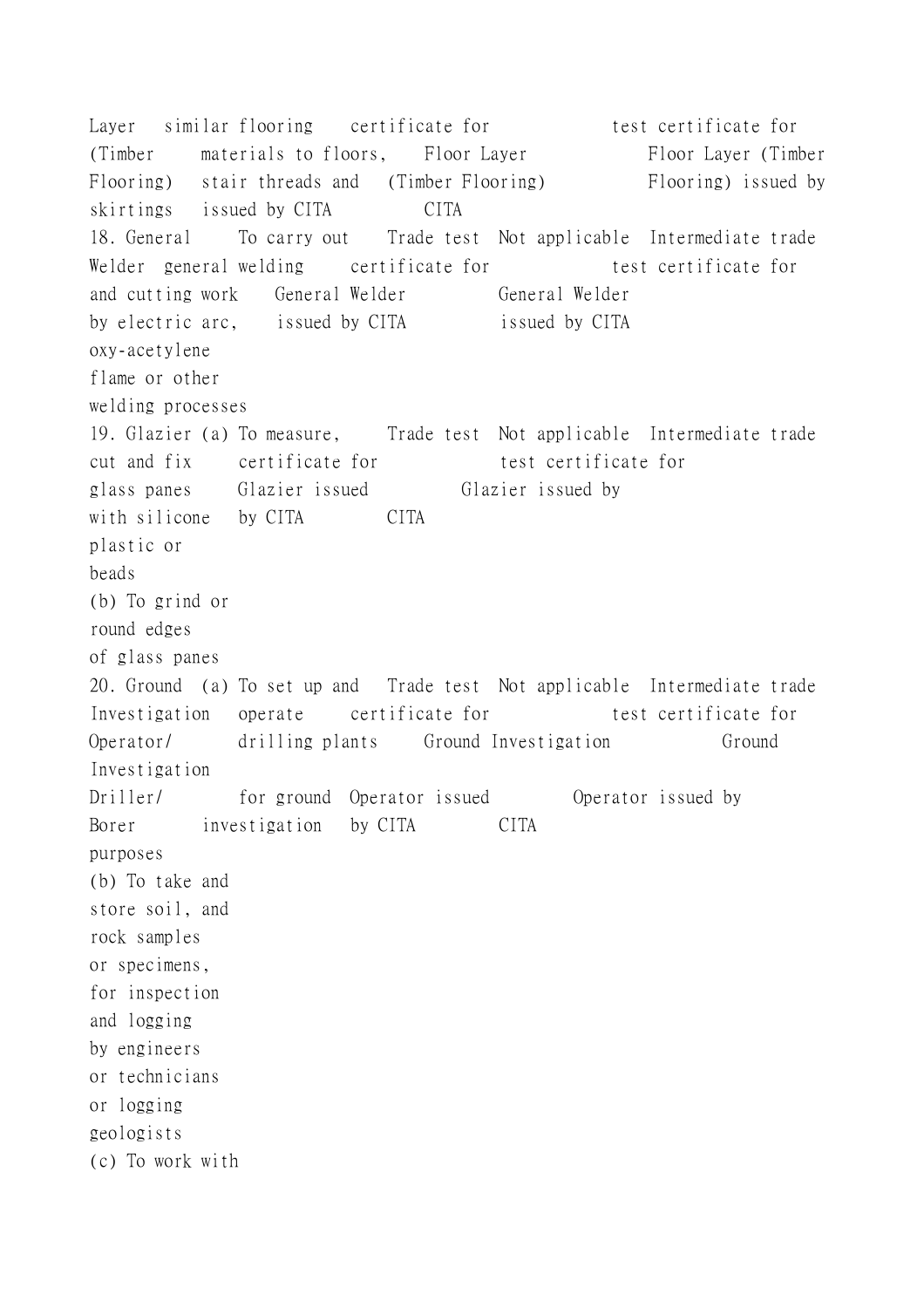| | | | | |
|---|---|---|---|---|
| Layer (Timber Flooring) | similar flooring materials to floors, stair threads and skirtings | certificate for Floor Layer (Timber Flooring) issued by CITA | | test certificate for Floor Layer (Timber Flooring) issued by CITA |
| 18. General Welder | To carry out general welding and cutting work by electric arc, oxy-acetylene flame or other welding processes | Trade test certificate for General Welder issued by CITA | Not applicable | Intermediate trade test certificate for General Welder issued by CITA |
| 19. Glazier | (a) To measure, cut and fix glass panes with silicone plastic or beads (b) To grind or round edges of glass panes | Trade test certificate for Glazier issued by CITA | Not applicable | Intermediate trade test certificate for Glazier issued by CITA |
| 20. Ground Investigation Operator/ Driller/ Borer | (a) To set up and operate drilling plants for ground investigation purposes (b) To take and store soil, and rock samples or specimens, for inspection and logging by engineers or technicians or logging geologists (c) To work with | Trade test certificate for Ground Investigation Operator issued by CITA | Not applicable | Intermediate trade test certificate for Ground Investigation Operator issued by CITA |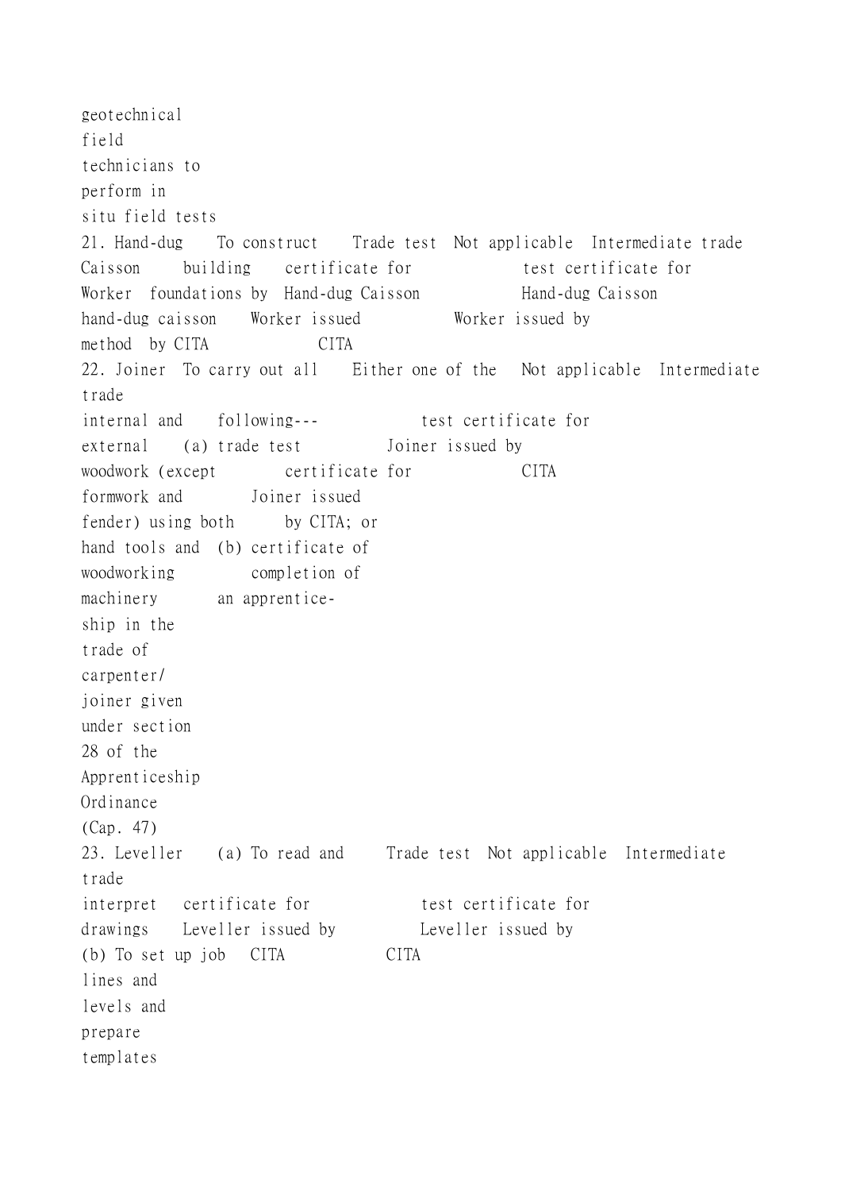| | | | | |
|---|---|---|---|---|
| | geotechnical field technicians to perform in situ field tests | | | |
| 21. Hand-dug Caisson Worker | To construct building foundations by hand-dug caisson method | Trade test certificate for Hand-dug Caisson Worker issued by CITA | Not applicable | Intermediate trade test certificate for Hand-dug Caisson Worker issued by CITA |
| 22. Joiner | To carry out all internal and external woodwork (except formwork and fender) using both hand tools and woodworking machinery | Either one of the following--- (a) trade test certificate for Joiner issued by CITA; or (b) certificate of completion of an apprenticeship in the trade of carpenter/joiner given under section 28 of the Apprenticeship Ordinance (Cap. 47) | Not applicable | Intermediate trade test certificate for Joiner issued by CITA |
| 23. Leveller | (a) To read and interpret drawings (b) To set up job lines and levels and prepare templates | Trade test certificate for Leveller issued by CITA | Not applicable | Intermediate trade test certificate for Leveller issued by CITA |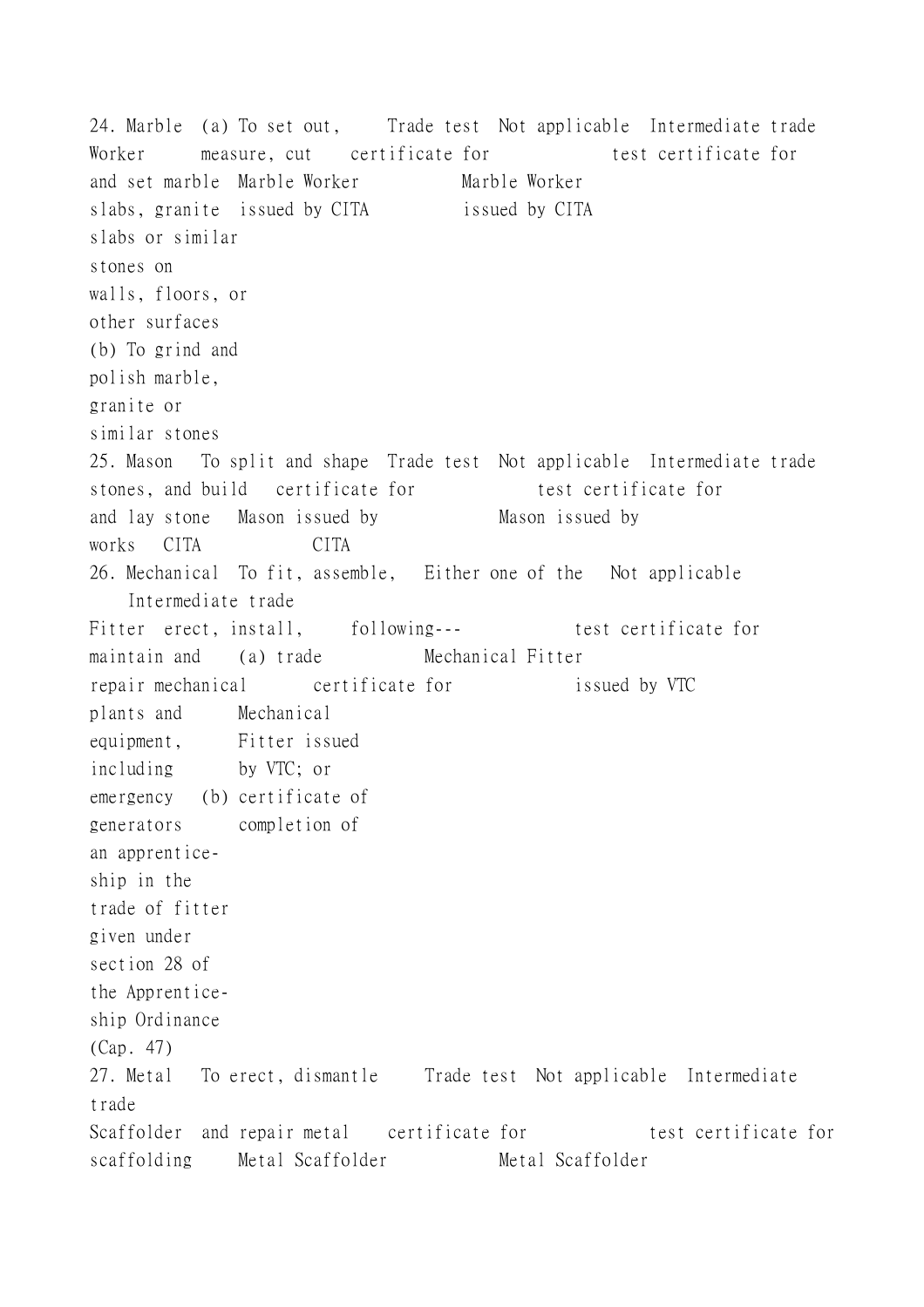| | | | | |
|---|---|---|---|---|
| 24. Marble Worker | (a) To set out, measure, cut and set marble slabs, granite slabs or similar stones on walls, floors, or other surfaces<br>(b) To grind and polish marble, granite or similar stones | Trade test certificate for Marble Worker issued by CITA | Not applicable | Intermediate trade test certificate for Marble Worker issued by CITA |
| 25. Mason | To split and shape stones, and build and lay stone works | Trade test certificate for Mason issued by CITA | Not applicable | Intermediate trade test certificate for Mason issued by CITA |
| 26. Mechanical Fitter | To fit, assemble, erect, install, maintain and repair mechanical plants and equipment, including emergency generators | Either one of the following---<br>(a) trade certificate for Mechanical Fitter issued by VTC; or<br>(b) certificate of completion of an apprenticeship in the trade of fitter given under section 28 of the Apprenticeship Ordinance (Cap. 47) | Not applicable | Intermediate trade test certificate for Mechanical Fitter issued by VTC |
| 27. Metal Scaffolder | To erect, dismantle and repair metal scaffolding | Trade test certificate for Metal Scaffolder | Not applicable | Intermediate trade test certificate for Metal Scaffolder |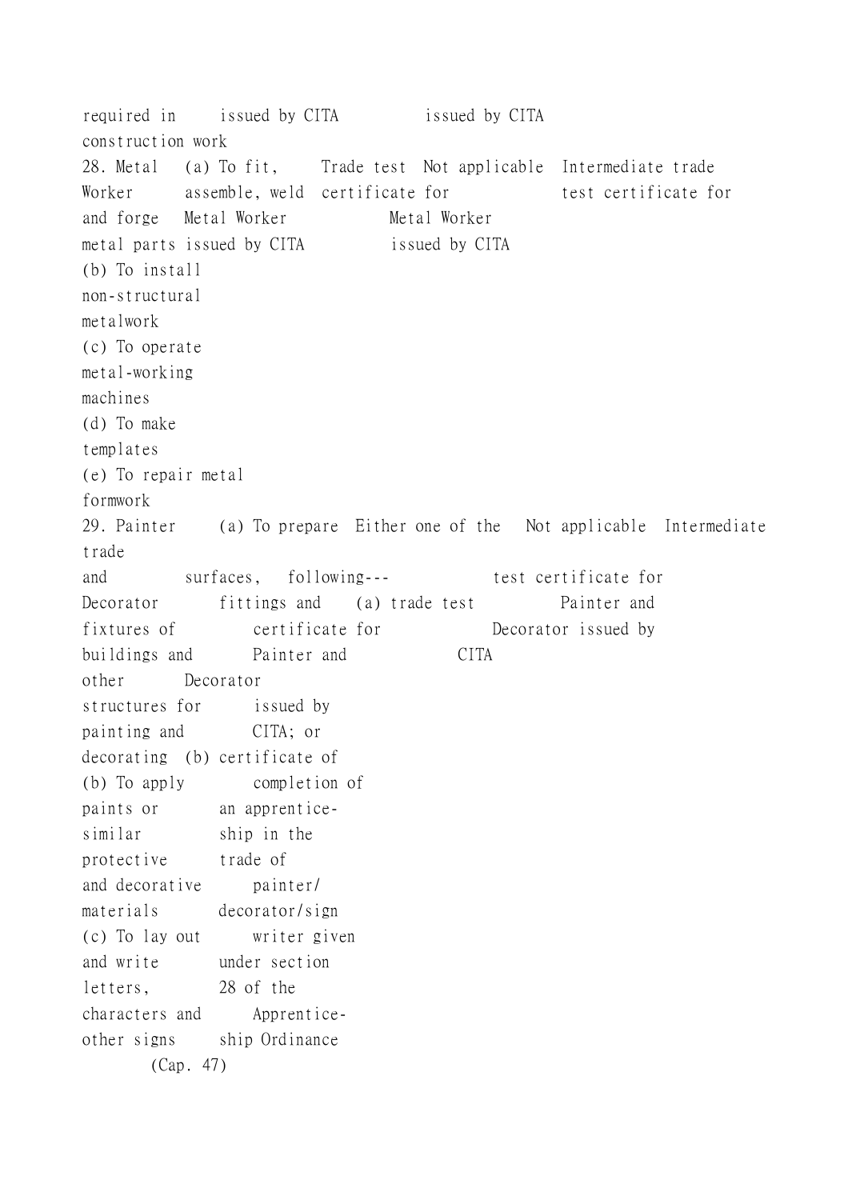| | | | | |
|---|---|---|---|---|
| required in construction work | | issued by CITA | | issued by CITA |
| 28. Metal Worker | (a) To fit, assemble, weld and forge metal parts<br>(b) To install non-structural metalwork<br>(c) To operate metal-working machines<br>(d) To make templates<br>(e) To repair metal formwork | Trade test certificate for Metal Worker issued by CITA | Not applicable | Intermediate trade test certificate for Metal Worker issued by CITA |
| 29. Painter and Decorator | (a) To prepare surfaces, fittings and fixtures of buildings and other structures for painting and decorating<br>(b) To apply paints or similar protective and decorative materials<br>(c) To lay out and write letters, characters and other signs | Either one of the following---<br>(a) trade test certificate for Painter and Decorator issued by CITA; or<br>(b) certificate of completion of an apprenticeship in the trade of painter/decorator/sign writer given under section 28 of the Apprenticeship Ordinance (Cap. 47) | Not applicable | Intermediate trade test certificate for Painter and Decorator issued by CITA |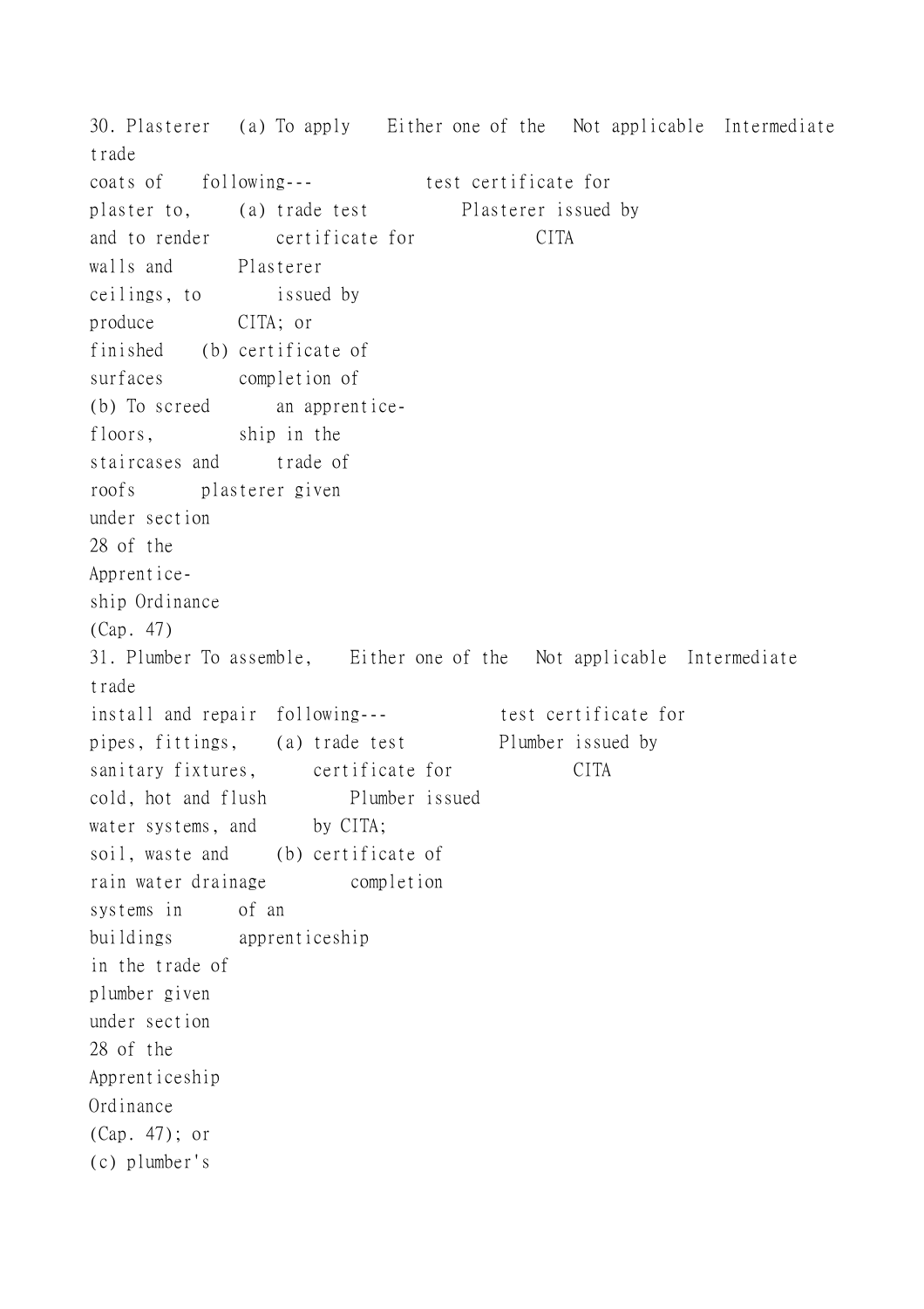| | | | | |
|---|---|---|---|---|
| 30. Plasterer | (a) To apply coats of plaster to, and to render walls and ceilings, to produce finished surfaces (b) To screed floors, staircases and roofs | Either one of the following--- (a) trade test certificate for Plasterer issued by CITA; or (b) certificate of completion of an apprenticeship in the trade of plasterer given under section 28 of the Apprenticeship Ordinance (Cap. 47) | Not applicable | Intermediate trade test certificate for Plasterer issued by CITA |
| 31. Plumber | To assemble, install and repair pipes, fittings, sanitary fixtures, cold, hot and flush water systems, and soil, waste and rain water drainage systems in buildings | Either one of the following--- (a) trade test certificate for Plumber issued by CITA; (b) certificate of completion of an apprenticeship in the trade of plumber given under section 28 of the Apprenticeship Ordinance (Cap. 47); or (c) plumber's | Not applicable | Intermediate trade test certificate for Plumber issued by CITA |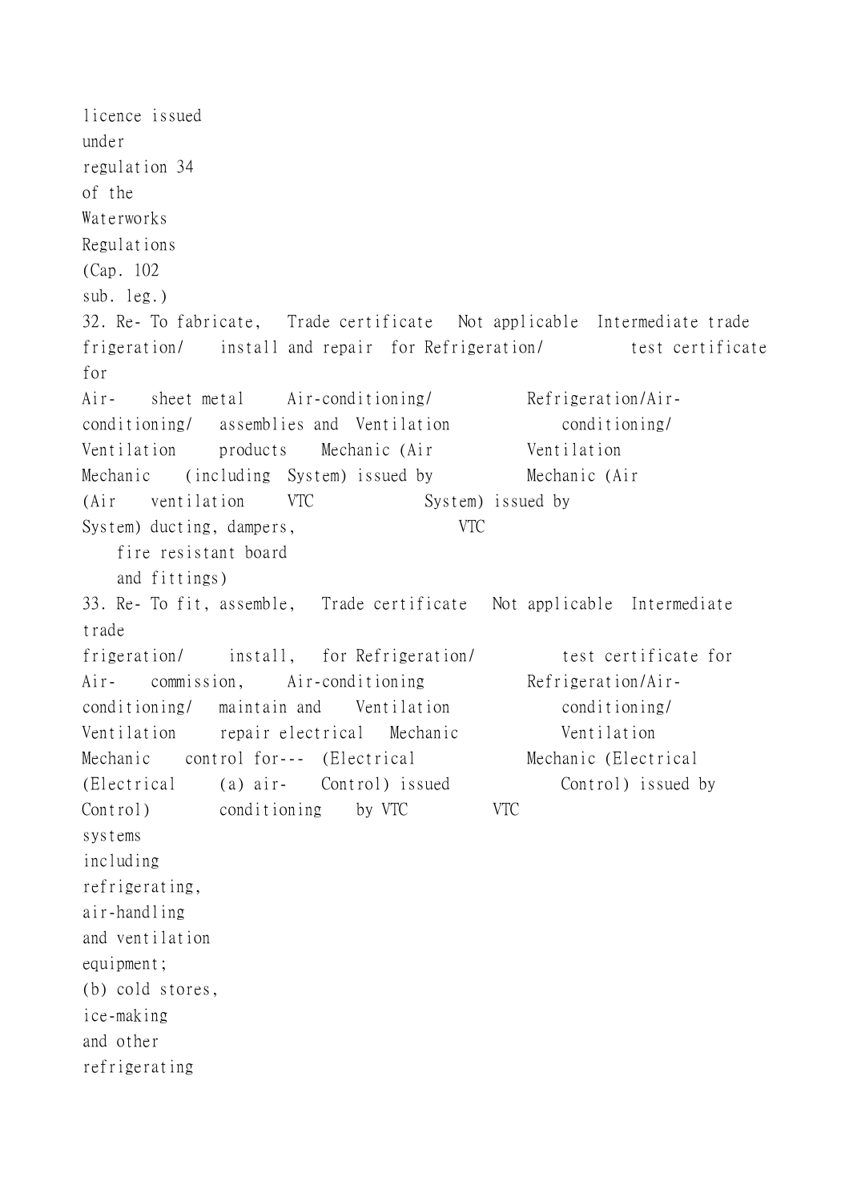| | | | | |
|---|---|---|---|---|
| licence issued under regulation 34 of the Waterworks Regulations (Cap. 102 sub. leg.) | | | | |
| 32. Refrigeration/ Air-conditioning/ Ventilation Mechanic (Air System) | To fabricate, install and repair sheet metal assemblies and products (including ventilation ducting, dampers, fire resistant board and fittings) | Trade certificate for Refrigeration/ Air-conditioning/ Ventilation Mechanic (Air System) issued by VTC | Not applicable | Intermediate trade test certificate for Refrigeration/Air-conditioning/ Ventilation Mechanic (Air System) issued by VTC |
| 33. Refrigeration/ Air-conditioning/ Ventilation Mechanic (Electrical Control) | To fit, assemble, install, commission, maintain and repair electrical control for--- (a) air-conditioning systems including refrigerating, air-handling and ventilation equipment; (b) cold stores, ice-making and other refrigerating | Trade certificate for Refrigeration/ Air-conditioning Ventilation Mechanic (Electrical Control) issued by VTC | Not applicable | Intermediate trade test certificate for Refrigeration/Air-conditioning/ Ventilation Mechanic (Electrical Control) issued by VTC |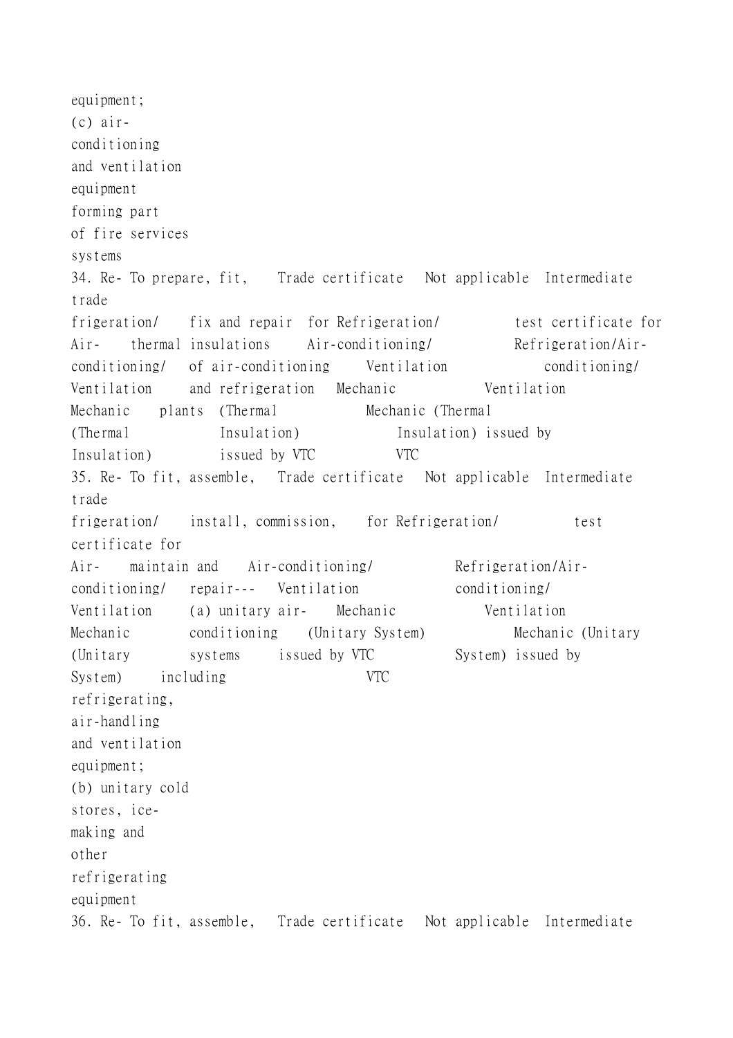equipment;
(c) air-conditioning and ventilation equipment forming part of fire services systems

| | | | | |
|---|---|---|---|---|
| 34. Refrigeration/ Air-conditioning/ Ventilation Mechanic (Thermal Insulation) | To prepare, fit, fix and repair thermal insulations of air-conditioning and refrigeration plants | Trade certificate for Refrigeration/ Air-conditioning/ Ventilation Mechanic (Thermal Insulation) issued by VTC | Not applicable | Intermediate trade test certificate for Refrigeration/Air-conditioning/ Ventilation Mechanic (Thermal Insulation) issued by VTC |
| 35. Refrigeration/ Air-conditioning/ Ventilation Mechanic (Unitary System) | To fit, assemble, install, commission, maintain and repair--- (a) unitary air-conditioning systems including refrigerating, air-handling and ventilation equipment; (b) unitary cold stores, ice-making and other refrigerating equipment | Trade certificate for Refrigeration/ Air-conditioning/ Ventilation Mechanic (Unitary System) issued by VTC | Not applicable | Intermediate trade test certificate for Refrigeration/Air-conditioning/ Ventilation Mechanic (Unitary System) issued by VTC |
| 36. Re- | To fit, assemble, | Trade certificate | Not applicable | Intermediate |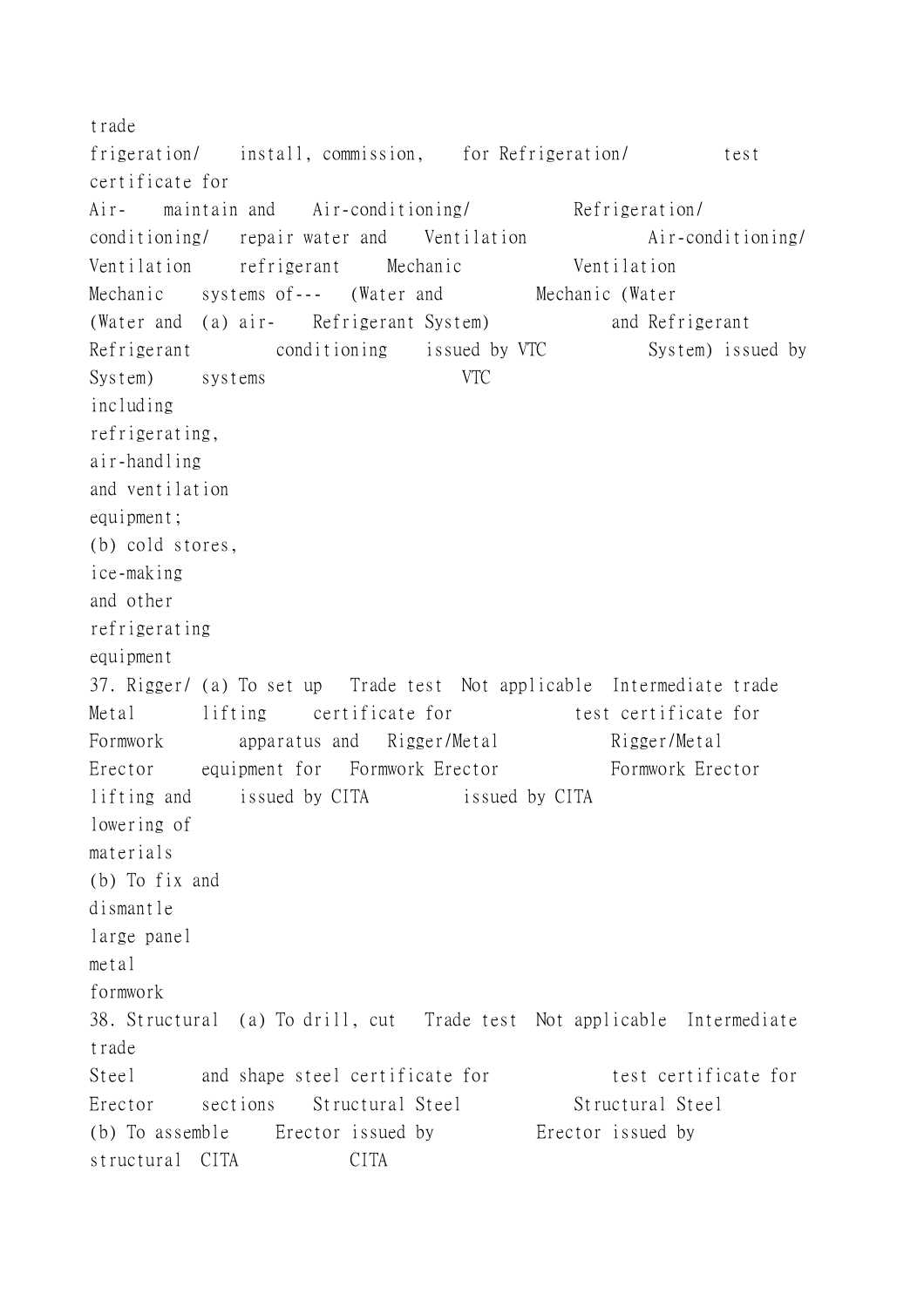| | | | | |
|---|---|---|---|---|
| frigeration/ Air-conditioning/ Ventilation Mechanic (Water and Refrigerant System) | install, commission, maintain and repair water and refrigerant systems of--- (a) air-conditioning systems including refrigerating, air-handling and ventilation equipment; (b) cold stores, ice-making and other refrigerating equipment | for Refrigeration/ Air-conditioning/ Ventilation Mechanic (Water and Refrigerant System) issued by VTC | | trade test certificate for Refrigeration/ Air-conditioning/ Ventilation Mechanic (Water and Refrigerant System) issued by VTC |
| 37. Rigger/ Metal Formwork Erector | (a) To set up lifting apparatus and equipment for lifting and lowering of materials (b) To fix and dismantle large panel metal formwork | Trade test certificate for Rigger/Metal Formwork Erector issued by CITA | Not applicable | Intermediate trade test certificate for Rigger/Metal Formwork Erector issued by CITA |
| 38. Structural Steel Erector | (a) To drill, cut and shape steel sections (b) To assemble structural | Trade test certificate for Structural Steel Erector issued by CITA | Not applicable | Intermediate trade test certificate for Structural Steel Erector issued by CITA |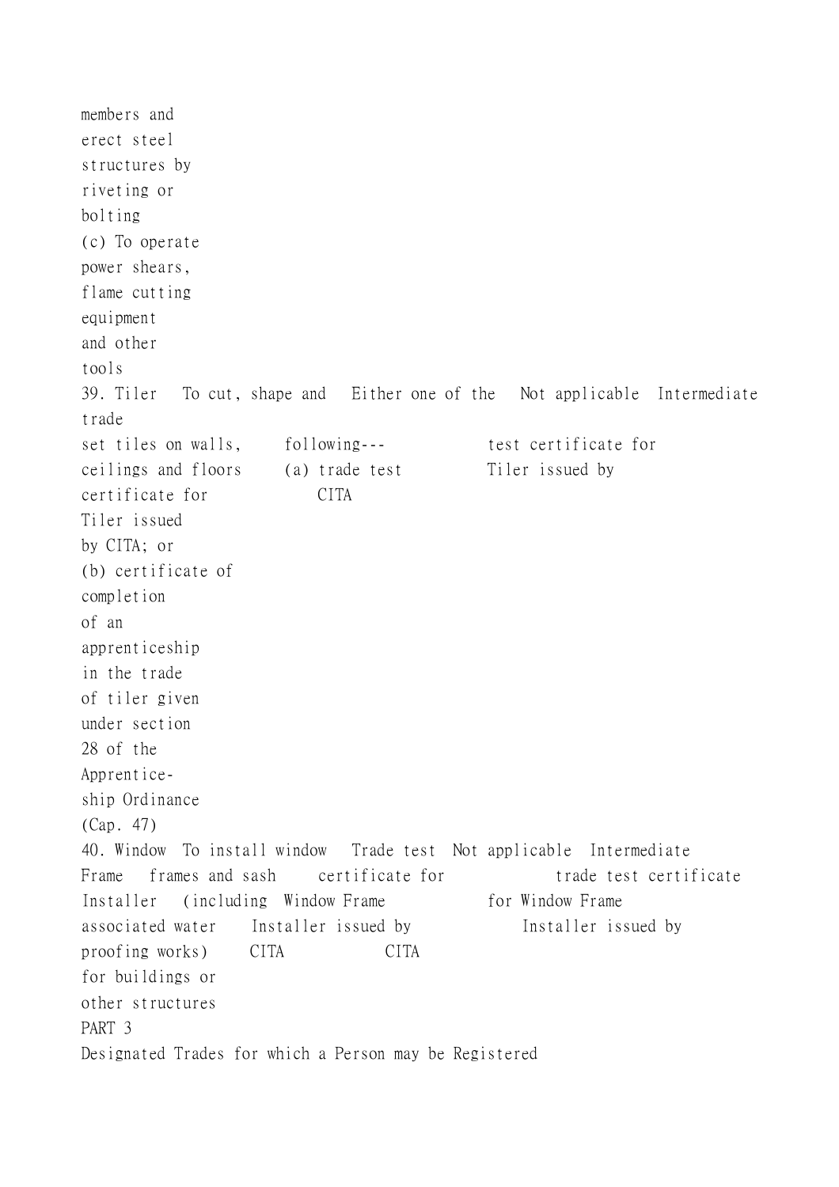members and
erect steel
structures by
riveting or
bolting
(c) To operate
power shears,
flame cutting
equipment
and other
tools

| Designated trade | Description | Qualifications (Part 2) | Qualifications (other) | Qualifications (intermediate) |
|---|---|---|---|---|
| 39. Tiler | To cut, shape and set tiles on walls, ceilings and floors | Either one of the following--- (a) trade test certificate for Tiler issued by CITA; or (b) certificate of completion of an apprenticeship in the trade of tiler given under section 28 of the Apprenticeship Ordinance (Cap. 47) | Not applicable | Intermediate trade test certificate for Tiler issued by CITA |
| 40. Window Frame Installer | To install window frames and sash (including associated water proofing works) for buildings or other structures | Trade test certificate for Window Frame Installer issued by CITA | Not applicable | Intermediate trade test certificate for Window Frame Installer issued by CITA |

PART 3

Designated Trades for which a Person may be Registered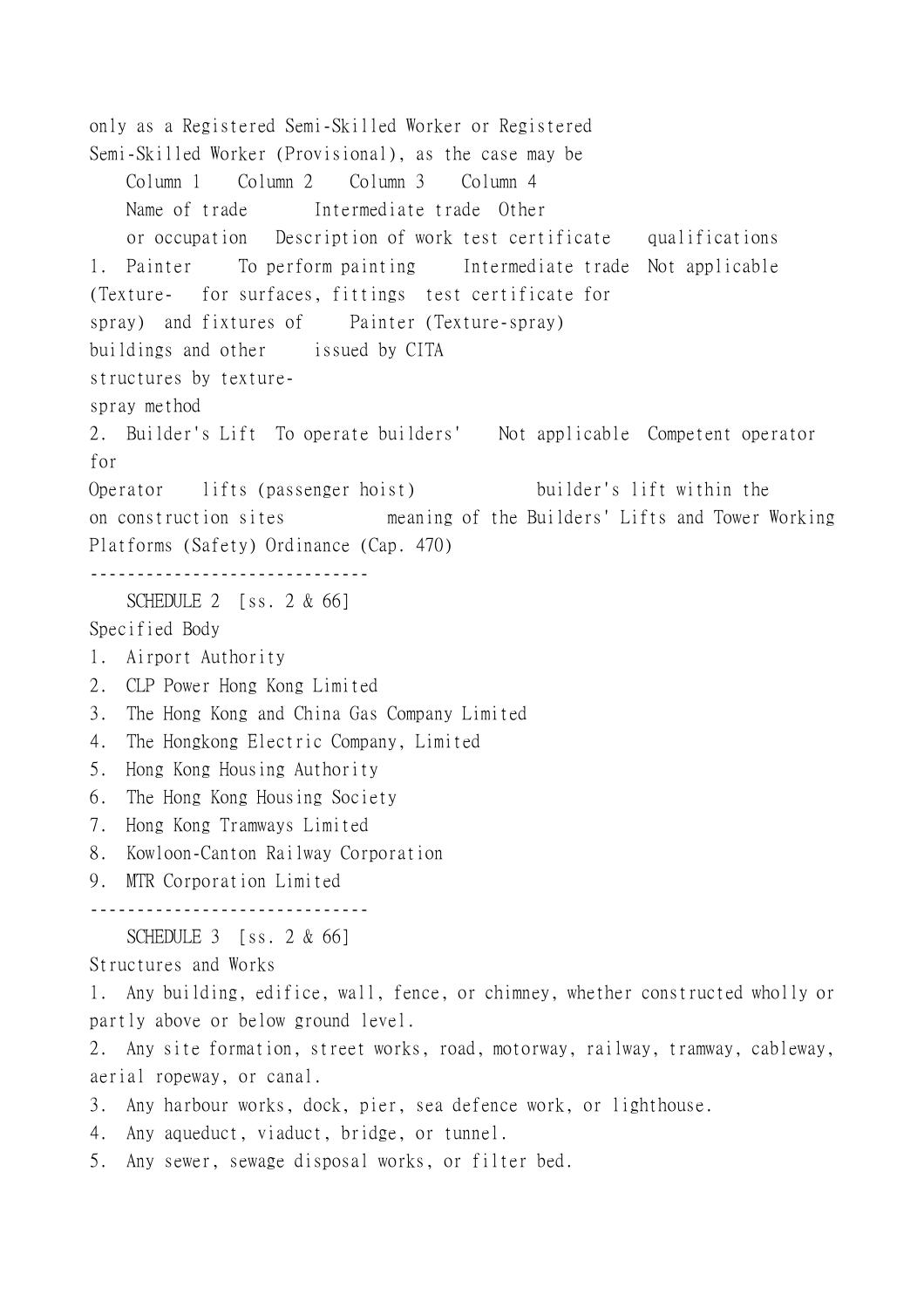only as a Registered Semi-Skilled Worker or Registered Semi-Skilled Worker (Provisional), as the case may be

| Column 1 | Column 2 | Column 3 | Column 4 |
| --- | --- | --- | --- |
| Name of trade or occupation | Description of work | Intermediate trade test certificate | Other qualifications |
| 1. Painter (Texture-spray) | To perform painting for surfaces, fittings and fixtures of buildings and other structures by texture-spray method | Intermediate trade test certificate for Painter (Texture-spray) issued by CITA | Not applicable |
| 2. Builder's Lift Operator | To operate builders' lifts (passenger hoist) on construction sites | Not applicable | Competent operator for builder's lift within the meaning of the Builders' Lifts and Tower Working Platforms (Safety) Ordinance (Cap. 470) |

------------------------------

SCHEDULE 2 [ss. 2 & 66]

Specified Body

1. Airport Authority
2. CLP Power Hong Kong Limited
3. The Hong Kong and China Gas Company Limited
4. The Hongkong Electric Company, Limited
5. Hong Kong Housing Authority
6. The Hong Kong Housing Society
7. Hong Kong Tramways Limited
8. Kowloon-Canton Railway Corporation
9. MTR Corporation Limited

------------------------------

SCHEDULE 3 [ss. 2 & 66]

Structures and Works

1. Any building, edifice, wall, fence, or chimney, whether constructed wholly or partly above or below ground level.
2. Any site formation, street works, road, motorway, railway, tramway, cableway, aerial ropeway, or canal.
3. Any harbour works, dock, pier, sea defence work, or lighthouse.
4. Any aqueduct, viaduct, bridge, or tunnel.
5. Any sewer, sewage disposal works, or filter bed.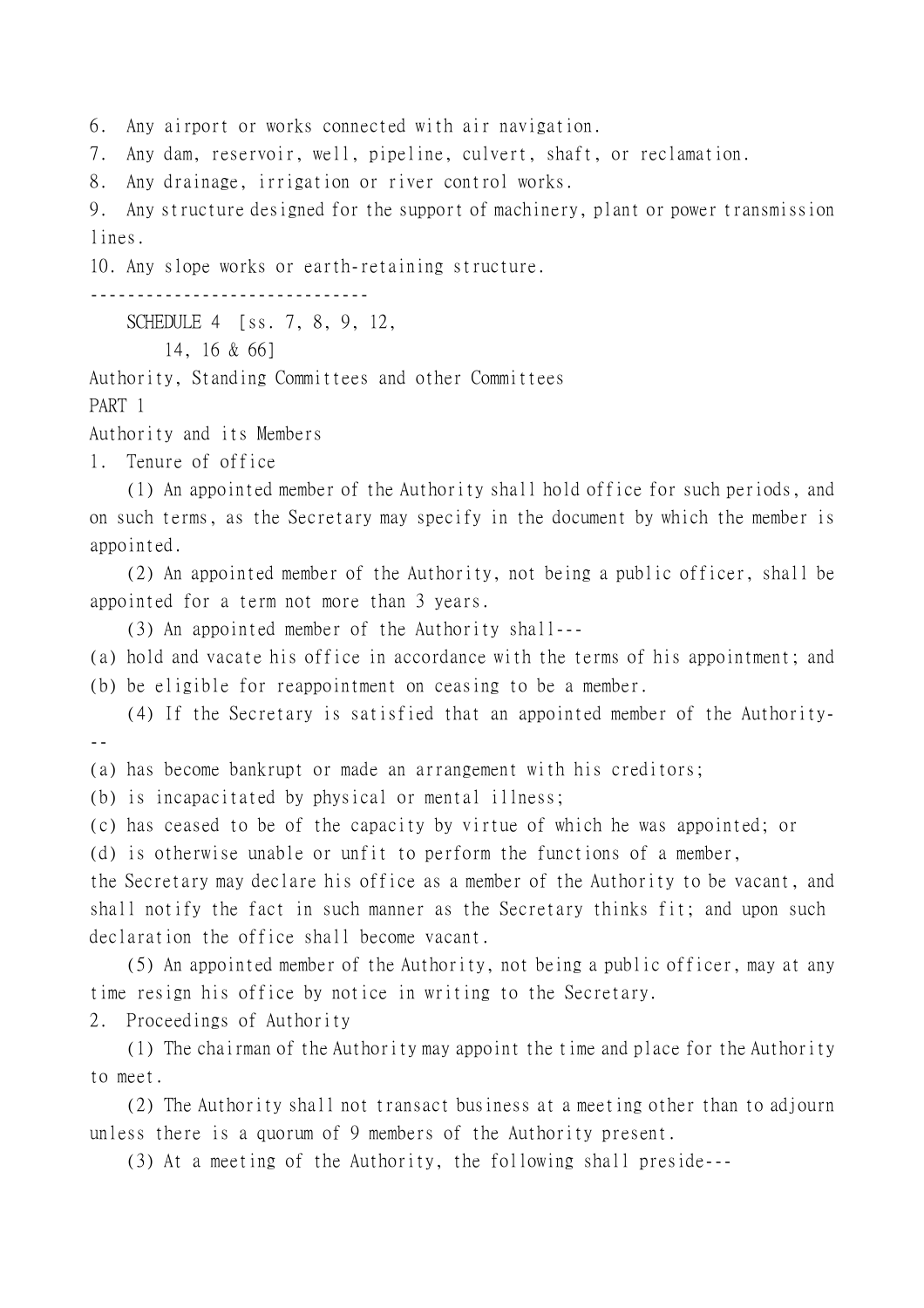6. Any airport or works connected with air navigation.

7. Any dam, reservoir, well, pipeline, culvert, shaft, or reclamation.

8. Any drainage, irrigation or river control works.

9. Any structure designed for the support of machinery, plant or power transmission lines.

10. Any slope works or earth-retaining structure.

------------------------------

SCHEDULE 4 [ss. 7, 8, 9, 12, 14, 16 & 66]

Authority, Standing Committees and other Committees

PART 1

Authority and its Members

1. Tenure of office

(1) An appointed member of the Authority shall hold office for such periods, and on such terms, as the Secretary may specify in the document by which the member is appointed.

(2) An appointed member of the Authority, not being a public officer, shall be appointed for a term not more than 3 years.

(3) An appointed member of the Authority shall---

(a) hold and vacate his office in accordance with the terms of his appointment; and

(b) be eligible for reappointment on ceasing to be a member.

(4) If the Secretary is satisfied that an appointed member of the Authority---

(a) has become bankrupt or made an arrangement with his creditors;

(b) is incapacitated by physical or mental illness;

(c) has ceased to be of the capacity by virtue of which he was appointed; or

(d) is otherwise unable or unfit to perform the functions of a member,

the Secretary may declare his office as a member of the Authority to be vacant, and shall notify the fact in such manner as the Secretary thinks fit; and upon such declaration the office shall become vacant.

(5) An appointed member of the Authority, not being a public officer, may at any time resign his office by notice in writing to the Secretary.

2. Proceedings of Authority

(1) The chairman of the Authority may appoint the time and place for the Authority to meet.

(2) The Authority shall not transact business at a meeting other than to adjourn unless there is a quorum of 9 members of the Authority present.

(3) At a meeting of the Authority, the following shall preside---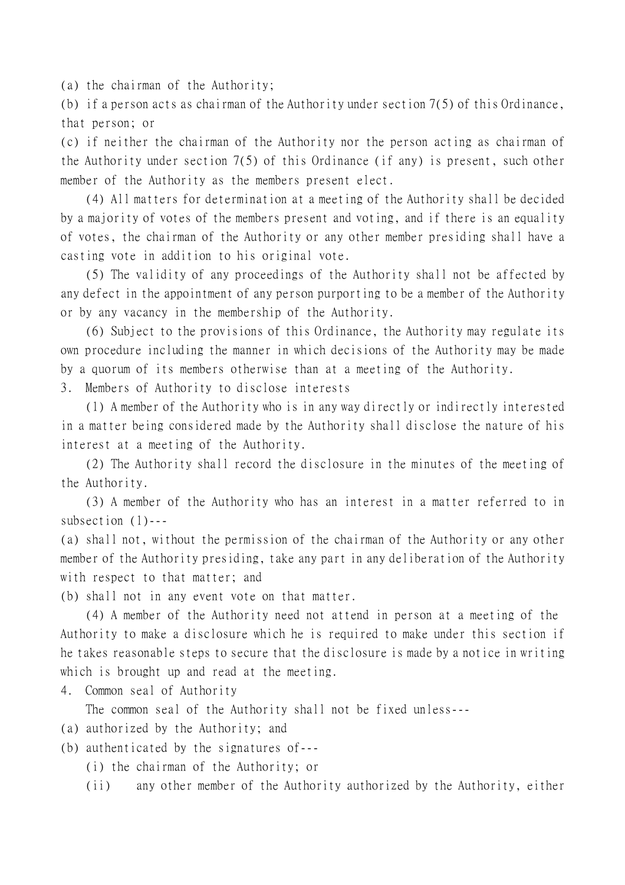(a) the chairman of the Authority;

(b) if a person acts as chairman of the Authority under section 7(5) of this Ordinance, that person; or

(c) if neither the chairman of the Authority nor the person acting as chairman of the Authority under section 7(5) of this Ordinance (if any) is present, such other member of the Authority as the members present elect.

(4) All matters for determination at a meeting of the Authority shall be decided by a majority of votes of the members present and voting, and if there is an equality of votes, the chairman of the Authority or any other member presiding shall have a casting vote in addition to his original vote.

(5) The validity of any proceedings of the Authority shall not be affected by any defect in the appointment of any person purporting to be a member of the Authority or by any vacancy in the membership of the Authority.

(6) Subject to the provisions of this Ordinance, the Authority may regulate its own procedure including the manner in which decisions of the Authority may be made by a quorum of its members otherwise than at a meeting of the Authority.

3. Members of Authority to disclose interests

(1) A member of the Authority who is in any way directly or indirectly interested in a matter being considered made by the Authority shall disclose the nature of his interest at a meeting of the Authority.

(2) The Authority shall record the disclosure in the minutes of the meeting of the Authority.

(3) A member of the Authority who has an interest in a matter referred to in subsection (1)---

(a) shall not, without the permission of the chairman of the Authority or any other member of the Authority presiding, take any part in any deliberation of the Authority with respect to that matter; and

(b) shall not in any event vote on that matter.

(4) A member of the Authority need not attend in person at a meeting of the Authority to make a disclosure which he is required to make under this section if he takes reasonable steps to secure that the disclosure is made by a notice in writing which is brought up and read at the meeting.

4. Common seal of Authority

The common seal of the Authority shall not be fixed unless---

(a) authorized by the Authority; and

(b) authenticated by the signatures of---

(i) the chairman of the Authority; or

(ii) any other member of the Authority authorized by the Authority, either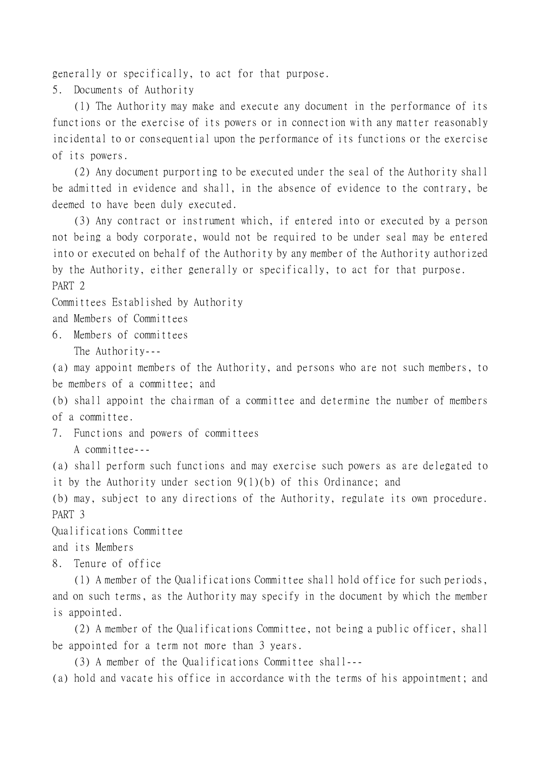generally or specifically, to act for that purpose.

5. Documents of Authority

(1) The Authority may make and execute any document in the performance of its functions or the exercise of its powers or in connection with any matter reasonably incidental to or consequential upon the performance of its functions or the exercise of its powers.

(2) Any document purporting to be executed under the seal of the Authority shall be admitted in evidence and shall, in the absence of evidence to the contrary, be deemed to have been duly executed.

(3) Any contract or instrument which, if entered into or executed by a person not being a body corporate, would not be required to be under seal may be entered into or executed on behalf of the Authority by any member of the Authority authorized by the Authority, either generally or specifically, to act for that purpose.

PART 2

Committees Established by Authority and Members of Committees

6. Members of committees

The Authority---

(a) may appoint members of the Authority, and persons who are not such members, to be members of a committee; and

(b) shall appoint the chairman of a committee and determine the number of members of a committee.

7. Functions and powers of committees

A committee---

(a) shall perform such functions and may exercise such powers as are delegated to it by the Authority under section 9(1)(b) of this Ordinance; and

(b) may, subject to any directions of the Authority, regulate its own procedure.

PART 3

Qualifications Committee and its Members

8. Tenure of office

(1) A member of the Qualifications Committee shall hold office for such periods, and on such terms, as the Authority may specify in the document by which the member is appointed.

(2) A member of the Qualifications Committee, not being a public officer, shall be appointed for a term not more than 3 years.

(3) A member of the Qualifications Committee shall---

(a) hold and vacate his office in accordance with the terms of his appointment; and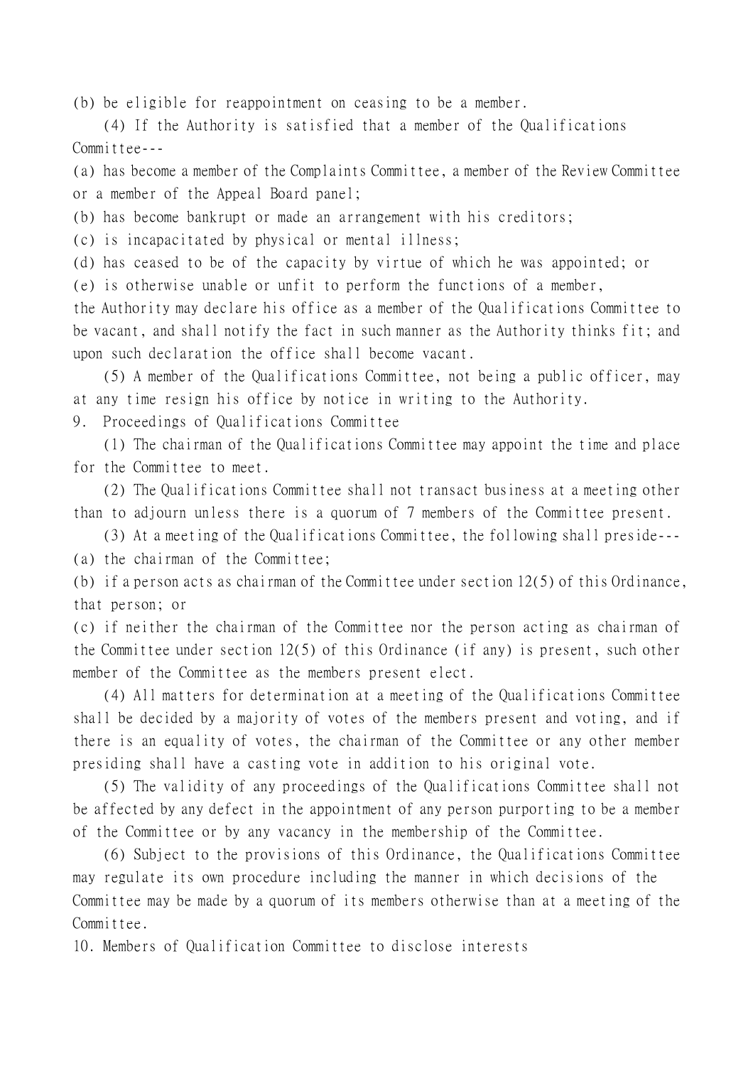(b) be eligible for reappointment on ceasing to be a member.

(4) If the Authority is satisfied that a member of the Qualifications Committee---

(a) has become a member of the Complaints Committee, a member of the Review Committee or a member of the Appeal Board panel;

(b) has become bankrupt or made an arrangement with his creditors;

(c) is incapacitated by physical or mental illness;

(d) has ceased to be of the capacity by virtue of which he was appointed; or

(e) is otherwise unable or unfit to perform the functions of a member,

the Authority may declare his office as a member of the Qualifications Committee to be vacant, and shall notify the fact in such manner as the Authority thinks fit; and upon such declaration the office shall become vacant.

(5) A member of the Qualifications Committee, not being a public officer, may at any time resign his office by notice in writing to the Authority.

9. Proceedings of Qualifications Committee

(1) The chairman of the Qualifications Committee may appoint the time and place for the Committee to meet.

(2) The Qualifications Committee shall not transact business at a meeting other than to adjourn unless there is a quorum of 7 members of the Committee present.

(3) At a meeting of the Qualifications Committee, the following shall preside---

(a) the chairman of the Committee;

(b) if a person acts as chairman of the Committee under section 12(5) of this Ordinance, that person; or

(c) if neither the chairman of the Committee nor the person acting as chairman of the Committee under section 12(5) of this Ordinance (if any) is present, such other member of the Committee as the members present elect.

(4) All matters for determination at a meeting of the Qualifications Committee shall be decided by a majority of votes of the members present and voting, and if there is an equality of votes, the chairman of the Committee or any other member presiding shall have a casting vote in addition to his original vote.

(5) The validity of any proceedings of the Qualifications Committee shall not be affected by any defect in the appointment of any person purporting to be a member of the Committee or by any vacancy in the membership of the Committee.

(6) Subject to the provisions of this Ordinance, the Qualifications Committee may regulate its own procedure including the manner in which decisions of the Committee may be made by a quorum of its members otherwise than at a meeting of the Committee.

10. Members of Qualification Committee to disclose interests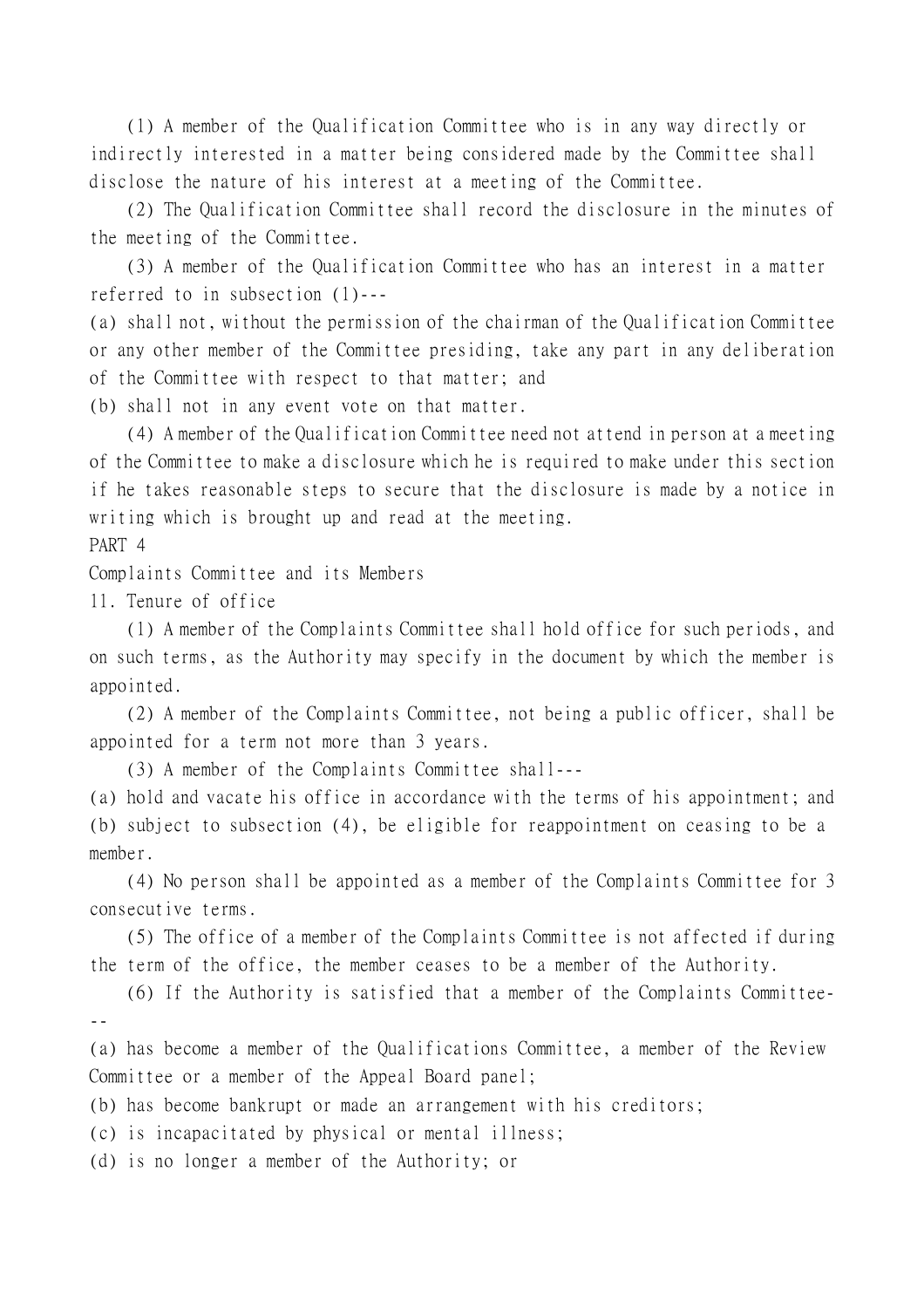(1) A member of the Qualification Committee who is in any way directly or indirectly interested in a matter being considered made by the Committee shall disclose the nature of his interest at a meeting of the Committee.

(2) The Qualification Committee shall record the disclosure in the minutes of the meeting of the Committee.

(3) A member of the Qualification Committee who has an interest in a matter referred to in subsection (1)---

(a) shall not, without the permission of the chairman of the Qualification Committee or any other member of the Committee presiding, take any part in any deliberation of the Committee with respect to that matter; and

(b) shall not in any event vote on that matter.

(4) A member of the Qualification Committee need not attend in person at a meeting of the Committee to make a disclosure which he is required to make under this section if he takes reasonable steps to secure that the disclosure is made by a notice in writing which is brought up and read at the meeting.

PART 4

Complaints Committee and its Members

11. Tenure of office

(1) A member of the Complaints Committee shall hold office for such periods, and on such terms, as the Authority may specify in the document by which the member is appointed.

(2) A member of the Complaints Committee, not being a public officer, shall be appointed for a term not more than 3 years.

(3) A member of the Complaints Committee shall---

(a) hold and vacate his office in accordance with the terms of his appointment; and

(b) subject to subsection (4), be eligible for reappointment on ceasing to be a member.

(4) No person shall be appointed as a member of the Complaints Committee for 3 consecutive terms.

(5) The office of a member of the Complaints Committee is not affected if during the term of the office, the member ceases to be a member of the Authority.

(6) If the Authority is satisfied that a member of the Complaints Committee---

(a) has become a member of the Qualifications Committee, a member of the Review Committee or a member of the Appeal Board panel;

(b) has become bankrupt or made an arrangement with his creditors;

(c) is incapacitated by physical or mental illness;

(d) is no longer a member of the Authority; or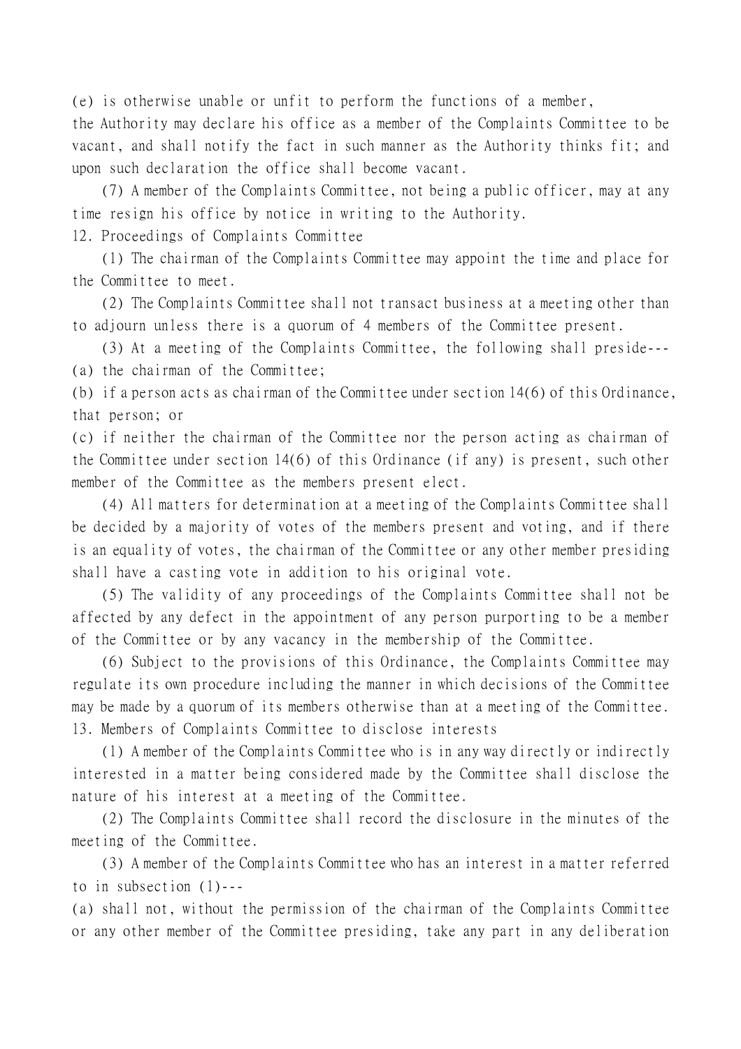(e) is otherwise unable or unfit to perform the functions of a member,

the Authority may declare his office as a member of the Complaints Committee to be vacant, and shall notify the fact in such manner as the Authority thinks fit; and upon such declaration the office shall become vacant.

(7) A member of the Complaints Committee, not being a public officer, may at any time resign his office by notice in writing to the Authority.

12. Proceedings of Complaints Committee

(1) The chairman of the Complaints Committee may appoint the time and place for the Committee to meet.

(2) The Complaints Committee shall not transact business at a meeting other than to adjourn unless there is a quorum of 4 members of the Committee present.

(3) At a meeting of the Complaints Committee, the following shall preside---

(a) the chairman of the Committee;

(b) if a person acts as chairman of the Committee under section 14(6) of this Ordinance, that person; or

(c) if neither the chairman of the Committee nor the person acting as chairman of the Committee under section 14(6) of this Ordinance (if any) is present, such other member of the Committee as the members present elect.

(4) All matters for determination at a meeting of the Complaints Committee shall be decided by a majority of votes of the members present and voting, and if there is an equality of votes, the chairman of the Committee or any other member presiding shall have a casting vote in addition to his original vote.

(5) The validity of any proceedings of the Complaints Committee shall not be affected by any defect in the appointment of any person purporting to be a member of the Committee or by any vacancy in the membership of the Committee.

(6) Subject to the provisions of this Ordinance, the Complaints Committee may regulate its own procedure including the manner in which decisions of the Committee may be made by a quorum of its members otherwise than at a meeting of the Committee.

13. Members of Complaints Committee to disclose interests

(1) A member of the Complaints Committee who is in any way directly or indirectly interested in a matter being considered made by the Committee shall disclose the nature of his interest at a meeting of the Committee.

(2) The Complaints Committee shall record the disclosure in the minutes of the meeting of the Committee.

(3) A member of the Complaints Committee who has an interest in a matter referred to in subsection (1)---

(a) shall not, without the permission of the chairman of the Complaints Committee or any other member of the Committee presiding, take any part in any deliberation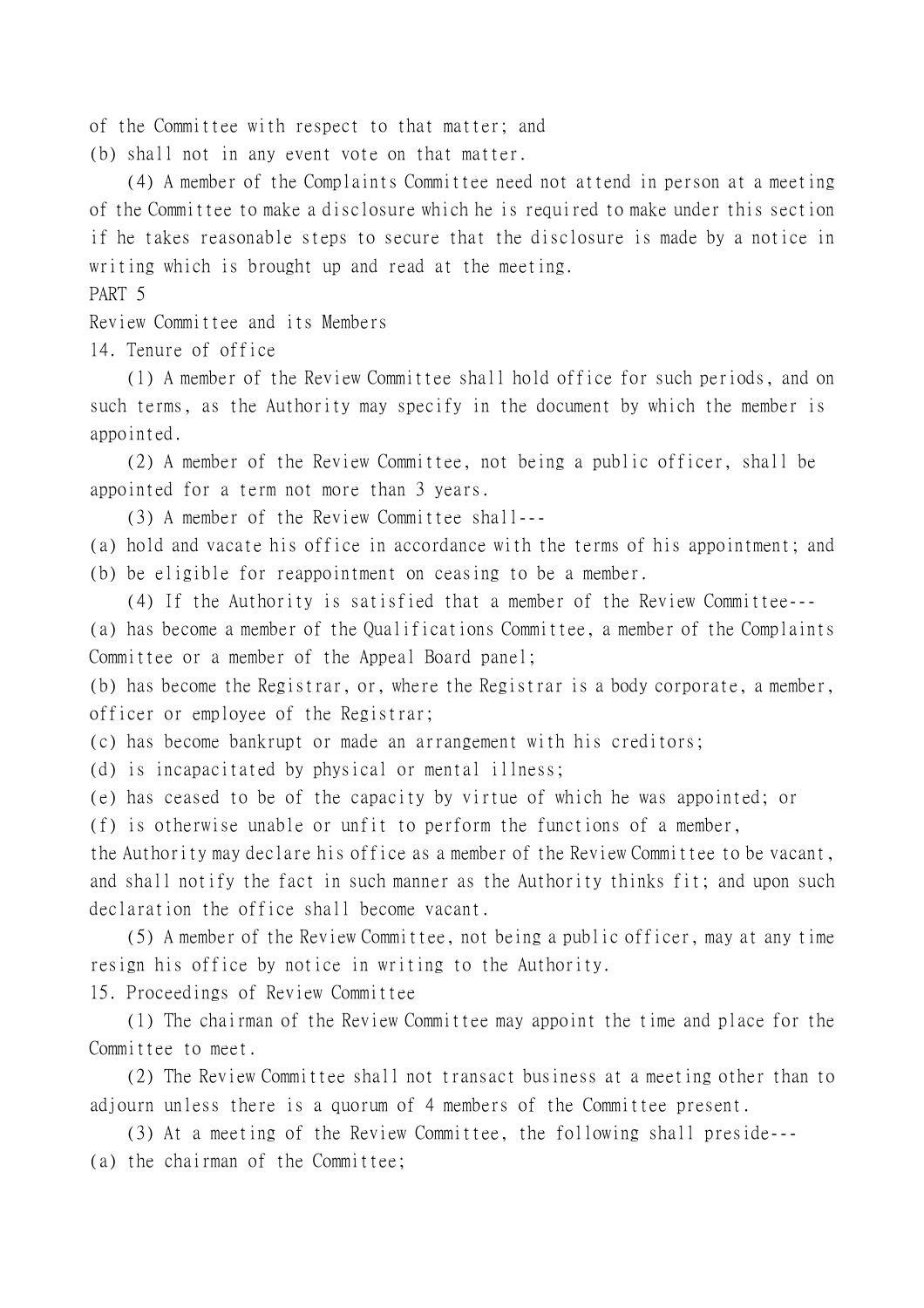of the Committee with respect to that matter; and

(b) shall not in any event vote on that matter.

(4) A member of the Complaints Committee need not attend in person at a meeting of the Committee to make a disclosure which he is required to make under this section if he takes reasonable steps to secure that the disclosure is made by a notice in writing which is brought up and read at the meeting.

PART 5

Review Committee and its Members

14. Tenure of office

(1) A member of the Review Committee shall hold office for such periods, and on such terms, as the Authority may specify in the document by which the member is appointed.

(2) A member of the Review Committee, not being a public officer, shall be appointed for a term not more than 3 years.

(3) A member of the Review Committee shall---

(a) hold and vacate his office in accordance with the terms of his appointment; and

(b) be eligible for reappointment on ceasing to be a member.

(4) If the Authority is satisfied that a member of the Review Committee---

(a) has become a member of the Qualifications Committee, a member of the Complaints Committee or a member of the Appeal Board panel;

(b) has become the Registrar, or, where the Registrar is a body corporate, a member, officer or employee of the Registrar;

(c) has become bankrupt or made an arrangement with his creditors;

(d) is incapacitated by physical or mental illness;

(e) has ceased to be of the capacity by virtue of which he was appointed; or

(f) is otherwise unable or unfit to perform the functions of a member,

the Authority may declare his office as a member of the Review Committee to be vacant, and shall notify the fact in such manner as the Authority thinks fit; and upon such declaration the office shall become vacant.

(5) A member of the Review Committee, not being a public officer, may at any time resign his office by notice in writing to the Authority.

15. Proceedings of Review Committee

(1) The chairman of the Review Committee may appoint the time and place for the Committee to meet.

(2) The Review Committee shall not transact business at a meeting other than to adjourn unless there is a quorum of 4 members of the Committee present.

(3) At a meeting of the Review Committee, the following shall preside---

(a) the chairman of the Committee;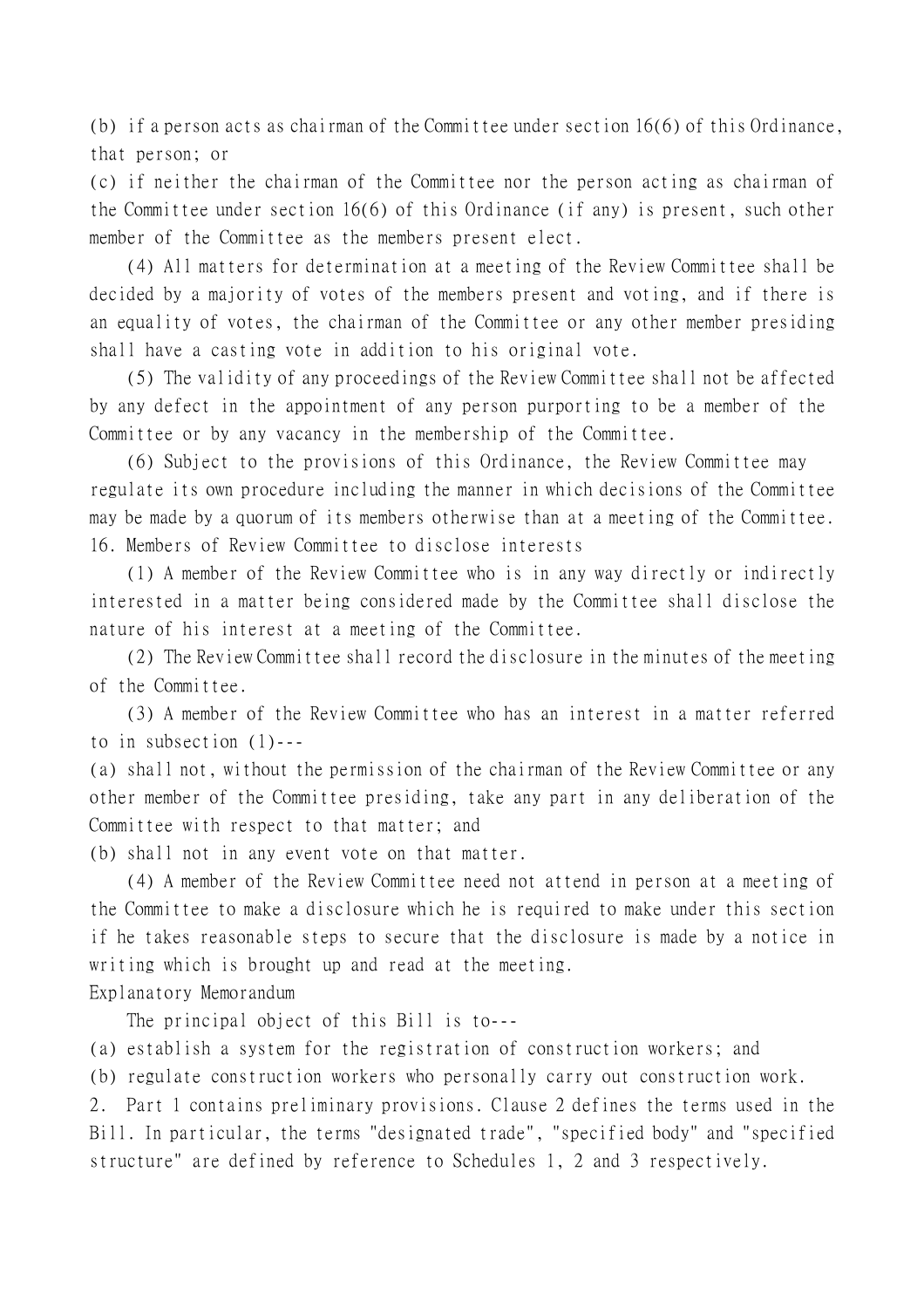(b) if a person acts as chairman of the Committee under section 16(6) of this Ordinance, that person; or

(c) if neither the chairman of the Committee nor the person acting as chairman of the Committee under section 16(6) of this Ordinance (if any) is present, such other member of the Committee as the members present elect.

(4) All matters for determination at a meeting of the Review Committee shall be decided by a majority of votes of the members present and voting, and if there is an equality of votes, the chairman of the Committee or any other member presiding shall have a casting vote in addition to his original vote.

(5) The validity of any proceedings of the Review Committee shall not be affected by any defect in the appointment of any person purporting to be a member of the Committee or by any vacancy in the membership of the Committee.

(6) Subject to the provisions of this Ordinance, the Review Committee may regulate its own procedure including the manner in which decisions of the Committee may be made by a quorum of its members otherwise than at a meeting of the Committee.

16. Members of Review Committee to disclose interests

(1) A member of the Review Committee who is in any way directly or indirectly interested in a matter being considered made by the Committee shall disclose the nature of his interest at a meeting of the Committee.

(2) The Review Committee shall record the disclosure in the minutes of the meeting of the Committee.

(3) A member of the Review Committee who has an interest in a matter referred to in subsection (1)---

(a) shall not, without the permission of the chairman of the Review Committee or any other member of the Committee presiding, take any part in any deliberation of the Committee with respect to that matter; and

(b) shall not in any event vote on that matter.

(4) A member of the Review Committee need not attend in person at a meeting of the Committee to make a disclosure which he is required to make under this section if he takes reasonable steps to secure that the disclosure is made by a notice in writing which is brought up and read at the meeting.

Explanatory Memorandum

The principal object of this Bill is to---

(a) establish a system for the registration of construction workers; and

(b) regulate construction workers who personally carry out construction work.

2. Part 1 contains preliminary provisions. Clause 2 defines the terms used in the Bill. In particular, the terms "designated trade", "specified body" and "specified structure" are defined by reference to Schedules 1, 2 and 3 respectively.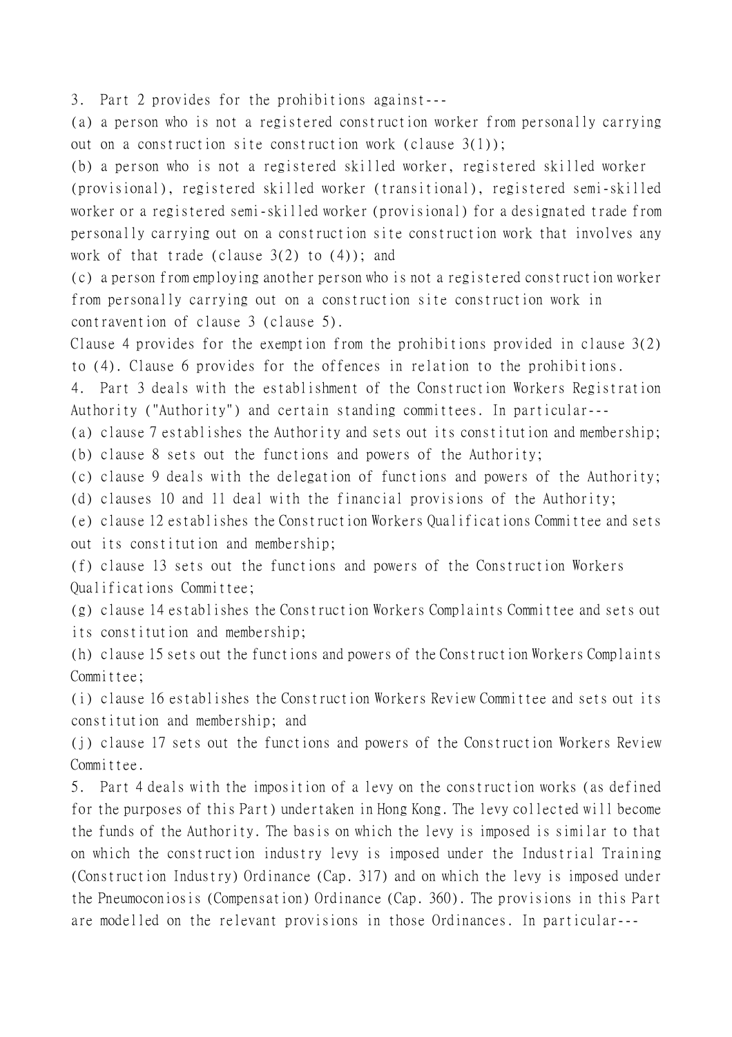3. Part 2 provides for the prohibitions against---

(a) a person who is not a registered construction worker from personally carrying out on a construction site construction work (clause 3(1));

(b) a person who is not a registered skilled worker, registered skilled worker (provisional), registered skilled worker (transitional), registered semi-skilled worker or a registered semi-skilled worker (provisional) for a designated trade from personally carrying out on a construction site construction work that involves any work of that trade (clause 3(2) to (4)); and

(c) a person from employing another person who is not a registered construction worker from personally carrying out on a construction site construction work in contravention of clause 3 (clause 5).

Clause 4 provides for the exemption from the prohibitions provided in clause 3(2) to (4). Clause 6 provides for the offences in relation to the prohibitions.

4. Part 3 deals with the establishment of the Construction Workers Registration Authority ("Authority") and certain standing committees. In particular---

(a) clause 7 establishes the Authority and sets out its constitution and membership;

(b) clause 8 sets out the functions and powers of the Authority;

(c) clause 9 deals with the delegation of functions and powers of the Authority;

(d) clauses 10 and 11 deal with the financial provisions of the Authority;

(e) clause 12 establishes the Construction Workers Qualifications Committee and sets out its constitution and membership;

(f) clause 13 sets out the functions and powers of the Construction Workers Qualifications Committee;

(g) clause 14 establishes the Construction Workers Complaints Committee and sets out its constitution and membership;

(h) clause 15 sets out the functions and powers of the Construction Workers Complaints Committee;

(i) clause 16 establishes the Construction Workers Review Committee and sets out its constitution and membership; and

(j) clause 17 sets out the functions and powers of the Construction Workers Review Committee.

5. Part 4 deals with the imposition of a levy on the construction works (as defined for the purposes of this Part) undertaken in Hong Kong. The levy collected will become the funds of the Authority. The basis on which the levy is imposed is similar to that on which the construction industry levy is imposed under the Industrial Training (Construction Industry) Ordinance (Cap. 317) and on which the levy is imposed under the Pneumoconiosis (Compensation) Ordinance (Cap. 360). The provisions in this Part are modelled on the relevant provisions in those Ordinances. In particular---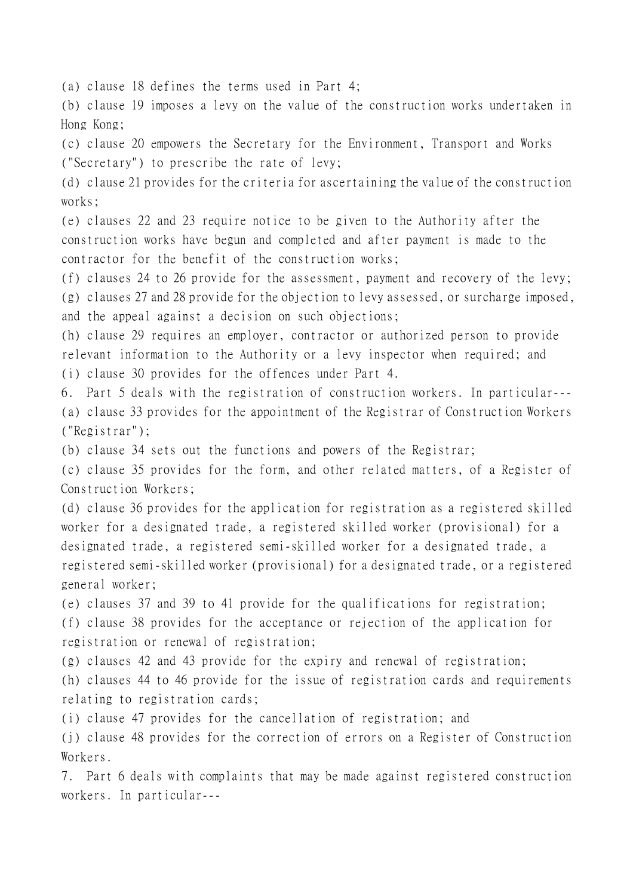(a) clause 18 defines the terms used in Part 4;

(b) clause 19 imposes a levy on the value of the construction works undertaken in Hong Kong;

(c) clause 20 empowers the Secretary for the Environment, Transport and Works ("Secretary") to prescribe the rate of levy;

(d) clause 21 provides for the criteria for ascertaining the value of the construction works;

(e) clauses 22 and 23 require notice to be given to the Authority after the construction works have begun and completed and after payment is made to the contractor for the benefit of the construction works;

(f) clauses 24 to 26 provide for the assessment, payment and recovery of the levy;

(g) clauses 27 and 28 provide for the objection to levy assessed, or surcharge imposed, and the appeal against a decision on such objections;

(h) clause 29 requires an employer, contractor or authorized person to provide relevant information to the Authority or a levy inspector when required; and

(i) clause 30 provides for the offences under Part 4.

6. Part 5 deals with the registration of construction workers. In particular---

(a) clause 33 provides for the appointment of the Registrar of Construction Workers ("Registrar");

(b) clause 34 sets out the functions and powers of the Registrar;

(c) clause 35 provides for the form, and other related matters, of a Register of Construction Workers;

(d) clause 36 provides for the application for registration as a registered skilled worker for a designated trade, a registered skilled worker (provisional) for a designated trade, a registered semi-skilled worker for a designated trade, a registered semi-skilled worker (provisional) for a designated trade, or a registered general worker;

(e) clauses 37 and 39 to 41 provide for the qualifications for registration;

(f) clause 38 provides for the acceptance or rejection of the application for registration or renewal of registration;

(g) clauses 42 and 43 provide for the expiry and renewal of registration;

(h) clauses 44 to 46 provide for the issue of registration cards and requirements relating to registration cards;

(i) clause 47 provides for the cancellation of registration; and

(j) clause 48 provides for the correction of errors on a Register of Construction Workers.

7. Part 6 deals with complaints that may be made against registered construction workers. In particular---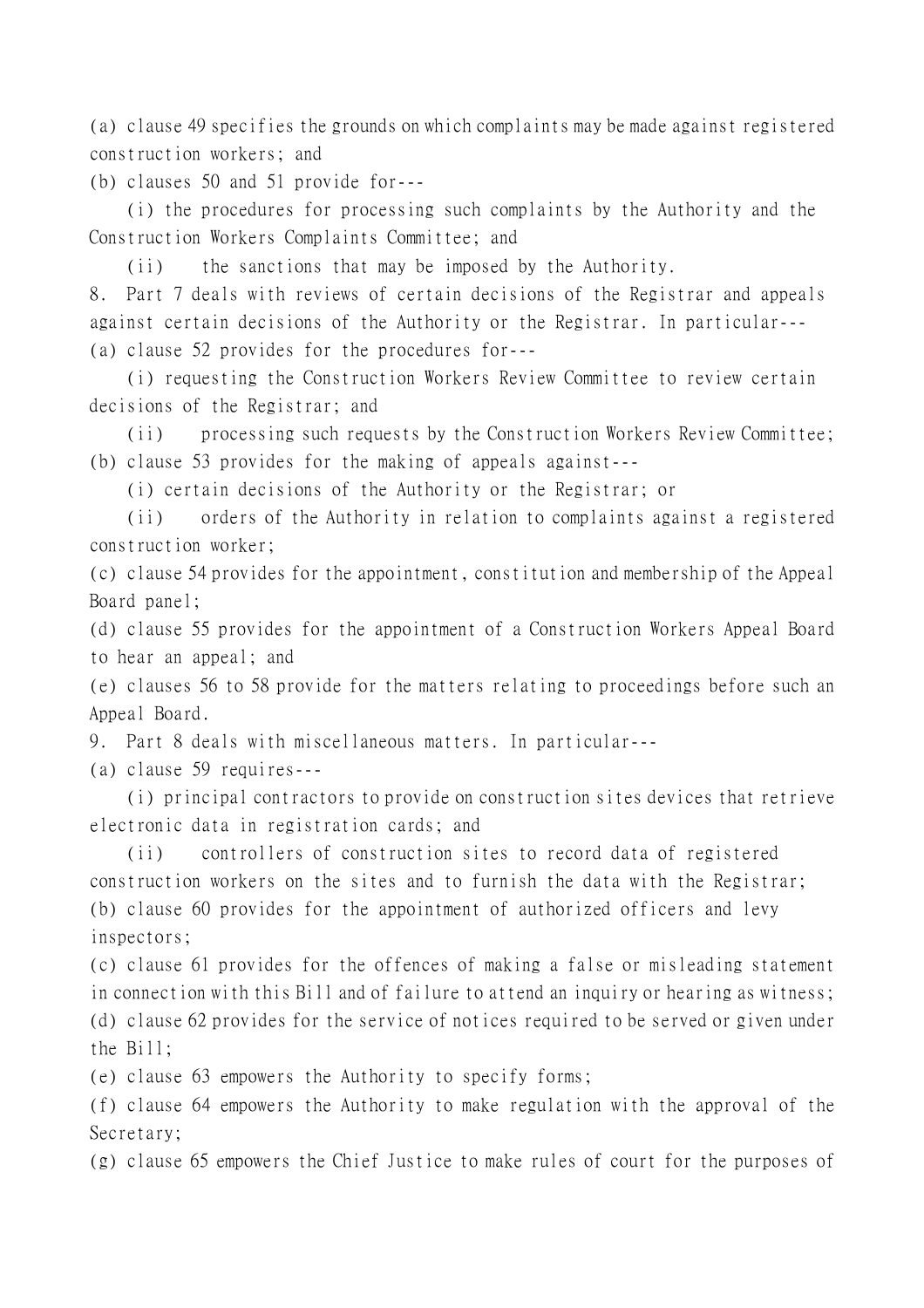(a) clause 49 specifies the grounds on which complaints may be made against registered construction workers; and

(b) clauses 50 and 51 provide for---

    (i) the procedures for processing such complaints by the Authority and the Construction Workers Complaints Committee; and

    (ii) the sanctions that may be imposed by the Authority.

8. Part 7 deals with reviews of certain decisions of the Registrar and appeals against certain decisions of the Authority or the Registrar. In particular---

(a) clause 52 provides for the procedures for---

    (i) requesting the Construction Workers Review Committee to review certain decisions of the Registrar; and

    (ii) processing such requests by the Construction Workers Review Committee;

(b) clause 53 provides for the making of appeals against---

    (i) certain decisions of the Authority or the Registrar; or

    (ii) orders of the Authority in relation to complaints against a registered construction worker;

(c) clause 54 provides for the appointment, constitution and membership of the Appeal Board panel;

(d) clause 55 provides for the appointment of a Construction Workers Appeal Board to hear an appeal; and

(e) clauses 56 to 58 provide for the matters relating to proceedings before such an Appeal Board.

9. Part 8 deals with miscellaneous matters. In particular---

(a) clause 59 requires---

    (i) principal contractors to provide on construction sites devices that retrieve electronic data in registration cards; and

    (ii) controllers of construction sites to record data of registered construction workers on the sites and to furnish the data with the Registrar;

(b) clause 60 provides for the appointment of authorized officers and levy inspectors;

(c) clause 61 provides for the offences of making a false or misleading statement in connection with this Bill and of failure to attend an inquiry or hearing as witness;

(d) clause 62 provides for the service of notices required to be served or given under the Bill;

(e) clause 63 empowers the Authority to specify forms;

(f) clause 64 empowers the Authority to make regulation with the approval of the Secretary;

(g) clause 65 empowers the Chief Justice to make rules of court for the purposes of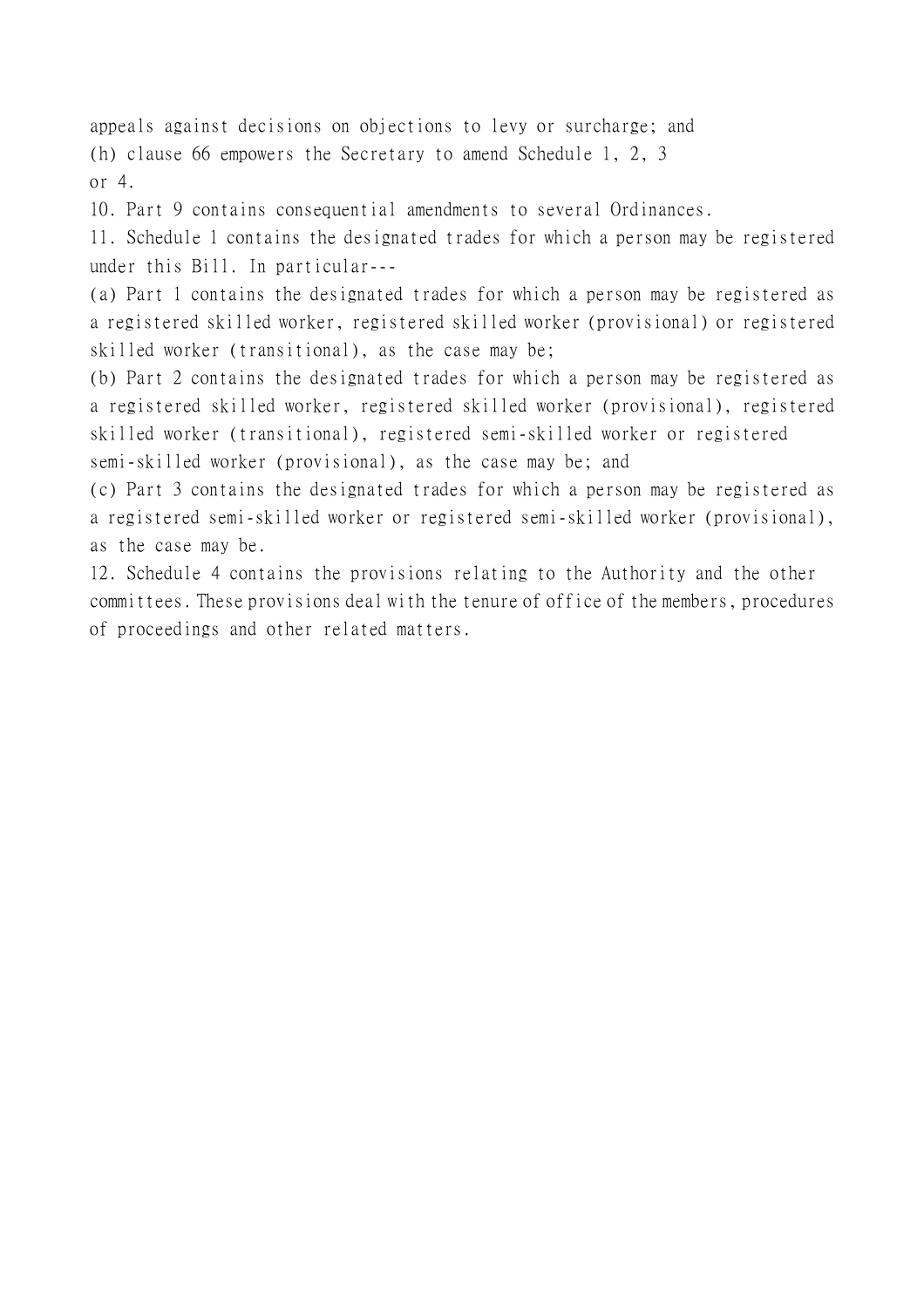appeals against decisions on objections to levy or surcharge; and

(h) clause 66 empowers the Secretary to amend Schedule 1, 2, 3 or 4.

10. Part 9 contains consequential amendments to several Ordinances.

11. Schedule 1 contains the designated trades for which a person may be registered under this Bill. In particular---

(a) Part 1 contains the designated trades for which a person may be registered as a registered skilled worker, registered skilled worker (provisional) or registered skilled worker (transitional), as the case may be;

(b) Part 2 contains the designated trades for which a person may be registered as a registered skilled worker, registered skilled worker (provisional), registered skilled worker (transitional), registered semi-skilled worker or registered semi-skilled worker (provisional), as the case may be; and

(c) Part 3 contains the designated trades for which a person may be registered as a registered semi-skilled worker or registered semi-skilled worker (provisional), as the case may be.

12. Schedule 4 contains the provisions relating to the Authority and the other committees. These provisions deal with the tenure of office of the members, procedures of proceedings and other related matters.